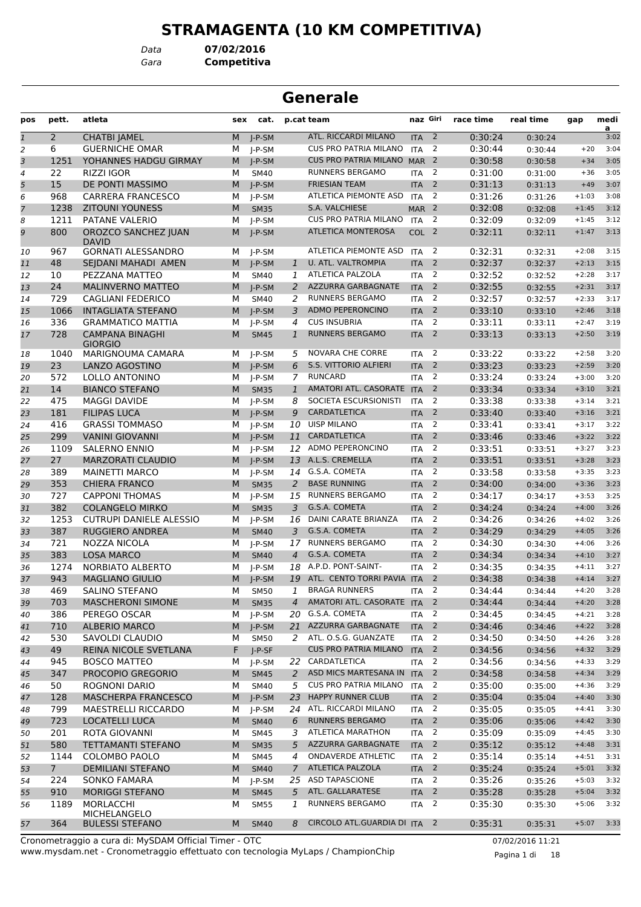# STRAMAGENTA (10 KM COMPETITIVA)

Data **07/02/2016**
Gara **Competitiva**

## Generale

| pos | pett. | atleta | sex | cat. | p.cat | team | naz | Giri | race time | real time | gap | media |
|---|---|---|---|---|---|---|---|---|---|---|---|---|
| 1 | 2 | CHATBI JAMEL | M | J-P-SM | | ATL. RICCARDI MILANO | ITA | 2 | 0:30:24 | 0:30:24 | | 3:02 |
| 2 | 6 | GUERNICHE OMAR | M | J-P-SM | | CUS PRO PATRIA MILANO | ITA | 2 | 0:30:44 | 0:30:44 | +20 | 3:04 |
| 3 | 1251 | YOHANNES HADGU GIRMAY | M | J-P-SM | | CUS PRO PATRIA MILANO | MAR | 2 | 0:30:58 | 0:30:58 | +34 | 3:05 |
| 4 | 22 | RIZZI IGOR | M | SM40 | | RUNNERS BERGAMO | ITA | 2 | 0:31:00 | 0:31:00 | +36 | 3:05 |
| 5 | 15 | DE PONTI MASSIMO | M | J-P-SM | | FRIESIAN TEAM | ITA | 2 | 0:31:13 | 0:31:13 | +49 | 3:07 |
| 6 | 968 | CARRERA FRANCESCO | M | J-P-SM | | ATLETICA PIEMONTE ASD | ITA | 2 | 0:31:26 | 0:31:26 | +1:03 | 3:08 |
| 7 | 1238 | ZITOUNI YOUNESS | M | SM35 | | S.A. VALCHIESE | MAR | 2 | 0:32:08 | 0:32:08 | +1:45 | 3:12 |
| 8 | 1211 | PATANE VALERIO | M | J-P-SM | | CUS PRO PATRIA MILANO | ITA | 2 | 0:32:09 | 0:32:09 | +1:45 | 3:12 |
| 9 | 800 | OROZCO SANCHEZ JUAN DAVID | M | J-P-SM | | ATLETICA MONTEROSA | COL | 2 | 0:32:11 | 0:32:11 | +1:47 | 3:13 |
| 10 | 967 | GORNATI ALESSANDRO | M | J-P-SM | | ATLETICA PIEMONTE ASD | ITA | 2 | 0:32:31 | 0:32:31 | +2:08 | 3:15 |
| 11 | 48 | SEJDANI MAHADI AMEN | M | J-P-SM | 1 | U. ATL. VALTROMPIA | ITA | 2 | 0:32:37 | 0:32:37 | +2:13 | 3:15 |
| 12 | 10 | PEZZANA MATTEO | M | SM40 | 1 | ATLETICA PALZOLA | ITA | 2 | 0:32:52 | 0:32:52 | +2:28 | 3:17 |
| 13 | 24 | MALINVERNO MATTEO | M | J-P-SM | 2 | AZZURRA GARBAGNATE | ITA | 2 | 0:32:55 | 0:32:55 | +2:31 | 3:17 |
| 14 | 729 | CAGLIANI FEDERICO | M | SM40 | 2 | RUNNERS BERGAMO | ITA | 2 | 0:32:57 | 0:32:57 | +2:33 | 3:17 |
| 15 | 1066 | INTAGLIATA STEFANO | M | J-P-SM | 3 | ADMO PEPERONCINO | ITA | 2 | 0:33:10 | 0:33:10 | +2:46 | 3:18 |
| 16 | 336 | GRAMMATICO MATTIA | M | J-P-SM | 4 | CUS INSUBRIA | ITA | 2 | 0:33:11 | 0:33:11 | +2:47 | 3:19 |
| 17 | 728 | CAMPANA BINAGHI GIORGIO | M | SM45 | 1 | RUNNERS BERGAMO | ITA | 2 | 0:33:13 | 0:33:13 | +2:50 | 3:19 |
| 18 | 1040 | MARIGNOUMA CAMARA | M | J-P-SM | 5 | NOVARA CHE CORRE | ITA | 2 | 0:33:22 | 0:33:22 | +2:58 | 3:20 |
| 19 | 23 | LANZO AGOSTINO | M | J-P-SM | 6 | S.S. VITTORIO ALFIERI | ITA | 2 | 0:33:23 | 0:33:23 | +2:59 | 3:20 |
| 20 | 572 | LOLLO ANTONINO | M | J-P-SM | 7 | RUNCARD | ITA | 2 | 0:33:24 | 0:33:24 | +3:00 | 3:20 |
| 21 | 14 | BIANCO STEFANO | M | SM35 | 1 | AMATORI ATL. CASORATE | ITA | 2 | 0:33:34 | 0:33:34 | +3:10 | 3:21 |
| 22 | 475 | MAGGI DAVIDE | M | J-P-SM | 8 | SOCIETA ESCURSIONISTI | ITA | 2 | 0:33:38 | 0:33:38 | +3:14 | 3:21 |
| 23 | 181 | FILIPAS LUCA | M | J-P-SM | 9 | CARDATLETICA | ITA | 2 | 0:33:40 | 0:33:40 | +3:16 | 3:21 |
| 24 | 416 | GRASSI TOMMASO | M | J-P-SM | 10 | UISP MILANO | ITA | 2 | 0:33:41 | 0:33:41 | +3:17 | 3:22 |
| 25 | 299 | VANINI GIOVANNI | M | J-P-SM | 11 | CARDATLETICA | ITA | 2 | 0:33:46 | 0:33:46 | +3:22 | 3:22 |
| 26 | 1109 | SALERNO ENNIO | M | J-P-SM | 12 | ADMO PEPERONCINO | ITA | 2 | 0:33:51 | 0:33:51 | +3:27 | 3:23 |
| 27 | 27 | MARZORATI CLAUDIO | M | J-P-SM | 13 | A.L.S. CREMELLA | ITA | 2 | 0:33:51 | 0:33:51 | +3:28 | 3:23 |
| 28 | 389 | MAINETTI MARCO | M | J-P-SM | 14 | G.S.A. COMETA | ITA | 2 | 0:33:58 | 0:33:58 | +3:35 | 3:23 |
| 29 | 353 | CHIERA FRANCO | M | SM35 | 2 | BASE RUNNING | ITA | 2 | 0:34:00 | 0:34:00 | +3:36 | 3:23 |
| 30 | 727 | CAPPONI THOMAS | M | J-P-SM | 15 | RUNNERS BERGAMO | ITA | 2 | 0:34:17 | 0:34:17 | +3:53 | 3:25 |
| 31 | 382 | COLANGELO MIRKO | M | SM35 | 3 | G.S.A. COMETA | ITA | 2 | 0:34:24 | 0:34:24 | +4:00 | 3:26 |
| 32 | 1253 | CUTRUPI DANIELE ALESSIO | M | J-P-SM | 16 | DAINI CARATE BRIANZA | ITA | 2 | 0:34:26 | 0:34:26 | +4:02 | 3:26 |
| 33 | 387 | RUGGIERO ANDREA | M | SM40 | 3 | G.S.A. COMETA | ITA | 2 | 0:34:29 | 0:34:29 | +4:05 | 3:26 |
| 34 | 721 | NOZZA NICOLA | M | J-P-SM | 17 | RUNNERS BERGAMO | ITA | 2 | 0:34:30 | 0:34:30 | +4:06 | 3:26 |
| 35 | 383 | LOSA MARCO | M | SM40 | 4 | G.S.A. COMETA | ITA | 2 | 0:34:34 | 0:34:34 | +4:10 | 3:27 |
| 36 | 1274 | NORBIATO ALBERTO | M | J-P-SM | 18 | A.P.D. PONT-SAINT- | ITA | 2 | 0:34:35 | 0:34:35 | +4:11 | 3:27 |
| 37 | 943 | MAGLIANO GIULIO | M | J-P-SM | 19 | ATL. CENTO TORRI PAVIA | ITA | 2 | 0:34:38 | 0:34:38 | +4:14 | 3:27 |
| 38 | 469 | SALINO STEFANO | M | SM50 | 1 | BRAGA RUNNERS | ITA | 2 | 0:34:44 | 0:34:44 | +4:20 | 3:28 |
| 39 | 703 | MASCHERONI SIMONE | M | SM35 | 4 | AMATORI ATL. CASORATE | ITA | 2 | 0:34:44 | 0:34:44 | +4:20 | 3:28 |
| 40 | 386 | PEREGO OSCAR | M | J-P-SM | 20 | G.S.A. COMETA | ITA | 2 | 0:34:45 | 0:34:45 | +4:21 | 3:28 |
| 41 | 710 | ALBERIO MARCO | M | J-P-SM | 21 | AZZURRA GARBAGNATE | ITA | 2 | 0:34:46 | 0:34:46 | +4:22 | 3:28 |
| 42 | 530 | SAVOLDI CLAUDIO | M | SM50 | 2 | ATL. O.S.G. GUANZATE | ITA | 2 | 0:34:50 | 0:34:50 | +4:26 | 3:28 |
| 43 | 49 | REINA NICOLE SVETLANA | F | J-P-SF | | CUS PRO PATRIA MILANO | ITA | 2 | 0:34:56 | 0:34:56 | +4:32 | 3:29 |
| 44 | 945 | BOSCO MATTEO | M | J-P-SM | 22 | CARDATLETICA | ITA | 2 | 0:34:56 | 0:34:56 | +4:33 | 3:29 |
| 45 | 347 | PROCOPIO GREGORIO | M | SM45 | 2 | ASD MICS MARTESANA IN | ITA | 2 | 0:34:58 | 0:34:58 | +4:34 | 3:29 |
| 46 | 50 | ROGNONI DARIO | M | SM40 | 5 | CUS PRO PATRIA MILANO | ITA | 2 | 0:35:00 | 0:35:00 | +4:36 | 3:29 |
| 47 | 128 | MASCHERPA FRANCESCO | M | J-P-SM | 23 | HAPPY RUNNER CLUB | ITA | 2 | 0:35:04 | 0:35:04 | +4:40 | 3:30 |
| 48 | 799 | MAESTRELLI RICCARDO | M | J-P-SM | 24 | ATL. RICCARDI MILANO | ITA | 2 | 0:35:05 | 0:35:05 | +4:41 | 3:30 |
| 49 | 723 | LOCATELLI LUCA | M | SM40 | 6 | RUNNERS BERGAMO | ITA | 2 | 0:35:06 | 0:35:06 | +4:42 | 3:30 |
| 50 | 201 | ROTA GIOVANNI | M | SM45 | 3 | ATLETICA MARATHON | ITA | 2 | 0:35:09 | 0:35:09 | +4:45 | 3:30 |
| 51 | 580 | TETTAMANTI STEFANO | M | SM35 | 5 | AZZURRA GARBAGNATE | ITA | 2 | 0:35:12 | 0:35:12 | +4:48 | 3:31 |
| 52 | 1144 | COLOMBO PAOLO | M | SM45 | 4 | ONDAVERDE ATHLETIC | ITA | 2 | 0:35:14 | 0:35:14 | +4:51 | 3:31 |
| 53 | 7 | DEMILIANI STEFANO | M | SM40 | 7 | ATLETICA PALZOLA | ITA | 2 | 0:35:24 | 0:35:24 | +5:01 | 3:32 |
| 54 | 224 | SONKO FAMARA | M | J-P-SM | 25 | ASD TAPASCIONE | ITA | 2 | 0:35:26 | 0:35:26 | +5:03 | 3:32 |
| 55 | 910 | MORIGGI STEFANO | M | SM45 | 5 | ATL. GALLARATESE | ITA | 2 | 0:35:28 | 0:35:28 | +5:04 | 3:32 |
| 56 | 1189 | MORLACCHI MICHELANGELO | M | SM55 | 1 | RUNNERS BERGAMO | ITA | 2 | 0:35:30 | 0:35:30 | +5:06 | 3:32 |
| 57 | 364 | BULESSI STEFANO | M | SM40 | 8 | CIRCOLO ATL.GUARDIA DI | ITA | 2 | 0:35:31 | 0:35:31 | +5:07 | 3:33 |

Cronometraggio a cura di: MySDAM Official Timer - OTC
www.mysdam.net - Cronometraggio effettuato con tecnologia MyLaps / ChampionChip
07/02/2016 11:21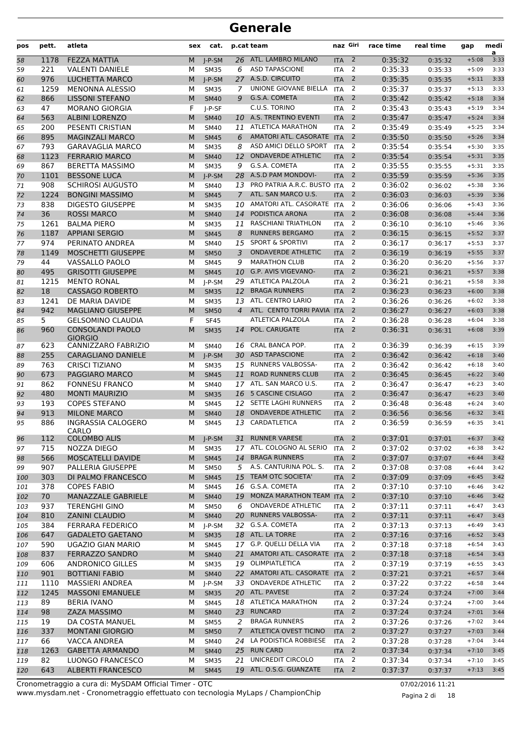# Generale

| pos | pett. | atleta | sex | cat. | p.cat | team | naz | Giri | race time | real time | gap | media |
|---|---|---|---|---|---|---|---|---|---|---|---|---|
| 58 | 1178 | FEZZA MATTIA | M | J-P-SM | 26 | ATL. LAMBRO MILANO | ITA | 2 | 0:35:32 | 0:35:32 | +5:08 | 3:33 |
| 59 | 221 | VALENTI DANIELE | M | SM35 | 6 | ASD TAPASCIONE | ITA | 2 | 0:35:33 | 0:35:33 | +5:09 | 3:33 |
| 60 | 976 | LUCHETTA MARCO | M | J-P-SM | 27 | A.S.D. CIRCUITO | ITA | 2 | 0:35:35 | 0:35:35 | +5:11 | 3:33 |
| 61 | 1259 | MENONNA ALESSIO | M | SM35 | 7 | UNIONE GIOVANE BIELLA | ITA | 2 | 0:35:37 | 0:35:37 | +5:13 | 3:33 |
| 62 | 866 | LISSONI STEFANO | M | SM40 | 9 | G.S.A. COMETA | ITA | 2 | 0:35:42 | 0:35:42 | +5:18 | 3:34 |
| 63 | 47 | MORANO GIORGIA | F | J-P-SF | | C.U.S. TORINO | ITA | 2 | 0:35:43 | 0:35:43 | +5:19 | 3:34 |
| 64 | 563 | ALBINI LORENZO | M | SM40 | 10 | A.S. TRENTINO EVENTI | ITA | 2 | 0:35:47 | 0:35:47 | +5:24 | 3:34 |
| 65 | 200 | PESENTI CRISTIAN | M | SM40 | 11 | ATLETICA MARATHON | ITA | 2 | 0:35:49 | 0:35:49 | +5:25 | 3:34 |
| 66 | 895 | MAGINZALI MARCO | M | SM45 | 6 | AMATORI ATL. CASORATE | ITA | 2 | 0:35:50 | 0:35:50 | +5:26 | 3:34 |
| 67 | 793 | GARAVAGLIA MARCO | M | SM35 | 8 | ASD AMICI DELLO SPORT | ITA | 2 | 0:35:54 | 0:35:54 | +5:30 | 3:35 |
| 68 | 1123 | FERRARIO MARCO | M | SM40 | 12 | ONDAVERDE ATHLETIC | ITA | 2 | 0:35:54 | 0:35:54 | +5:31 | 3:35 |
| 69 | 867 | BERETTA MASSIMO | M | SM35 | 9 | G.S.A. COMETA | ITA | 2 | 0:35:55 | 0:35:55 | +5:31 | 3:35 |
| 70 | 1101 | BESSONE LUCA | M | J-P-SM | 28 | A.S.D PAM MONDOVI- | ITA | 2 | 0:35:59 | 0:35:59 | +5:36 | 3:35 |
| 71 | 908 | SCHIROSI AUGUSTO | M | SM40 | 13 | PRO PATRIA A.R.C. BUSTO | ITA | 2 | 0:36:02 | 0:36:02 | +5:38 | 3:36 |
| 72 | 1224 | BONGINI MASSIMO | M | SM45 | 7 | ATL. SAN MARCO U.S. | ITA | 2 | 0:36:03 | 0:36:03 | +5:39 | 3:36 |
| 73 | 838 | DIGESTO GIUSEPPE | M | SM35 | 10 | AMATORI ATL. CASORATE | ITA | 2 | 0:36:06 | 0:36:06 | +5:43 | 3:36 |
| 74 | 36 | ROSSI MARCO | M | SM40 | 14 | PODISTICA ARONA | ITA | 2 | 0:36:08 | 0:36:08 | +5:44 | 3:36 |
| 75 | 1261 | BALMA PIERO | M | SM35 | 11 | RASCHIANI TRIATHLON | ITA | 2 | 0:36:10 | 0:36:10 | +5:46 | 3:36 |
| 76 | 1187 | APPIANI SERGIO | M | SM45 | 8 | RUNNERS BERGAMO | ITA | 2 | 0:36:15 | 0:36:15 | +5:52 | 3:37 |
| 77 | 974 | PERINATO ANDREA | M | SM40 | 15 | SPORT & SPORTIVI | ITA | 2 | 0:36:17 | 0:36:17 | +5:53 | 3:37 |
| 78 | 1149 | MOSCHETTI GIUSEPPE | M | SM50 | 3 | ONDAVERDE ATHLETIC | ITA | 2 | 0:36:19 | 0:36:19 | +5:55 | 3:37 |
| 79 | 44 | VASSALLO PAOLO | M | SM45 | 9 | MARATHON CLUB | ITA | 2 | 0:36:20 | 0:36:20 | +5:56 | 3:37 |
| 80 | 495 | GRISOTTI GIUSEPPE | M | SM45 | 10 | G.P. AVIS VIGEVANO- | ITA | 2 | 0:36:21 | 0:36:21 | +5:57 | 3:38 |
| 81 | 1215 | MENTO RONAL | M | J-P-SM | 29 | ATLETICA PALZOLA | ITA | 2 | 0:36:21 | 0:36:21 | +5:58 | 3:38 |
| 82 | 18 | CASSAGO ROBERTO | M | SM35 | 12 | BRAGA RUNNERS | ITA | 2 | 0:36:23 | 0:36:23 | +6:00 | 3:38 |
| 83 | 1241 | DE MARIA DAVIDE | M | SM35 | 13 | ATL. CENTRO LARIO | ITA | 2 | 0:36:26 | 0:36:26 | +6:02 | 3:38 |
| 84 | 942 | MAGLIANO GIUSEPPE | M | SM50 | 4 | ATL. CENTO TORRI PAVIA | ITA | 2 | 0:36:27 | 0:36:27 | +6:03 | 3:38 |
| 85 | 5 | GELSOMINO CLAUDIA | F | SF45 | | ATLETICA PALZOLA | ITA | 2 | 0:36:28 | 0:36:28 | +6:04 | 3:38 |
| 86 | 960 | CONSOLANDI PAOLO GIORGIO | M | SM35 | 14 | POL. CARUGATE | ITA | 2 | 0:36:31 | 0:36:31 | +6:08 | 3:39 |
| 87 | 623 | CANNIZZARO FABRIZIO | M | SM40 | 16 | CRAL BANCA POP. | ITA | 2 | 0:36:39 | 0:36:39 | +6:15 | 3:39 |
| 88 | 255 | CARAGLIANO DANIELE | M | J-P-SM | 30 | ASD TAPASCIONE | ITA | 2 | 0:36:42 | 0:36:42 | +6:18 | 3:40 |
| 89 | 763 | CRISCI TIZIANO | M | SM35 | 15 | RUNNERS VALBOSSA- | ITA | 2 | 0:36:42 | 0:36:42 | +6:18 | 3:40 |
| 90 | 673 | PAGGIARO MARCO | M | SM45 | 11 | ROAD RUNNERS CLUB | ITA | 2 | 0:36:45 | 0:36:45 | +6:22 | 3:40 |
| 91 | 862 | FONNESU FRANCO | M | SM40 | 17 | ATL. SAN MARCO U.S. | ITA | 2 | 0:36:47 | 0:36:47 | +6:23 | 3:40 |
| 92 | 480 | MONTI MAURIZIO | M | SM35 | 16 | 5 CASCINE CISLAGO | ITA | 2 | 0:36:47 | 0:36:47 | +6:23 | 3:40 |
| 93 | 193 | COPES STEFANO | M | SM45 | 12 | SETTE LAGHI RUNNERS | ITA | 2 | 0:36:48 | 0:36:48 | +6:24 | 3:40 |
| 94 | 913 | MILONE MARCO | M | SM40 | 18 | ONDAVERDE ATHLETIC | ITA | 2 | 0:36:56 | 0:36:56 | +6:32 | 3:41 |
| 95 | 886 | INGRASSIA CALOGERO CARLO | M | SM45 | 13 | CARDATLETICA | ITA | 2 | 0:36:59 | 0:36:59 | +6:35 | 3:41 |
| 96 | 112 | COLOMBO ALIS | M | J-P-SM | 31 | RUNNER VARESE | ITA | 2 | 0:37:01 | 0:37:01 | +6:37 | 3:42 |
| 97 | 715 | NOZZA DIEGO | M | SM35 | 17 | ATL. COLOGNO AL SERIO | ITA | 2 | 0:37:02 | 0:37:02 | +6:38 | 3:42 |
| 98 | 566 | MOSCATELLI DAVIDE | M | SM45 | 14 | BRAGA RUNNERS | ITA | 2 | 0:37:07 | 0:37:07 | +6:44 | 3:42 |
| 99 | 907 | PALLERIA GIUSEPPE | M | SM50 | 5 | A.S. CANTURINA POL. S. | ITA | 2 | 0:37:08 | 0:37:08 | +6:44 | 3:42 |
| 100 | 303 | DI PALMO FRANCESCO | M | SM45 | 15 | TEAM OTC SOCIETA' | ITA | 2 | 0:37:09 | 0:37:09 | +6:45 | 3:42 |
| 101 | 378 | COPES FABIO | M | SM45 | 16 | G.S.A. COMETA | ITA | 2 | 0:37:10 | 0:37:10 | +6:46 | 3:42 |
| 102 | 70 | MANAZZALE GABRIELE | M | SM40 | 19 | MONZA MARATHON TEAM | ITA | 2 | 0:37:10 | 0:37:10 | +6:46 | 3:42 |
| 103 | 937 | TERENGHI GINO | M | SM50 | 6 | ONDAVERDE ATHLETIC | ITA | 2 | 0:37:11 | 0:37:11 | +6:47 | 3:43 |
| 104 | 810 | ZANINI CLAUDIO | M | SM40 | 20 | RUNNERS VALBOSSA- | ITA | 2 | 0:37:11 | 0:37:11 | +6:47 | 3:43 |
| 105 | 384 | FERRARA FEDERICO | M | J-P-SM | 32 | G.S.A. COMETA | ITA | 2 | 0:37:13 | 0:37:13 | +6:49 | 3:43 |
| 106 | 647 | GADALETO GAETANO | M | SM35 | 18 | ATL. LA TORRE | ITA | 2 | 0:37:16 | 0:37:16 | +6:52 | 3:43 |
| 107 | 590 | UGAZIO GIAN MARIO | M | SM45 | 17 | G.P. QUELLI DELLA VIA | ITA | 2 | 0:37:18 | 0:37:18 | +6:54 | 3:43 |
| 108 | 837 | FERRAZZO SANDRO | M | SM40 | 21 | AMATORI ATL. CASORATE | ITA | 2 | 0:37:18 | 0:37:18 | +6:54 | 3:43 |
| 109 | 606 | ANDRONICO GILLES | M | SM35 | 19 | OLIMPIATLETICA | ITA | 2 | 0:37:19 | 0:37:19 | +6:55 | 3:43 |
| 110 | 901 | BOTTIANI FABIO | M | SM40 | 22 | AMATORI ATL. CASORATE | ITA | 2 | 0:37:21 | 0:37:21 | +6:57 | 3:44 |
| 111 | 1110 | MASSIERI ANDREA | M | J-P-SM | 33 | ONDAVERDE ATHLETIC | ITA | 2 | 0:37:22 | 0:37:22 | +6:58 | 3:44 |
| 112 | 1245 | MASSONI EMANUELE | M | SM35 | 20 | ATL. PAVESE | ITA | 2 | 0:37:24 | 0:37:24 | +7:00 | 3:44 |
| 113 | 89 | BERIA IVANO | M | SM45 | 18 | ATLETICA MARATHON | ITA | 2 | 0:37:24 | 0:37:24 | +7:00 | 3:44 |
| 114 | 98 | ZAZA MASSIMO | M | SM40 | 23 | RUNCARD | ITA | 2 | 0:37:24 | 0:37:24 | +7:01 | 3:44 |
| 115 | 19 | DA COSTA MANUEL | M | SM55 | 2 | BRAGA RUNNERS | ITA | 2 | 0:37:26 | 0:37:26 | +7:02 | 3:44 |
| 116 | 337 | MONTANI GIORGIO | M | SM50 | 7 | ATLETICA OVEST TICINO | ITA | 2 | 0:37:27 | 0:37:27 | +7:03 | 3:44 |
| 117 | 66 | VACCA ANDREA | M | SM40 | 24 | LA PODISTICA ROBBIESE | ITA | 2 | 0:37:28 | 0:37:28 | +7:04 | 3:44 |
| 118 | 1263 | GABETTA ARMANDO | M | SM40 | 25 | RUN CARD | ITA | 2 | 0:37:34 | 0:37:34 | +7:10 | 3:45 |
| 119 | 82 | LUONGO FRANCESCO | M | SM35 | 21 | UNICREDIT CIRCOLO | ITA | 2 | 0:37:34 | 0:37:34 | +7:10 | 3:45 |
| 120 | 643 | ALBERTI FRANCESCO | M | SM45 | 19 | ATL. O.S.G. GUANZATE | ITA | 2 | 0:37:37 | 0:37:37 | +7:13 | 3:45 |

Cronometraggio a cura di: MySDAM Official Timer - OTC
www.mysdam.net - Cronometraggio effettuato con tecnologia MyLaps / ChampionChip
07/02/2016 11:21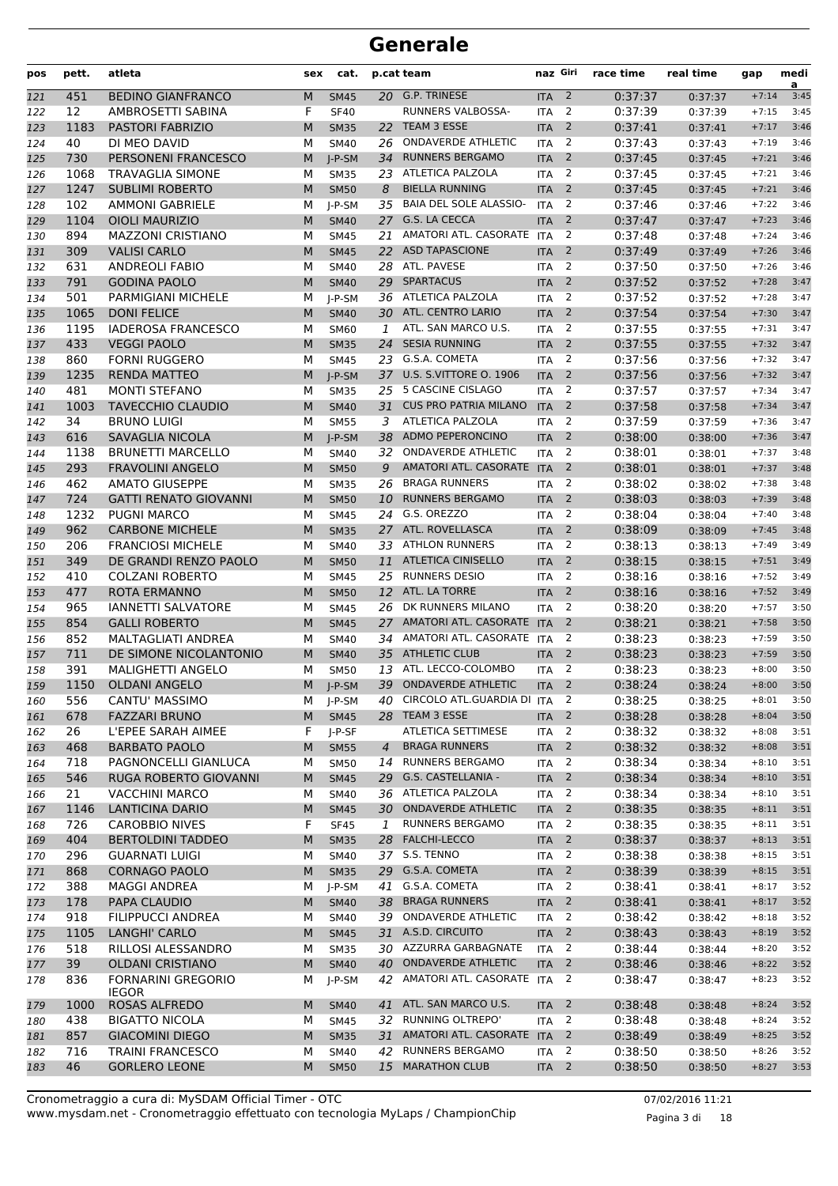# Generale

| pos | pett. | atleta | sex | cat. | p.cat | team | naz | Giri | race time | real time | gap | media |
|---|---|---|---|---|---|---|---|---|---|---|---|---|
| 121 | 451 | BEDINO GIANFRANCO | M | SM45 | 20 | G.P. TRINESE | ITA | 2 | 0:37:37 | 0:37:37 | +7:14 | 3:45 |
| 122 | 12 | AMBROSETTI SABINA | F | SF40 | | RUNNERS VALBOSSA- | ITA | 2 | 0:37:39 | 0:37:39 | +7:15 | 3:45 |
| 123 | 1183 | PASTORI FABRIZIO | M | SM35 | 22 | TEAM 3 ESSE | ITA | 2 | 0:37:41 | 0:37:41 | +7:17 | 3:46 |
| 124 | 40 | DI MEO DAVID | M | SM40 | 26 | ONDAVERDE ATHLETIC | ITA | 2 | 0:37:43 | 0:37:43 | +7:19 | 3:46 |
| 125 | 730 | PERSONENI FRANCESCO | M | J-P-SM | 34 | RUNNERS BERGAMO | ITA | 2 | 0:37:45 | 0:37:45 | +7:21 | 3:46 |
| 126 | 1068 | TRAVAGLIA SIMONE | M | SM35 | 23 | ATLETICA PALZOLA | ITA | 2 | 0:37:45 | 0:37:45 | +7:21 | 3:46 |
| 127 | 1247 | SUBLIMI ROBERTO | M | SM50 | 8 | BIELLA RUNNING | ITA | 2 | 0:37:45 | 0:37:45 | +7:21 | 3:46 |
| 128 | 102 | AMMONI GABRIELE | M | J-P-SM | 35 | BAIA DEL SOLE ALASSIO- | ITA | 2 | 0:37:46 | 0:37:46 | +7:22 | 3:46 |
| 129 | 1104 | OIOLI MAURIZIO | M | SM40 | 27 | G.S. LA CECCA | ITA | 2 | 0:37:47 | 0:37:47 | +7:23 | 3:46 |
| 130 | 894 | MAZZONI CRISTIANO | M | SM45 | 21 | AMATORI ATL. CASORATE | ITA | 2 | 0:37:48 | 0:37:48 | +7:24 | 3:46 |
| 131 | 309 | VALISI CARLO | M | SM45 | 22 | ASD TAPASCIONE | ITA | 2 | 0:37:49 | 0:37:49 | +7:26 | 3:46 |
| 132 | 631 | ANDREOLI FABIO | M | SM40 | 28 | ATL. PAVESE | ITA | 2 | 0:37:50 | 0:37:50 | +7:26 | 3:46 |
| 133 | 791 | GODINA PAOLO | M | SM40 | 29 | SPARTACUS | ITA | 2 | 0:37:52 | 0:37:52 | +7:28 | 3:47 |
| 134 | 501 | PARMIGIANI MICHELE | M | J-P-SM | 36 | ATLETICA PALZOLA | ITA | 2 | 0:37:52 | 0:37:52 | +7:28 | 3:47 |
| 135 | 1065 | DONI FELICE | M | SM40 | 30 | ATL. CENTRO LARIO | ITA | 2 | 0:37:54 | 0:37:54 | +7:30 | 3:47 |
| 136 | 1195 | IADEROSA FRANCESCO | M | SM60 | 1 | ATL. SAN MARCO U.S. | ITA | 2 | 0:37:55 | 0:37:55 | +7:31 | 3:47 |
| 137 | 433 | VEGGI PAOLO | M | SM35 | 24 | SESIA RUNNING | ITA | 2 | 0:37:55 | 0:37:55 | +7:32 | 3:47 |
| 138 | 860 | FORNI RUGGERO | M | SM45 | 23 | G.S.A. COMETA | ITA | 2 | 0:37:56 | 0:37:56 | +7:32 | 3:47 |
| 139 | 1235 | RENDA MATTEO | M | J-P-SM | 37 | U.S. S.VITTORE O. 1906 | ITA | 2 | 0:37:56 | 0:37:56 | +7:32 | 3:47 |
| 140 | 481 | MONTI STEFANO | M | SM35 | 25 | 5 CASCINE CISLAGO | ITA | 2 | 0:37:57 | 0:37:57 | +7:34 | 3:47 |
| 141 | 1003 | TAVECCHIO CLAUDIO | M | SM40 | 31 | CUS PRO PATRIA MILANO | ITA | 2 | 0:37:58 | 0:37:58 | +7:34 | 3:47 |
| 142 | 34 | BRUNO LUIGI | M | SM55 | 3 | ATLETICA PALZOLA | ITA | 2 | 0:37:59 | 0:37:59 | +7:36 | 3:47 |
| 143 | 616 | SAVAGLIA NICOLA | M | J-P-SM | 38 | ADMO PEPERONCINO | ITA | 2 | 0:38:00 | 0:38:00 | +7:36 | 3:47 |
| 144 | 1138 | BRUNETTI MARCELLO | M | SM40 | 32 | ONDAVERDE ATHLETIC | ITA | 2 | 0:38:01 | 0:38:01 | +7:37 | 3:48 |
| 145 | 293 | FRAVOLINI ANGELO | M | SM50 | 9 | AMATORI ATL. CASORATE | ITA | 2 | 0:38:01 | 0:38:01 | +7:37 | 3:48 |
| 146 | 462 | AMATO GIUSEPPE | M | SM35 | 26 | BRAGA RUNNERS | ITA | 2 | 0:38:02 | 0:38:02 | +7:38 | 3:48 |
| 147 | 724 | GATTI RENATO GIOVANNI | M | SM50 | 10 | RUNNERS BERGAMO | ITA | 2 | 0:38:03 | 0:38:03 | +7:39 | 3:48 |
| 148 | 1232 | PUGNI MARCO | M | SM45 | 24 | G.S. OREZZO | ITA | 2 | 0:38:04 | 0:38:04 | +7:40 | 3:48 |
| 149 | 962 | CARBONE MICHELE | M | SM35 | 27 | ATL. ROVELLASCA | ITA | 2 | 0:38:09 | 0:38:09 | +7:45 | 3:48 |
| 150 | 206 | FRANCIOSI MICHELE | M | SM40 | 33 | ATHLON RUNNERS | ITA | 2 | 0:38:13 | 0:38:13 | +7:49 | 3:49 |
| 151 | 349 | DE GRANDI RENZO PAOLO | M | SM50 | 11 | ATLETICA CINISELLO | ITA | 2 | 0:38:15 | 0:38:15 | +7:51 | 3:49 |
| 152 | 410 | COLZANI ROBERTO | M | SM45 | 25 | RUNNERS DESIO | ITA | 2 | 0:38:16 | 0:38:16 | +7:52 | 3:49 |
| 153 | 477 | ROTA ERMANNO | M | SM50 | 12 | ATL. LA TORRE | ITA | 2 | 0:38:16 | 0:38:16 | +7:52 | 3:49 |
| 154 | 965 | IANNETTI SALVATORE | M | SM45 | 26 | DK RUNNERS MILANO | ITA | 2 | 0:38:20 | 0:38:20 | +7:57 | 3:50 |
| 155 | 854 | GALLI ROBERTO | M | SM45 | 27 | AMATORI ATL. CASORATE | ITA | 2 | 0:38:21 | 0:38:21 | +7:58 | 3:50 |
| 156 | 852 | MALTAGLIATI ANDREA | M | SM40 | 34 | AMATORI ATL. CASORATE | ITA | 2 | 0:38:23 | 0:38:23 | +7:59 | 3:50 |
| 157 | 711 | DE SIMONE NICOLANTONIO | M | SM40 | 35 | ATHLETIC CLUB | ITA | 2 | 0:38:23 | 0:38:23 | +7:59 | 3:50 |
| 158 | 391 | MALIGHETTI ANGELO | M | SM50 | 13 | ATL. LECCO-COLOMBO | ITA | 2 | 0:38:23 | 0:38:23 | +8:00 | 3:50 |
| 159 | 1150 | OLDANI ANGELO | M | J-P-SM | 39 | ONDAVERDE ATHLETIC | ITA | 2 | 0:38:24 | 0:38:24 | +8:00 | 3:50 |
| 160 | 556 | CANTU' MASSIMO | M | J-P-SM | 40 | CIRCOLO ATL.GUARDIA DI | ITA | 2 | 0:38:25 | 0:38:25 | +8:01 | 3:50 |
| 161 | 678 | FAZZARI BRUNO | M | SM45 | 28 | TEAM 3 ESSE | ITA | 2 | 0:38:28 | 0:38:28 | +8:04 | 3:50 |
| 162 | 26 | L'EPEE SARAH AIMEE | F | J-P-SF | | ATLETICA SETTIMESE | ITA | 2 | 0:38:32 | 0:38:32 | +8:08 | 3:51 |
| 163 | 468 | BARBATO PAOLO | M | SM55 | 4 | BRAGA RUNNERS | ITA | 2 | 0:38:32 | 0:38:32 | +8:08 | 3:51 |
| 164 | 718 | PAGNONCELLI GIANLUCA | M | SM50 | 14 | RUNNERS BERGAMO | ITA | 2 | 0:38:34 | 0:38:34 | +8:10 | 3:51 |
| 165 | 546 | RUGA ROBERTO GIOVANNI | M | SM45 | 29 | G.S. CASTELLANIA - | ITA | 2 | 0:38:34 | 0:38:34 | +8:10 | 3:51 |
| 166 | 21 | VACCHINI MARCO | M | SM40 | 36 | ATLETICA PALZOLA | ITA | 2 | 0:38:34 | 0:38:34 | +8:10 | 3:51 |
| 167 | 1146 | LANTICINA DARIO | M | SM45 | 30 | ONDAVERDE ATHLETIC | ITA | 2 | 0:38:35 | 0:38:35 | +8:11 | 3:51 |
| 168 | 726 | CAROBBIO NIVES | F | SF45 | 1 | RUNNERS BERGAMO | ITA | 2 | 0:38:35 | 0:38:35 | +8:11 | 3:51 |
| 169 | 404 | BERTOLDINI TADDEO | M | SM35 | 28 | FALCHI-LECCO | ITA | 2 | 0:38:37 | 0:38:37 | +8:13 | 3:51 |
| 170 | 296 | GUARNATI LUIGI | M | SM40 | 37 | S.S. TENNO | ITA | 2 | 0:38:38 | 0:38:38 | +8:15 | 3:51 |
| 171 | 868 | CORNAGO PAOLO | M | SM35 | 29 | G.S.A. COMETA | ITA | 2 | 0:38:39 | 0:38:39 | +8:15 | 3:51 |
| 172 | 388 | MAGGI ANDREA | M | J-P-SM | 41 | G.S.A. COMETA | ITA | 2 | 0:38:41 | 0:38:41 | +8:17 | 3:52 |
| 173 | 178 | PAPA CLAUDIO | M | SM40 | 38 | BRAGA RUNNERS | ITA | 2 | 0:38:41 | 0:38:41 | +8:17 | 3:52 |
| 174 | 918 | FILIPPUCCI ANDREA | M | SM40 | 39 | ONDAVERDE ATHLETIC | ITA | 2 | 0:38:42 | 0:38:42 | +8:18 | 3:52 |
| 175 | 1105 | LANGHI' CARLO | M | SM45 | 31 | A.S.D. CIRCUITO | ITA | 2 | 0:38:43 | 0:38:43 | +8:19 | 3:52 |
| 176 | 518 | RILLOSI ALESSANDRO | M | SM35 | 30 | AZZURRA GARBAGNATE | ITA | 2 | 0:38:44 | 0:38:44 | +8:20 | 3:52 |
| 177 | 39 | OLDANI CRISTIANO | M | SM40 | 40 | ONDAVERDE ATHLETIC | ITA | 2 | 0:38:46 | 0:38:46 | +8:22 | 3:52 |
| 178 | 836 | FORNARINI GREGORIO IEGOR | M | J-P-SM | 42 | AMATORI ATL. CASORATE | ITA | 2 | 0:38:47 | 0:38:47 | +8:23 | 3:52 |
| 179 | 1000 | ROSAS ALFREDO | M | SM40 | 41 | ATL. SAN MARCO U.S. | ITA | 2 | 0:38:48 | 0:38:48 | +8:24 | 3:52 |
| 180 | 438 | BIGATTO NICOLA | M | SM45 | 32 | RUNNING OLTREPO' | ITA | 2 | 0:38:48 | 0:38:48 | +8:24 | 3:52 |
| 181 | 857 | GIACOMINI DIEGO | M | SM35 | 31 | AMATORI ATL. CASORATE | ITA | 2 | 0:38:49 | 0:38:49 | +8:25 | 3:52 |
| 182 | 716 | TRAINI FRANCESCO | M | SM40 | 42 | RUNNERS BERGAMO | ITA | 2 | 0:38:50 | 0:38:50 | +8:26 | 3:52 |
| 183 | 46 | GORLERO LEONE | M | SM50 | 15 | MARATHON CLUB | ITA | 2 | 0:38:50 | 0:38:50 | +8:27 | 3:53 |

Cronometraggio a cura di: MySDAM Official Timer - OTC
www.mysdam.net - Cronometraggio effettuato con tecnologia MyLaps / ChampionChip

07/02/2016 11:21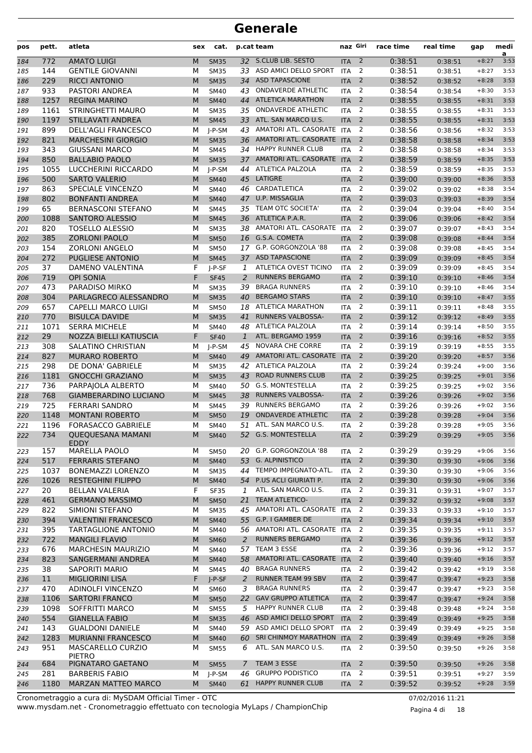# Generale

| pos | pett. | atleta | sex | cat. | p.cat | team | naz | Giri | race time | real time | gap | media |
|---|---|---|---|---|---|---|---|---|---|---|---|---|
| 184 | 772 | AMATO LUIGI | M | SM35 | 32 | S.CLUB LIB. SESTO | ITA | 2 | 0:38:51 | 0:38:51 | +8:27 | 3:53 |
| 185 | 144 | GENTILE GIOVANNI | M | SM35 | 33 | ASD AMICI DELLO SPORT | ITA | 2 | 0:38:51 | 0:38:51 | +8:27 | 3:53 |
| 186 | 229 | RICCI ANTONIO | M | SM35 | 34 | ASD TAPASCIONE | ITA | 2 | 0:38:52 | 0:38:52 | +8:28 | 3:53 |
| 187 | 933 | PASTORI ANDREA | M | SM40 | 43 | ONDAVERDE ATHLETIC | ITA | 2 | 0:38:54 | 0:38:54 | +8:30 | 3:53 |
| 188 | 1257 | REGINA MARINO | M | SM40 | 44 | ATLETICA MARATHON | ITA | 2 | 0:38:55 | 0:38:55 | +8:31 | 3:53 |
| 189 | 1161 | STRINGHETTI MAURO | M | SM35 | 35 | ONDAVERDE ATHLETIC | ITA | 2 | 0:38:55 | 0:38:55 | +8:31 | 3:53 |
| 190 | 1197 | STILLAVATI ANDREA | M | SM45 | 33 | ATL. SAN MARCO U.S. | ITA | 2 | 0:38:55 | 0:38:55 | +8:31 | 3:53 |
| 191 | 899 | DELL'AGLI FRANCESCO | M | J-P-SM | 43 | AMATORI ATL. CASORATE | ITA | 2 | 0:38:56 | 0:38:56 | +8:32 | 3:53 |
| 192 | 821 | MARCHESINI GIORGIO | M | SM35 | 36 | AMATORI ATL. CASORATE | ITA | 2 | 0:38:58 | 0:38:58 | +8:34 | 3:53 |
| 193 | 343 | GIUSSANI MARCO | M | SM45 | 34 | HAPPY RUNNER CLUB | ITA | 2 | 0:38:58 | 0:38:58 | +8:34 | 3:53 |
| 194 | 850 | BALLABIO PAOLO | M | SM35 | 37 | AMATORI ATL. CASORATE | ITA | 2 | 0:38:59 | 0:38:59 | +8:35 | 3:53 |
| 195 | 1055 | LUCCHERINI RICCARDO | M | J-P-SM | 44 | ATLETICA PALZOLA | ITA | 2 | 0:38:59 | 0:38:59 | +8:35 | 3:53 |
| 196 | 500 | SARTO VALERIO | M | SM40 | 45 | LATIGRE | ITA | 2 | 0:39:00 | 0:39:00 | +8:36 | 3:53 |
| 197 | 863 | SPECIALE VINCENZO | M | SM40 | 46 | CARDATLETICA | ITA | 2 | 0:39:02 | 0:39:02 | +8:38 | 3:54 |
| 198 | 802 | BONFANTI ANDREA | M | SM40 | 47 | U.P. MISSAGLIA | ITA | 2 | 0:39:03 | 0:39:03 | +8:39 | 3:54 |
| 199 | 65 | BERNASCONI STEFANO | M | SM45 | 35 | TEAM OTC SOCIETA' | ITA | 2 | 0:39:04 | 0:39:04 | +8:40 | 3:54 |
| 200 | 1088 | SANTORO ALESSIO | M | SM45 | 36 | ATLETICA P.A.R. | ITA | 2 | 0:39:06 | 0:39:06 | +8:42 | 3:54 |
| 201 | 820 | TOSELLO ALESSIO | M | SM35 | 38 | AMATORI ATL. CASORATE | ITA | 2 | 0:39:07 | 0:39:07 | +8:43 | 3:54 |
| 202 | 385 | ZORLONI PAOLO | M | SM50 | 16 | G.S.A. COMETA | ITA | 2 | 0:39:08 | 0:39:08 | +8:44 | 3:54 |
| 203 | 154 | ZORLONI ANGELO | M | SM50 | 17 | G.P. GORGONZOLA '88 | ITA | 2 | 0:39:08 | 0:39:08 | +8:45 | 3:54 |
| 204 | 272 | PUGLIESE ANTONIO | M | SM45 | 37 | ASD TAPASCIONE | ITA | 2 | 0:39:09 | 0:39:09 | +8:45 | 3:54 |
| 205 | 37 | DAMENO VALENTINA | F | J-P-SF | 1 | ATLETICA OVEST TICINO | ITA | 2 | 0:39:09 | 0:39:09 | +8:45 | 3:54 |
| 206 | 719 | OPI SONIA | F | SF45 | 2 | RUNNERS BERGAMO | ITA | 2 | 0:39:10 | 0:39:10 | +8:46 | 3:54 |
| 207 | 473 | PARADISO MIRKO | M | SM35 | 39 | BRAGA RUNNERS | ITA | 2 | 0:39:10 | 0:39:10 | +8:46 | 3:54 |
| 208 | 304 | PARLAGRECO ALESSANDRO | M | SM35 | 40 | BERGAMO STARS | ITA | 2 | 0:39:10 | 0:39:10 | +8:47 | 3:55 |
| 209 | 657 | CAPELLI MARCO LUIGI | M | SM50 | 18 | ATLETICA MARATHON | ITA | 2 | 0:39:11 | 0:39:11 | +8:48 | 3:55 |
| 210 | 770 | BISULCA DAVIDE | M | SM35 | 41 | RUNNERS VALBOSSA- | ITA | 2 | 0:39:12 | 0:39:12 | +8:49 | 3:55 |
| 211 | 1071 | SERRA MICHELE | M | SM40 | 48 | ATLETICA PALZOLA | ITA | 2 | 0:39:14 | 0:39:14 | +8:50 | 3:55 |
| 212 | 29 | NOZZA BIELLI KATIUSCIA | F | SF40 | 1 | ATL. BERGAMO 1959 | ITA | 2 | 0:39:16 | 0:39:16 | +8:52 | 3:55 |
| 213 | 308 | SALATINO CHRISTIAN | M | J-P-SM | 45 | NOVARA CHE CORRE | ITA | 2 | 0:39:19 | 0:39:19 | +8:55 | 3:55 |
| 214 | 827 | MURARO ROBERTO | M | SM40 | 49 | AMATORI ATL. CASORATE | ITA | 2 | 0:39:20 | 0:39:20 | +8:57 | 3:56 |
| 215 | 298 | DE DONA' GABRIELE | M | SM35 | 42 | ATLETICA PALZOLA | ITA | 2 | 0:39:24 | 0:39:24 | +9:00 | 3:56 |
| 216 | 1181 | GNOCCHI GRAZIANO | M | SM35 | 43 | ROAD RUNNERS CLUB | ITA | 2 | 0:39:25 | 0:39:25 | +9:01 | 3:56 |
| 217 | 736 | PARPAJOLA ALBERTO | M | SM40 | 50 | G.S. MONTESTELLA | ITA | 2 | 0:39:25 | 0:39:25 | +9:02 | 3:56 |
| 218 | 768 | GIAMBERARDINO LUCIANO | M | SM45 | 38 | RUNNERS VALBOSSA- | ITA | 2 | 0:39:26 | 0:39:26 | +9:02 | 3:56 |
| 219 | 725 | FERRARI SANDRO | M | SM45 | 39 | RUNNERS BERGAMO | ITA | 2 | 0:39:26 | 0:39:26 | +9:02 | 3:56 |
| 220 | 1148 | MONTANI ROBERTO | M | SM50 | 19 | ONDAVERDE ATHLETIC | ITA | 2 | 0:39:28 | 0:39:28 | +9:04 | 3:56 |
| 221 | 1196 | FORASACCO GABRIELE | M | SM40 | 51 | ATL. SAN MARCO U.S. | ITA | 2 | 0:39:28 | 0:39:28 | +9:05 | 3:56 |
| 222 | 734 | QUEQUESANA MAMANI EDDY | M | SM40 | 52 | G.S. MONTESTELLA | ITA | 2 | 0:39:29 | 0:39:29 | +9:05 | 3:56 |
| 223 | 157 | MARELLA PAOLO | M | SM50 | 20 | G.P. GORGONZOLA '88 | ITA | 2 | 0:39:29 | 0:39:29 | +9:06 | 3:56 |
| 224 | 517 | FERRARIS STEFANO | M | SM40 | 53 | G. ALPINISTICO | ITA | 2 | 0:39:30 | 0:39:30 | +9:06 | 3:56 |
| 225 | 1037 | BONEMAZZI LORENZO | M | SM35 | 44 | TEMPO IMPEGNATO-ATL. | ITA | 2 | 0:39:30 | 0:39:30 | +9:06 | 3:56 |
| 226 | 1026 | RESTEGHINI FILIPPO | M | SM40 | 54 | P.US ACLI GIURIATI P. | ITA | 2 | 0:39:30 | 0:39:30 | +9:06 | 3:56 |
| 227 | 20 | BELLAN VALERIA | F | SF35 | 1 | ATL. SAN MARCO U.S. | ITA | 2 | 0:39:31 | 0:39:31 | +9:07 | 3:57 |
| 228 | 461 | GERMANO MASSIMO | M | SM50 | 21 | TEAM ATLETICO- | ITA | 2 | 0:39:32 | 0:39:32 | +9:08 | 3:57 |
| 229 | 822 | SIMIONI STEFANO | M | SM35 | 45 | AMATORI ATL. CASORATE | ITA | 2 | 0:39:33 | 0:39:33 | +9:10 | 3:57 |
| 230 | 394 | VALENTINI FRANCESCO | M | SM40 | 55 | G.P. I GAMBER DE | ITA | 2 | 0:39:34 | 0:39:34 | +9:10 | 3:57 |
| 231 | 395 | TARTAGLIONE ANTONIO | M | SM40 | 56 | AMATORI ATL. CASORATE | ITA | 2 | 0:39:35 | 0:39:35 | +9:11 | 3:57 |
| 232 | 722 | MANGILI FLAVIO | M | SM60 | 2 | RUNNERS BERGAMO | ITA | 2 | 0:39:36 | 0:39:36 | +9:12 | 3:57 |
| 233 | 676 | MARCHESIN MAURIZIO | M | SM40 | 57 | TEAM 3 ESSE | ITA | 2 | 0:39:36 | 0:39:36 | +9:12 | 3:57 |
| 234 | 823 | SANGERMANI ANDREA | M | SM40 | 58 | AMATORI ATL. CASORATE | ITA | 2 | 0:39:40 | 0:39:40 | +9:16 | 3:57 |
| 235 | 38 | SAPORITI MARIO | M | SM45 | 40 | BRAGA RUNNERS | ITA | 2 | 0:39:42 | 0:39:42 | +9:19 | 3:58 |
| 236 | 11 | MIGLIORINI LISA | F | J-P-SF | 2 | RUNNER TEAM 99 SBV | ITA | 2 | 0:39:47 | 0:39:47 | +9:23 | 3:58 |
| 237 | 470 | ADINOLFI VINCENZO | M | SM60 | 3 | BRAGA RUNNERS | ITA | 2 | 0:39:47 | 0:39:47 | +9:23 | 3:58 |
| 238 | 1106 | SARTORI FRANCO | M | SM50 | 22 | GAV GRUPPO ATLETICA | ITA | 2 | 0:39:47 | 0:39:47 | +9:24 | 3:58 |
| 239 | 1098 | SOFFRITTI MARCO | M | SM55 | 5 | HAPPY RUNNER CLUB | ITA | 2 | 0:39:48 | 0:39:48 | +9:24 | 3:58 |
| 240 | 554 | GIANELLA FABIO | M | SM35 | 46 | ASD AMICI DELLO SPORT | ITA | 2 | 0:39:49 | 0:39:49 | +9:25 | 3:58 |
| 241 | 143 | GUALDONI DANIELE | M | SM40 | 59 | ASD AMICI DELLO SPORT | ITA | 2 | 0:39:49 | 0:39:49 | +9:25 | 3:58 |
| 242 | 1283 | MURIANNI FRANCESCO | M | SM40 | 60 | SRI CHINMOY MARATHON | ITA | 2 | 0:39:49 | 0:39:49 | +9:26 | 3:58 |
| 243 | 951 | MASCARELLO CURZIO PIETRO | M | SM55 | 6 | ATL. SAN MARCO U.S. | ITA | 2 | 0:39:50 | 0:39:50 | +9:26 | 3:58 |
| 244 | 684 | PIGNATARO GAETANO | M | SM55 | 7 | TEAM 3 ESSE | ITA | 2 | 0:39:50 | 0:39:50 | +9:26 | 3:58 |
| 245 | 281 | BARBERIS FABIO | M | J-P-SM | 46 | GRUPPO PODISTICO | ITA | 2 | 0:39:51 | 0:39:51 | +9:27 | 3:59 |
| 246 | 1180 | MARZAN MATTEO MARCO | M | SM40 | 61 | HAPPY RUNNER CLUB | ITA | 2 | 0:39:52 | 0:39:52 | +9:28 | 3:59 |

Cronometraggio a cura di: MySDAM Official Timer - OTC
www.mysdam.net - Cronometraggio effettuato con tecnologia MyLaps / ChampionChip

07/02/2016 11:21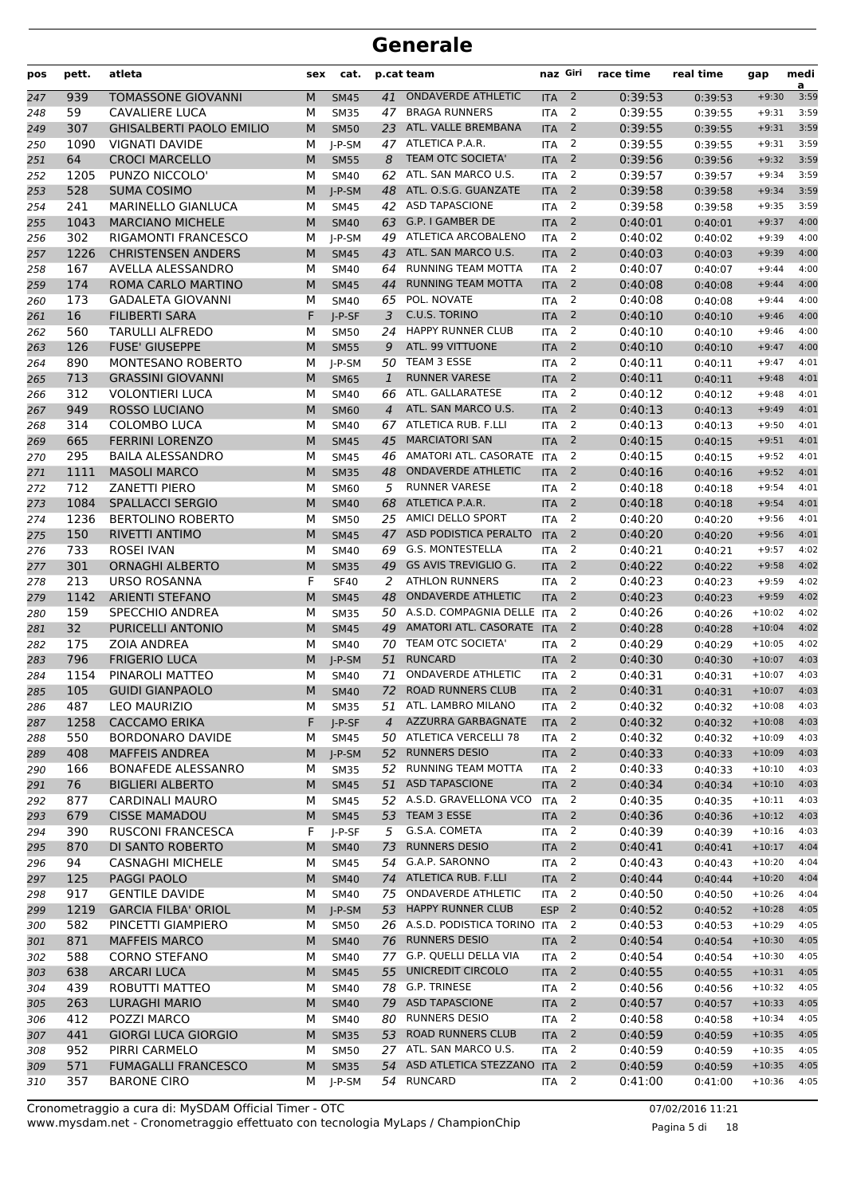# Generale

| pos | pett. | atleta | sex | cat. | p.cat | team | naz | Giri | race time | real time | gap | media |
|---|---|---|---|---|---|---|---|---|---|---|---|---|
| 247 | 939 | TOMASSONE GIOVANNI | M | SM45 | 41 | ONDAVERDE ATHLETIC | ITA | 2 | 0:39:53 | 0:39:53 | +9:30 | 3:59 |
| 248 | 59 | CAVALIERE LUCA | M | SM35 | 47 | BRAGA RUNNERS | ITA | 2 | 0:39:55 | 0:39:55 | +9:31 | 3:59 |
| 249 | 307 | GHISALBERTI PAOLO EMILIO | M | SM50 | 23 | ATL. VALLE BREMBANA | ITA | 2 | 0:39:55 | 0:39:55 | +9:31 | 3:59 |
| 250 | 1090 | VIGNATI DAVIDE | M | J-P-SM | 47 | ATLETICA P.A.R. | ITA | 2 | 0:39:55 | 0:39:55 | +9:31 | 3:59 |
| 251 | 64 | CROCI MARCELLO | M | SM55 | 8 | TEAM OTC SOCIETA' | ITA | 2 | 0:39:56 | 0:39:56 | +9:32 | 3:59 |
| 252 | 1205 | PUNZO NICCOLO' | M | SM40 | 62 | ATL. SAN MARCO U.S. | ITA | 2 | 0:39:57 | 0:39:57 | +9:34 | 3:59 |
| 253 | 528 | SUMA COSIMO | M | J-P-SM | 48 | ATL. O.S.G. GUANZATE | ITA | 2 | 0:39:58 | 0:39:58 | +9:34 | 3:59 |
| 254 | 241 | MARINELLO GIANLUCA | M | SM45 | 42 | ASD TAPASCIONE | ITA | 2 | 0:39:58 | 0:39:58 | +9:35 | 3:59 |
| 255 | 1043 | MARCIANO MICHELE | M | SM40 | 63 | G.P. I GAMBER DE | ITA | 2 | 0:40:01 | 0:40:01 | +9:37 | 4:00 |
| 256 | 302 | RIGAMONTI FRANCESCO | M | J-P-SM | 49 | ATLETICA ARCOBALENO | ITA | 2 | 0:40:02 | 0:40:02 | +9:39 | 4:00 |
| 257 | 1226 | CHRISTENSEN ANDERS | M | SM45 | 43 | ATL. SAN MARCO U.S. | ITA | 2 | 0:40:03 | 0:40:03 | +9:39 | 4:00 |
| 258 | 167 | AVELLA ALESSANDRO | M | SM40 | 64 | RUNNING TEAM MOTTA | ITA | 2 | 0:40:07 | 0:40:07 | +9:44 | 4:00 |
| 259 | 174 | ROMA CARLO MARTINO | M | SM45 | 44 | RUNNING TEAM MOTTA | ITA | 2 | 0:40:08 | 0:40:08 | +9:44 | 4:00 |
| 260 | 173 | GADALETA GIOVANNI | M | SM40 | 65 | POL. NOVATE | ITA | 2 | 0:40:08 | 0:40:08 | +9:44 | 4:00 |
| 261 | 16 | FILIBERTI SARA | F | J-P-SF | 3 | C.U.S. TORINO | ITA | 2 | 0:40:10 | 0:40:10 | +9:46 | 4:00 |
| 262 | 560 | TARULLI ALFREDO | M | SM50 | 24 | HAPPY RUNNER CLUB | ITA | 2 | 0:40:10 | 0:40:10 | +9:46 | 4:00 |
| 263 | 126 | FUSE' GIUSEPPE | M | SM55 | 9 | ATL. 99 VITTUONE | ITA | 2 | 0:40:10 | 0:40:10 | +9:47 | 4:00 |
| 264 | 890 | MONTESANO ROBERTO | M | J-P-SM | 50 | TEAM 3 ESSE | ITA | 2 | 0:40:11 | 0:40:11 | +9:47 | 4:01 |
| 265 | 713 | GRASSINI GIOVANNI | M | SM65 | 1 | RUNNER VARESE | ITA | 2 | 0:40:11 | 0:40:11 | +9:48 | 4:01 |
| 266 | 312 | VOLONTIERI LUCA | M | SM40 | 66 | ATL. GALLARATESE | ITA | 2 | 0:40:12 | 0:40:12 | +9:48 | 4:01 |
| 267 | 949 | ROSSO LUCIANO | M | SM60 | 4 | ATL. SAN MARCO U.S. | ITA | 2 | 0:40:13 | 0:40:13 | +9:49 | 4:01 |
| 268 | 314 | COLOMBO LUCA | M | SM40 | 67 | ATLETICA RUB. F.LLI | ITA | 2 | 0:40:13 | 0:40:13 | +9:50 | 4:01 |
| 269 | 665 | FERRINI LORENZO | M | SM45 | 45 | MARCIATORI SAN | ITA | 2 | 0:40:15 | 0:40:15 | +9:51 | 4:01 |
| 270 | 295 | BAILA ALESSANDRO | M | SM45 | 46 | AMATORI ATL. CASORATE | ITA | 2 | 0:40:15 | 0:40:15 | +9:52 | 4:01 |
| 271 | 1111 | MASOLI MARCO | M | SM35 | 48 | ONDAVERDE ATHLETIC | ITA | 2 | 0:40:16 | 0:40:16 | +9:52 | 4:01 |
| 272 | 712 | ZANETTI PIERO | M | SM60 | 5 | RUNNER VARESE | ITA | 2 | 0:40:18 | 0:40:18 | +9:54 | 4:01 |
| 273 | 1084 | SPALLACCI SERGIO | M | SM40 | 68 | ATLETICA P.A.R. | ITA | 2 | 0:40:18 | 0:40:18 | +9:54 | 4:01 |
| 274 | 1236 | BERTOLINO ROBERTO | M | SM50 | 25 | AMICI DELLO SPORT | ITA | 2 | 0:40:20 | 0:40:20 | +9:56 | 4:01 |
| 275 | 150 | RIVETTI ANTIMO | M | SM45 | 47 | ASD PODISTICA PERALTO | ITA | 2 | 0:40:20 | 0:40:20 | +9:56 | 4:01 |
| 276 | 733 | ROSEI IVAN | M | SM40 | 69 | G.S. MONTESTELLA | ITA | 2 | 0:40:21 | 0:40:21 | +9:57 | 4:02 |
| 277 | 301 | ORNAGHI ALBERTO | M | SM35 | 49 | GS AVIS TREVIGLIO G. | ITA | 2 | 0:40:22 | 0:40:22 | +9:58 | 4:02 |
| 278 | 213 | URSO ROSANNA | F | SF40 | 2 | ATHLON RUNNERS | ITA | 2 | 0:40:23 | 0:40:23 | +9:59 | 4:02 |
| 279 | 1142 | ARIENTI STEFANO | M | SM45 | 48 | ONDAVERDE ATHLETIC | ITA | 2 | 0:40:23 | 0:40:23 | +9:59 | 4:02 |
| 280 | 159 | SPECCHIO ANDREA | M | SM35 | 50 | A.S.D. COMPAGNIA DELLE | ITA | 2 | 0:40:26 | 0:40:26 | +10:02 | 4:02 |
| 281 | 32 | PURICELLI ANTONIO | M | SM45 | 49 | AMATORI ATL. CASORATE | ITA | 2 | 0:40:28 | 0:40:28 | +10:04 | 4:02 |
| 282 | 175 | ZOIA ANDREA | M | SM40 | 70 | TEAM OTC SOCIETA' | ITA | 2 | 0:40:29 | 0:40:29 | +10:05 | 4:02 |
| 283 | 796 | FRIGERIO LUCA | M | J-P-SM | 51 | RUNCARD | ITA | 2 | 0:40:30 | 0:40:30 | +10:07 | 4:03 |
| 284 | 1154 | PINAROLI MATTEO | M | SM40 | 71 | ONDAVERDE ATHLETIC | ITA | 2 | 0:40:31 | 0:40:31 | +10:07 | 4:03 |
| 285 | 105 | GUIDI GIANPAOLO | M | SM40 | 72 | ROAD RUNNERS CLUB | ITA | 2 | 0:40:31 | 0:40:31 | +10:07 | 4:03 |
| 286 | 487 | LEO MAURIZIO | M | SM35 | 51 | ATL. LAMBRO MILANO | ITA | 2 | 0:40:32 | 0:40:32 | +10:08 | 4:03 |
| 287 | 1258 | CACCAMO ERIKA | F | J-P-SF | 4 | AZZURRA GARBAGNATE | ITA | 2 | 0:40:32 | 0:40:32 | +10:08 | 4:03 |
| 288 | 550 | BORDONARO DAVIDE | M | SM45 | 50 | ATLETICA VERCELLI 78 | ITA | 2 | 0:40:32 | 0:40:32 | +10:09 | 4:03 |
| 289 | 408 | MAFFEIS ANDREA | M | J-P-SM | 52 | RUNNERS DESIO | ITA | 2 | 0:40:33 | 0:40:33 | +10:09 | 4:03 |
| 290 | 166 | BONAFEDE ALESSANRO | M | SM35 | 52 | RUNNING TEAM MOTTA | ITA | 2 | 0:40:33 | 0:40:33 | +10:10 | 4:03 |
| 291 | 76 | BIGLIERI ALBERTO | M | SM45 | 51 | ASD TAPASCIONE | ITA | 2 | 0:40:34 | 0:40:34 | +10:10 | 4:03 |
| 292 | 877 | CARDINALI MAURO | M | SM45 | 52 | A.S.D. GRAVELLONA VCO | ITA | 2 | 0:40:35 | 0:40:35 | +10:11 | 4:03 |
| 293 | 679 | CISSE MAMADOU | M | SM45 | 53 | TEAM 3 ESSE | ITA | 2 | 0:40:36 | 0:40:36 | +10:12 | 4:03 |
| 294 | 390 | RUSCONI FRANCESCA | F | J-P-SF | 5 | G.S.A. COMETA | ITA | 2 | 0:40:39 | 0:40:39 | +10:16 | 4:03 |
| 295 | 870 | DI SANTO ROBERTO | M | SM40 | 73 | RUNNERS DESIO | ITA | 2 | 0:40:41 | 0:40:41 | +10:17 | 4:04 |
| 296 | 94 | CASNAGHI MICHELE | M | SM45 | 54 | G.A.P. SARONNO | ITA | 2 | 0:40:43 | 0:40:43 | +10:20 | 4:04 |
| 297 | 125 | PAGGI PAOLO | M | SM40 | 74 | ATLETICA RUB. F.LLI | ITA | 2 | 0:40:44 | 0:40:44 | +10:20 | 4:04 |
| 298 | 917 | GENTILE DAVIDE | M | SM40 | 75 | ONDAVERDE ATHLETIC | ITA | 2 | 0:40:50 | 0:40:50 | +10:26 | 4:04 |
| 299 | 1219 | GARCIA FILBA' ORIOL | M | J-P-SM | 53 | HAPPY RUNNER CLUB | ESP | 2 | 0:40:52 | 0:40:52 | +10:28 | 4:05 |
| 300 | 582 | PINCETTI GIAMPIERO | M | SM50 | 26 | A.S.D. PODISTICA TORINO | ITA | 2 | 0:40:53 | 0:40:53 | +10:29 | 4:05 |
| 301 | 871 | MAFFEIS MARCO | M | SM40 | 76 | RUNNERS DESIO | ITA | 2 | 0:40:54 | 0:40:54 | +10:30 | 4:05 |
| 302 | 588 | CORNO STEFANO | M | SM40 | 77 | G.P. QUELLI DELLA VIA | ITA | 2 | 0:40:54 | 0:40:54 | +10:30 | 4:05 |
| 303 | 638 | ARCARI LUCA | M | SM45 | 55 | UNICREDIT CIRCOLO | ITA | 2 | 0:40:55 | 0:40:55 | +10:31 | 4:05 |
| 304 | 439 | ROBUTTI MATTEO | M | SM40 | 78 | G.P. TRINESE | ITA | 2 | 0:40:56 | 0:40:56 | +10:32 | 4:05 |
| 305 | 263 | LURAGHI MARIO | M | SM40 | 79 | ASD TAPASCIONE | ITA | 2 | 0:40:57 | 0:40:57 | +10:33 | 4:05 |
| 306 | 412 | POZZI MARCO | M | SM40 | 80 | RUNNERS DESIO | ITA | 2 | 0:40:58 | 0:40:58 | +10:34 | 4:05 |
| 307 | 441 | GIORGI LUCA GIORGIO | M | SM35 | 53 | ROAD RUNNERS CLUB | ITA | 2 | 0:40:59 | 0:40:59 | +10:35 | 4:05 |
| 308 | 952 | PIRRI CARMELO | M | SM50 | 27 | ATL. SAN MARCO U.S. | ITA | 2 | 0:40:59 | 0:40:59 | +10:35 | 4:05 |
| 309 | 571 | FUMAGALLI FRANCESCO | M | SM35 | 54 | ASD ATLETICA STEZZANO | ITA | 2 | 0:40:59 | 0:40:59 | +10:35 | 4:05 |
| 310 | 357 | BARONE CIRO | M | J-P-SM | 54 | RUNCARD | ITA | 2 | 0:41:00 | 0:41:00 | +10:36 | 4:05 |

Cronometraggio a cura di: MySDAM Official Timer - OTC
www.mysdam.net - Cronometraggio effettuato con tecnologia MyLaps / ChampionChip

07/02/2016 11:21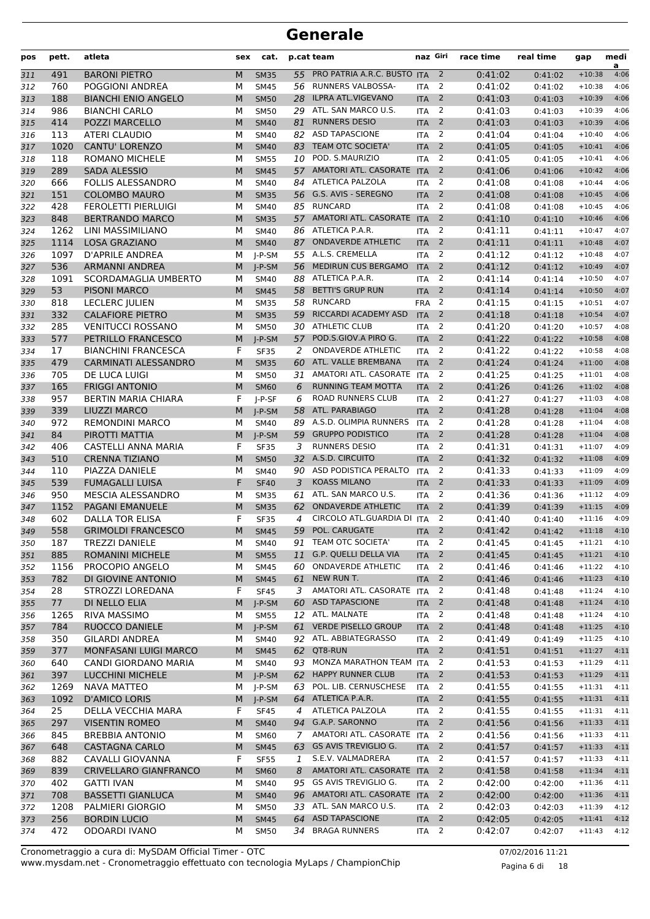# Generale

| pos | pett. | atleta | sex | cat. | p.cat | team | naz | Giri | race time | real time | gap | media |
|---|---|---|---|---|---|---|---|---|---|---|---|---|
| 311 | 491 | BARONI PIETRO | M | SM35 | 55 | PRO PATRIA A.R.C. BUSTO | ITA | 2 | 0:41:02 | 0:41:02 | +10:38 | 4:06 |
| 312 | 760 | POGGIONI ANDREA | M | SM45 | 56 | RUNNERS VALBOSSA- | ITA | 2 | 0:41:02 | 0:41:02 | +10:38 | 4:06 |
| 313 | 188 | BIANCHI ENIO ANGELO | M | SM50 | 28 | ILPRA ATL.VIGEVANO | ITA | 2 | 0:41:03 | 0:41:03 | +10:39 | 4:06 |
| 314 | 986 | BIANCHI CARLO | M | SM50 | 29 | ATL. SAN MARCO U.S. | ITA | 2 | 0:41:03 | 0:41:03 | +10:39 | 4:06 |
| 315 | 414 | POZZI MARCELLO | M | SM40 | 81 | RUNNERS DESIO | ITA | 2 | 0:41:03 | 0:41:03 | +10:39 | 4:06 |
| 316 | 113 | ATERI CLAUDIO | M | SM40 | 82 | ASD TAPASCIONE | ITA | 2 | 0:41:04 | 0:41:04 | +10:40 | 4:06 |
| 317 | 1020 | CANTU' LORENZO | M | SM40 | 83 | TEAM OTC SOCIETA' | ITA | 2 | 0:41:05 | 0:41:05 | +10:41 | 4:06 |
| 318 | 118 | ROMANO MICHELE | M | SM55 | 10 | POD. S.MAURIZIO | ITA | 2 | 0:41:05 | 0:41:05 | +10:41 | 4:06 |
| 319 | 289 | SADA ALESSIO | M | SM45 | 57 | AMATORI ATL. CASORATE | ITA | 2 | 0:41:06 | 0:41:06 | +10:42 | 4:06 |
| 320 | 666 | FOLLIS ALESSANDRO | M | SM40 | 84 | ATLETICA PALZOLA | ITA | 2 | 0:41:08 | 0:41:08 | +10:44 | 4:06 |
| 321 | 151 | COLOMBO MAURO | M | SM35 | 56 | G.S. AVIS - SEREGNO | ITA | 2 | 0:41:08 | 0:41:08 | +10:45 | 4:06 |
| 322 | 428 | FEROLETTI PIERLUIGI | M | SM40 | 85 | RUNCARD | ITA | 2 | 0:41:08 | 0:41:08 | +10:45 | 4:06 |
| 323 | 848 | BERTRANDO MARCO | M | SM35 | 57 | AMATORI ATL. CASORATE | ITA | 2 | 0:41:10 | 0:41:10 | +10:46 | 4:06 |
| 324 | 1262 | LINI MASSIMILIANO | M | SM40 | 86 | ATLETICA P.A.R. | ITA | 2 | 0:41:11 | 0:41:11 | +10:47 | 4:07 |
| 325 | 1114 | LOSA GRAZIANO | M | SM40 | 87 | ONDAVERDE ATHLETIC | ITA | 2 | 0:41:11 | 0:41:11 | +10:48 | 4:07 |
| 326 | 1097 | D'APRILE ANDREA | M | J-P-SM | 55 | A.L.S. CREMELLA | ITA | 2 | 0:41:12 | 0:41:12 | +10:48 | 4:07 |
| 327 | 536 | ARMANNI ANDREA | M | J-P-SM | 56 | MEDIRUN CUS BERGAMO | ITA | 2 | 0:41:12 | 0:41:12 | +10:49 | 4:07 |
| 328 | 1091 | SCORDAMAGLIA UMBERTO | M | SM40 | 88 | ATLETICA P.A.R. | ITA | 2 | 0:41:14 | 0:41:14 | +10:50 | 4:07 |
| 329 | 53 | PISONI MARCO | M | SM45 | 58 | BETTI'S GRUP RUN | ITA | 2 | 0:41:14 | 0:41:14 | +10:50 | 4:07 |
| 330 | 818 | LECLERC JULIEN | M | SM35 | 58 | RUNCARD | FRA | 2 | 0:41:15 | 0:41:15 | +10:51 | 4:07 |
| 331 | 332 | CALAFIORE PIETRO | M | SM35 | 59 | RICCARDI ACADEMY ASD | ITA | 2 | 0:41:18 | 0:41:18 | +10:54 | 4:07 |
| 332 | 285 | VENITUCCI ROSSANO | M | SM50 | 30 | ATHLETIC CLUB | ITA | 2 | 0:41:20 | 0:41:20 | +10:57 | 4:08 |
| 333 | 577 | PETRILLO FRANCESCO | M | J-P-SM | 57 | POD.S.GIOV.A PIRO G. | ITA | 2 | 0:41:22 | 0:41:22 | +10:58 | 4:08 |
| 334 | 17 | BIANCHINI FRANCESCA | F | SF35 | 2 | ONDAVERDE ATHLETIC | ITA | 2 | 0:41:22 | 0:41:22 | +10:58 | 4:08 |
| 335 | 479 | CARMINATI ALESSANDRO | M | SM35 | 60 | ATL. VALLE BREMBANA | ITA | 2 | 0:41:24 | 0:41:24 | +11:00 | 4:08 |
| 336 | 705 | DE LUCA LUIGI | M | SM50 | 31 | AMATORI ATL. CASORATE | ITA | 2 | 0:41:25 | 0:41:25 | +11:01 | 4:08 |
| 337 | 165 | FRIGGI ANTONIO | M | SM60 | 6 | RUNNING TEAM MOTTA | ITA | 2 | 0:41:26 | 0:41:26 | +11:02 | 4:08 |
| 338 | 957 | BERTIN MARIA CHIARA | F | J-P-SF | 6 | ROAD RUNNERS CLUB | ITA | 2 | 0:41:27 | 0:41:27 | +11:03 | 4:08 |
| 339 | 339 | LIUZZI MARCO | M | J-P-SM | 58 | ATL. PARABIAGO | ITA | 2 | 0:41:28 | 0:41:28 | +11:04 | 4:08 |
| 340 | 972 | REMONDINI MARCO | M | SM40 | 89 | A.S.D. OLIMPIA RUNNERS | ITA | 2 | 0:41:28 | 0:41:28 | +11:04 | 4:08 |
| 341 | 84 | PIROTTI MATTIA | M | J-P-SM | 59 | GRUPPO PODISTICO | ITA | 2 | 0:41:28 | 0:41:28 | +11:04 | 4:08 |
| 342 | 406 | CASTELLI ANNA MARIA | F | SF35 | 3 | RUNNERS DESIO | ITA | 2 | 0:41:31 | 0:41:31 | +11:07 | 4:09 |
| 343 | 510 | CRENNA TIZIANO | M | SM50 | 32 | A.S.D. CIRCUITO | ITA | 2 | 0:41:32 | 0:41:32 | +11:08 | 4:09 |
| 344 | 110 | PIAZZA DANIELE | M | SM40 | 90 | ASD PODISTICA PERALTO | ITA | 2 | 0:41:33 | 0:41:33 | +11:09 | 4:09 |
| 345 | 539 | FUMAGALLI LUISA | F | SF40 | 3 | KOASS MILANO | ITA | 2 | 0:41:33 | 0:41:33 | +11:09 | 4:09 |
| 346 | 950 | MESCIA ALESSANDRO | M | SM35 | 61 | ATL. SAN MARCO U.S. | ITA | 2 | 0:41:36 | 0:41:36 | +11:12 | 4:09 |
| 347 | 1152 | PAGANI EMANUELE | M | SM35 | 62 | ONDAVERDE ATHLETIC | ITA | 2 | 0:41:39 | 0:41:39 | +11:15 | 4:09 |
| 348 | 602 | DALLA TOR ELISA | F | SF35 | 4 | CIRCOLO ATL.GUARDIA DI | ITA | 2 | 0:41:40 | 0:41:40 | +11:16 | 4:09 |
| 349 | 558 | GRIMOLDI FRANCESCO | M | SM45 | 59 | POL. CARUGATE | ITA | 2 | 0:41:42 | 0:41:42 | +11:18 | 4:10 |
| 350 | 187 | TREZZI DANIELE | M | SM40 | 91 | TEAM OTC SOCIETA' | ITA | 2 | 0:41:45 | 0:41:45 | +11:21 | 4:10 |
| 351 | 885 | ROMANINI MICHELE | M | SM55 | 11 | G.P. QUELLI DELLA VIA | ITA | 2 | 0:41:45 | 0:41:45 | +11:21 | 4:10 |
| 352 | 1156 | PROCOPIO ANGELO | M | SM45 | 60 | ONDAVERDE ATHLETIC | ITA | 2 | 0:41:46 | 0:41:46 | +11:22 | 4:10 |
| 353 | 782 | DI GIOVINE ANTONIO | M | SM45 | 61 | NEW RUN T. | ITA | 2 | 0:41:46 | 0:41:46 | +11:23 | 4:10 |
| 354 | 28 | STROZZI LOREDANA | F | SF45 | 3 | AMATORI ATL. CASORATE | ITA | 2 | 0:41:48 | 0:41:48 | +11:24 | 4:10 |
| 355 | 77 | DI NELLO ELIA | M | J-P-SM | 60 | ASD TAPASCIONE | ITA | 2 | 0:41:48 | 0:41:48 | +11:24 | 4:10 |
| 356 | 1265 | RIVA MASSIMO | M | SM55 | 12 | ATL. MALNATE | ITA | 2 | 0:41:48 | 0:41:48 | +11:24 | 4:10 |
| 357 | 784 | RUOCCO DANIELE | M | J-P-SM | 61 | VERDE PISELLO GROUP | ITA | 2 | 0:41:48 | 0:41:48 | +11:25 | 4:10 |
| 358 | 350 | GILARDI ANDREA | M | SM40 | 92 | ATL. ABBIATEGRASSO | ITA | 2 | 0:41:49 | 0:41:49 | +11:25 | 4:10 |
| 359 | 377 | MONFASANI LUIGI MARCO | M | SM45 | 62 | QT8-RUN | ITA | 2 | 0:41:51 | 0:41:51 | +11:27 | 4:11 |
| 360 | 640 | CANDI GIORDANO MARIA | M | SM40 | 93 | MONZA MARATHON TEAM | ITA | 2 | 0:41:53 | 0:41:53 | +11:29 | 4:11 |
| 361 | 397 | LUCCHINI MICHELE | M | J-P-SM | 62 | HAPPY RUNNER CLUB | ITA | 2 | 0:41:53 | 0:41:53 | +11:29 | 4:11 |
| 362 | 1269 | NAVA MATTEO | M | J-P-SM | 63 | POL. LIB. CERNUSCHESE | ITA | 2 | 0:41:55 | 0:41:55 | +11:31 | 4:11 |
| 363 | 1092 | D'AMICO LORIS | M | J-P-SM | 64 | ATLETICA P.A.R. | ITA | 2 | 0:41:55 | 0:41:55 | +11:31 | 4:11 |
| 364 | 25 | DELLA VECCHIA MARA | F | SF45 | 4 | ATLETICA PALZOLA | ITA | 2 | 0:41:55 | 0:41:55 | +11:31 | 4:11 |
| 365 | 297 | VISENTIN ROMEO | M | SM40 | 94 | G.A.P. SARONNO | ITA | 2 | 0:41:56 | 0:41:56 | +11:33 | 4:11 |
| 366 | 845 | BREBBIA ANTONIO | M | SM60 | 7 | AMATORI ATL. CASORATE | ITA | 2 | 0:41:56 | 0:41:56 | +11:33 | 4:11 |
| 367 | 648 | CASTAGNA CARLO | M | SM45 | 63 | GS AVIS TREVIGLIO G. | ITA | 2 | 0:41:57 | 0:41:57 | +11:33 | 4:11 |
| 368 | 882 | CAVALLI GIOVANNA | F | SF55 | 1 | S.E.V. VALMADRERA | ITA | 2 | 0:41:57 | 0:41:57 | +11:33 | 4:11 |
| 369 | 839 | CRIVELLARO GIANFRANCO | M | SM60 | 8 | AMATORI ATL. CASORATE | ITA | 2 | 0:41:58 | 0:41:58 | +11:34 | 4:11 |
| 370 | 402 | GATTI IVAN | M | SM40 | 95 | GS AVIS TREVIGLIO G. | ITA | 2 | 0:42:00 | 0:42:00 | +11:36 | 4:11 |
| 371 | 708 | BASSETTI GIANLUCA | M | SM40 | 96 | AMATORI ATL. CASORATE | ITA | 2 | 0:42:00 | 0:42:00 | +11:36 | 4:11 |
| 372 | 1208 | PALMIERI GIORGIO | M | SM50 | 33 | ATL. SAN MARCO U.S. | ITA | 2 | 0:42:03 | 0:42:03 | +11:39 | 4:12 |
| 373 | 256 | BORDIN LUCIO | M | SM45 | 64 | ASD TAPASCIONE | ITA | 2 | 0:42:05 | 0:42:05 | +11:41 | 4:12 |
| 374 | 472 | ODOARDI IVANO | M | SM50 | 34 | BRAGA RUNNERS | ITA | 2 | 0:42:07 | 0:42:07 | +11:43 | 4:12 |

Cronometraggio a cura di: MySDAM Official Timer - OTC
www.mysdam.net - Cronometraggio effettuato con tecnologia MyLaps / ChampionChip

07/02/2016 11:21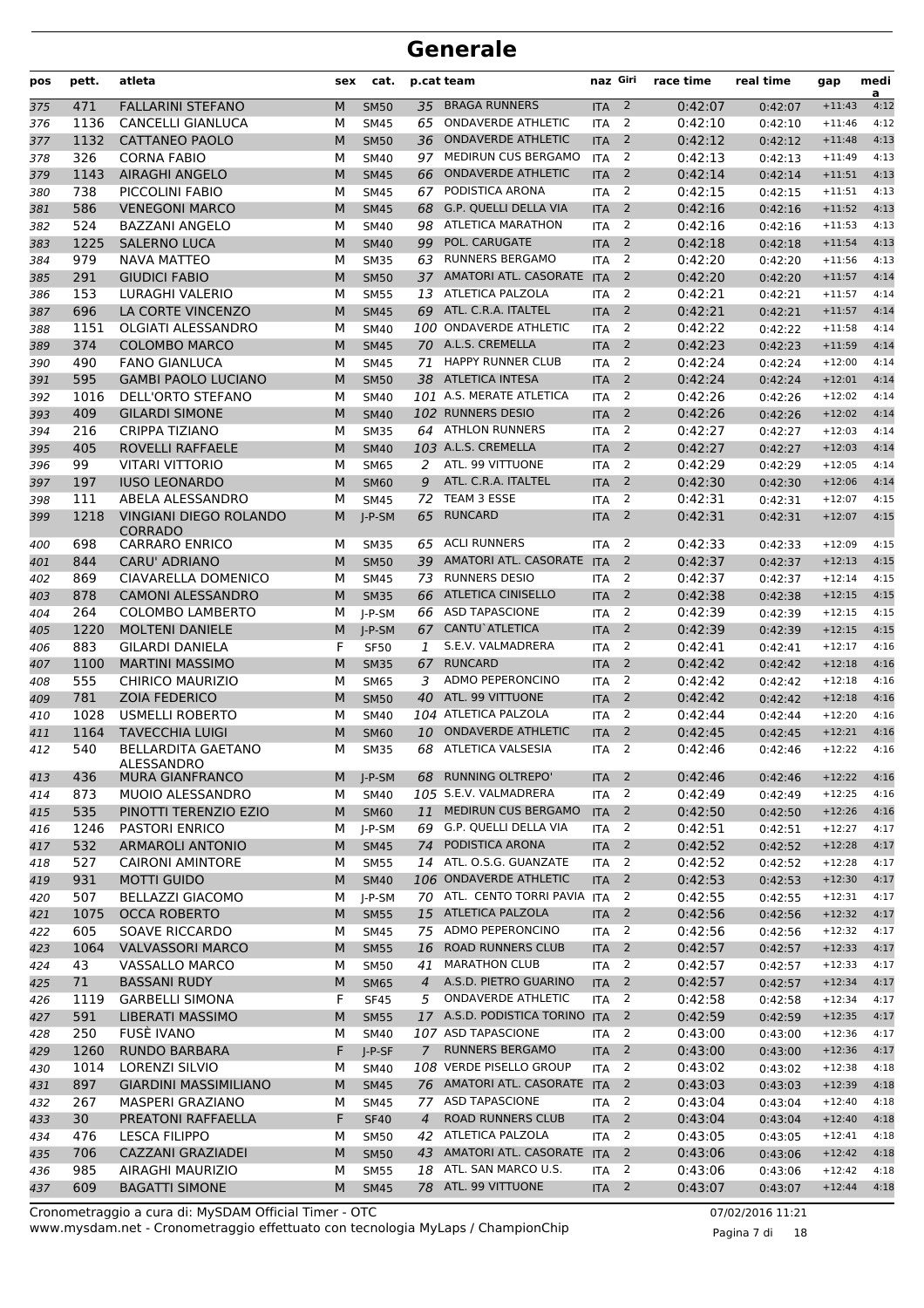# Generale

| pos | pett. | atleta | sex | cat. | p.cat | team | naz | Giri | race time | real time | gap | media |
|---|---|---|---|---|---|---|---|---|---|---|---|---|
| 375 | 471 | FALLARINI STEFANO | M | SM50 | 35 | BRAGA RUNNERS | ITA | 2 | 0:42:07 | 0:42:07 | +11:43 | 4:12 |
| 376 | 1136 | CANCELLI GIANLUCA | M | SM45 | 65 | ONDAVERDE ATHLETIC | ITA | 2 | 0:42:10 | 0:42:10 | +11:46 | 4:12 |
| 377 | 1132 | CATTANEO PAOLO | M | SM50 | 36 | ONDAVERDE ATHLETIC | ITA | 2 | 0:42:12 | 0:42:12 | +11:48 | 4:13 |
| 378 | 326 | CORNA FABIO | M | SM40 | 97 | MEDIRUN CUS BERGAMO | ITA | 2 | 0:42:13 | 0:42:13 | +11:49 | 4:13 |
| 379 | 1143 | AIRAGHI ANGELO | M | SM45 | 66 | ONDAVERDE ATHLETIC | ITA | 2 | 0:42:14 | 0:42:14 | +11:51 | 4:13 |
| 380 | 738 | PICCOLINI FABIO | M | SM45 | 67 | PODISTICA ARONA | ITA | 2 | 0:42:15 | 0:42:15 | +11:51 | 4:13 |
| 381 | 586 | VENEGONI MARCO | M | SM45 | 68 | G.P. QUELLI DELLA VIA | ITA | 2 | 0:42:16 | 0:42:16 | +11:52 | 4:13 |
| 382 | 524 | BAZZANI ANGELO | M | SM40 | 98 | ATLETICA MARATHON | ITA | 2 | 0:42:16 | 0:42:16 | +11:53 | 4:13 |
| 383 | 1225 | SALERNO LUCA | M | SM40 | 99 | POL. CARUGATE | ITA | 2 | 0:42:18 | 0:42:18 | +11:54 | 4:13 |
| 384 | 979 | NAVA MATTEO | M | SM35 | 63 | RUNNERS BERGAMO | ITA | 2 | 0:42:20 | 0:42:20 | +11:56 | 4:13 |
| 385 | 291 | GIUDICI FABIO | M | SM50 | 37 | AMATORI ATL. CASORATE | ITA | 2 | 0:42:20 | 0:42:20 | +11:57 | 4:14 |
| 386 | 153 | LURAGHI VALERIO | M | SM55 | 13 | ATLETICA PALZOLA | ITA | 2 | 0:42:21 | 0:42:21 | +11:57 | 4:14 |
| 387 | 696 | LA CORTE VINCENZO | M | SM45 | 69 | ATL. C.R.A. ITALTEL | ITA | 2 | 0:42:21 | 0:42:21 | +11:57 | 4:14 |
| 388 | 1151 | OLGIATI ALESSANDRO | M | SM40 | 100 | ONDAVERDE ATHLETIC | ITA | 2 | 0:42:22 | 0:42:22 | +11:58 | 4:14 |
| 389 | 374 | COLOMBO MARCO | M | SM45 | 70 | A.L.S. CREMELLA | ITA | 2 | 0:42:23 | 0:42:23 | +11:59 | 4:14 |
| 390 | 490 | FANO GIANLUCA | M | SM45 | 71 | HAPPY RUNNER CLUB | ITA | 2 | 0:42:24 | 0:42:24 | +12:00 | 4:14 |
| 391 | 595 | GAMBI PAOLO LUCIANO | M | SM50 | 38 | ATLETICA INTESA | ITA | 2 | 0:42:24 | 0:42:24 | +12:01 | 4:14 |
| 392 | 1016 | DELL'ORTO STEFANO | M | SM40 | 101 | A.S. MERATE ATLETICA | ITA | 2 | 0:42:26 | 0:42:26 | +12:02 | 4:14 |
| 393 | 409 | GILARDI SIMONE | M | SM40 | 102 | RUNNERS DESIO | ITA | 2 | 0:42:26 | 0:42:26 | +12:02 | 4:14 |
| 394 | 216 | CRIPPA TIZIANO | M | SM35 | 64 | ATHLON RUNNERS | ITA | 2 | 0:42:27 | 0:42:27 | +12:03 | 4:14 |
| 395 | 405 | ROVELLI RAFFAELE | M | SM40 | 103 | A.L.S. CREMELLA | ITA | 2 | 0:42:27 | 0:42:27 | +12:03 | 4:14 |
| 396 | 99 | VITARI VITTORIO | M | SM65 | 2 | ATL. 99 VITTUONE | ITA | 2 | 0:42:29 | 0:42:29 | +12:05 | 4:14 |
| 397 | 197 | IUSO LEONARDO | M | SM60 | 9 | ATL. C.R.A. ITALTEL | ITA | 2 | 0:42:30 | 0:42:30 | +12:06 | 4:14 |
| 398 | 111 | ABELA ALESSANDRO | M | SM45 | 72 | TEAM 3 ESSE | ITA | 2 | 0:42:31 | 0:42:31 | +12:07 | 4:15 |
| 399 | 1218 | VINGIANI DIEGO ROLANDO CORRADO | M | J-P-SM | 65 | RUNCARD | ITA | 2 | 0:42:31 | 0:42:31 | +12:07 | 4:15 |
| 400 | 698 | CARRARO ENRICO | M | SM35 | 65 | ACLI RUNNERS | ITA | 2 | 0:42:33 | 0:42:33 | +12:09 | 4:15 |
| 401 | 844 | CARU' ADRIANO | M | SM50 | 39 | AMATORI ATL. CASORATE | ITA | 2 | 0:42:37 | 0:42:37 | +12:13 | 4:15 |
| 402 | 869 | CIAVARELLA DOMENICO | M | SM45 | 73 | RUNNERS DESIO | ITA | 2 | 0:42:37 | 0:42:37 | +12:14 | 4:15 |
| 403 | 878 | CAMONI ALESSANDRO | M | SM35 | 66 | ATLETICA CINISELLO | ITA | 2 | 0:42:38 | 0:42:38 | +12:15 | 4:15 |
| 404 | 264 | COLOMBO LAMBERTO | M | J-P-SM | 66 | ASD TAPASCIONE | ITA | 2 | 0:42:39 | 0:42:39 | +12:15 | 4:15 |
| 405 | 1220 | MOLTENI DANIELE | M | J-P-SM | 67 | CANTU`ATLETICA | ITA | 2 | 0:42:39 | 0:42:39 | +12:15 | 4:15 |
| 406 | 883 | GILARDI DANIELA | F | SF50 | 1 | S.E.V. VALMADRERA | ITA | 2 | 0:42:41 | 0:42:41 | +12:17 | 4:16 |
| 407 | 1100 | MARTINI MASSIMO | M | SM35 | 67 | RUNCARD | ITA | 2 | 0:42:42 | 0:42:42 | +12:18 | 4:16 |
| 408 | 555 | CHIRICO MAURIZIO | M | SM65 | 3 | ADMO PEPERONCINO | ITA | 2 | 0:42:42 | 0:42:42 | +12:18 | 4:16 |
| 409 | 781 | ZOIA FEDERICO | M | SM50 | 40 | ATL. 99 VITTUONE | ITA | 2 | 0:42:42 | 0:42:42 | +12:18 | 4:16 |
| 410 | 1028 | USMELLI ROBERTO | M | SM40 | 104 | ATLETICA PALZOLA | ITA | 2 | 0:42:44 | 0:42:44 | +12:20 | 4:16 |
| 411 | 1164 | TAVECCHIA LUIGI | M | SM60 | 10 | ONDAVERDE ATHLETIC | ITA | 2 | 0:42:45 | 0:42:45 | +12:21 | 4:16 |
| 412 | 540 | BELLARDITA GAETANO ALESSANDRO | M | SM35 | 68 | ATLETICA VALSESIA | ITA | 2 | 0:42:46 | 0:42:46 | +12:22 | 4:16 |
| 413 | 436 | MURA GIANFRANCO | M | J-P-SM | 68 | RUNNING OLTREPO' | ITA | 2 | 0:42:46 | 0:42:46 | +12:22 | 4:16 |
| 414 | 873 | MUOIO ALESSANDRO | M | SM40 | 105 | S.E.V. VALMADRERA | ITA | 2 | 0:42:49 | 0:42:49 | +12:25 | 4:16 |
| 415 | 535 | PINOTTI TERENZIO EZIO | M | SM60 | 11 | MEDIRUN CUS BERGAMO | ITA | 2 | 0:42:50 | 0:42:50 | +12:26 | 4:16 |
| 416 | 1246 | PASTORI ENRICO | M | J-P-SM | 69 | G.P. QUELLI DELLA VIA | ITA | 2 | 0:42:51 | 0:42:51 | +12:27 | 4:17 |
| 417 | 532 | ARMAROLI ANTONIO | M | SM45 | 74 | PODISTICA ARONA | ITA | 2 | 0:42:52 | 0:42:52 | +12:28 | 4:17 |
| 418 | 527 | CAIRONI AMINTORE | M | SM55 | 14 | ATL. O.S.G. GUANZATE | ITA | 2 | 0:42:52 | 0:42:52 | +12:28 | 4:17 |
| 419 | 931 | MOTTI GUIDO | M | SM40 | 106 | ONDAVERDE ATHLETIC | ITA | 2 | 0:42:53 | 0:42:53 | +12:30 | 4:17 |
| 420 | 507 | BELLAZZI GIACOMO | M | J-P-SM | 70 | ATL. CENTO TORRI PAVIA | ITA | 2 | 0:42:55 | 0:42:55 | +12:31 | 4:17 |
| 421 | 1075 | OCCA ROBERTO | M | SM55 | 15 | ATLETICA PALZOLA | ITA | 2 | 0:42:56 | 0:42:56 | +12:32 | 4:17 |
| 422 | 605 | SOAVE RICCARDO | M | SM45 | 75 | ADMO PEPERONCINO | ITA | 2 | 0:42:56 | 0:42:56 | +12:32 | 4:17 |
| 423 | 1064 | VALVASSORI MARCO | M | SM55 | 16 | ROAD RUNNERS CLUB | ITA | 2 | 0:42:57 | 0:42:57 | +12:33 | 4:17 |
| 424 | 43 | VASSALLO MARCO | M | SM50 | 41 | MARATHON CLUB | ITA | 2 | 0:42:57 | 0:42:57 | +12:33 | 4:17 |
| 425 | 71 | BASSANI RUDY | M | SM65 | 4 | A.S.D. PIETRO GUARINO | ITA | 2 | 0:42:57 | 0:42:57 | +12:34 | 4:17 |
| 426 | 1119 | GARBELLI SIMONA | F | SF45 | 5 | ONDAVERDE ATHLETIC | ITA | 2 | 0:42:58 | 0:42:58 | +12:34 | 4:17 |
| 427 | 591 | LIBERATI MASSIMO | M | SM55 | 17 | A.S.D. PODISTICA TORINO | ITA | 2 | 0:42:59 | 0:42:59 | +12:35 | 4:17 |
| 428 | 250 | FUSÈ IVANO | M | SM40 | 107 | ASD TAPASCIONE | ITA | 2 | 0:43:00 | 0:43:00 | +12:36 | 4:17 |
| 429 | 1260 | RUNDO BARBARA | F | J-P-SF | 7 | RUNNERS BERGAMO | ITA | 2 | 0:43:00 | 0:43:00 | +12:36 | 4:17 |
| 430 | 1014 | LORENZI SILVIO | M | SM40 | 108 | VERDE PISELLO GROUP | ITA | 2 | 0:43:02 | 0:43:02 | +12:38 | 4:18 |
| 431 | 897 | GIARDINI MASSIMILIANO | M | SM45 | 76 | AMATORI ATL. CASORATE | ITA | 2 | 0:43:03 | 0:43:03 | +12:39 | 4:18 |
| 432 | 267 | MASPERI GRAZIANO | M | SM45 | 77 | ASD TAPASCIONE | ITA | 2 | 0:43:04 | 0:43:04 | +12:40 | 4:18 |
| 433 | 30 | PREATONI RAFFAELLA | F | SF40 | 4 | ROAD RUNNERS CLUB | ITA | 2 | 0:43:04 | 0:43:04 | +12:40 | 4:18 |
| 434 | 476 | LESCA FILIPPO | M | SM50 | 42 | ATLETICA PALZOLA | ITA | 2 | 0:43:05 | 0:43:05 | +12:41 | 4:18 |
| 435 | 706 | CAZZANI GRAZIADEI | M | SM50 | 43 | AMATORI ATL. CASORATE | ITA | 2 | 0:43:06 | 0:43:06 | +12:42 | 4:18 |
| 436 | 985 | AIRAGHI MAURIZIO | M | SM55 | 18 | ATL. SAN MARCO U.S. | ITA | 2 | 0:43:06 | 0:43:06 | +12:42 | 4:18 |
| 437 | 609 | BAGATTI SIMONE | M | SM45 | 78 | ATL. 99 VITTUONE | ITA | 2 | 0:43:07 | 0:43:07 | +12:44 | 4:18 |

Cronometraggio a cura di: MySDAM Official Timer - OTC
www.mysdam.net - Cronometraggio effettuato con tecnologia MyLaps / ChampionChip

07/02/2016 11:21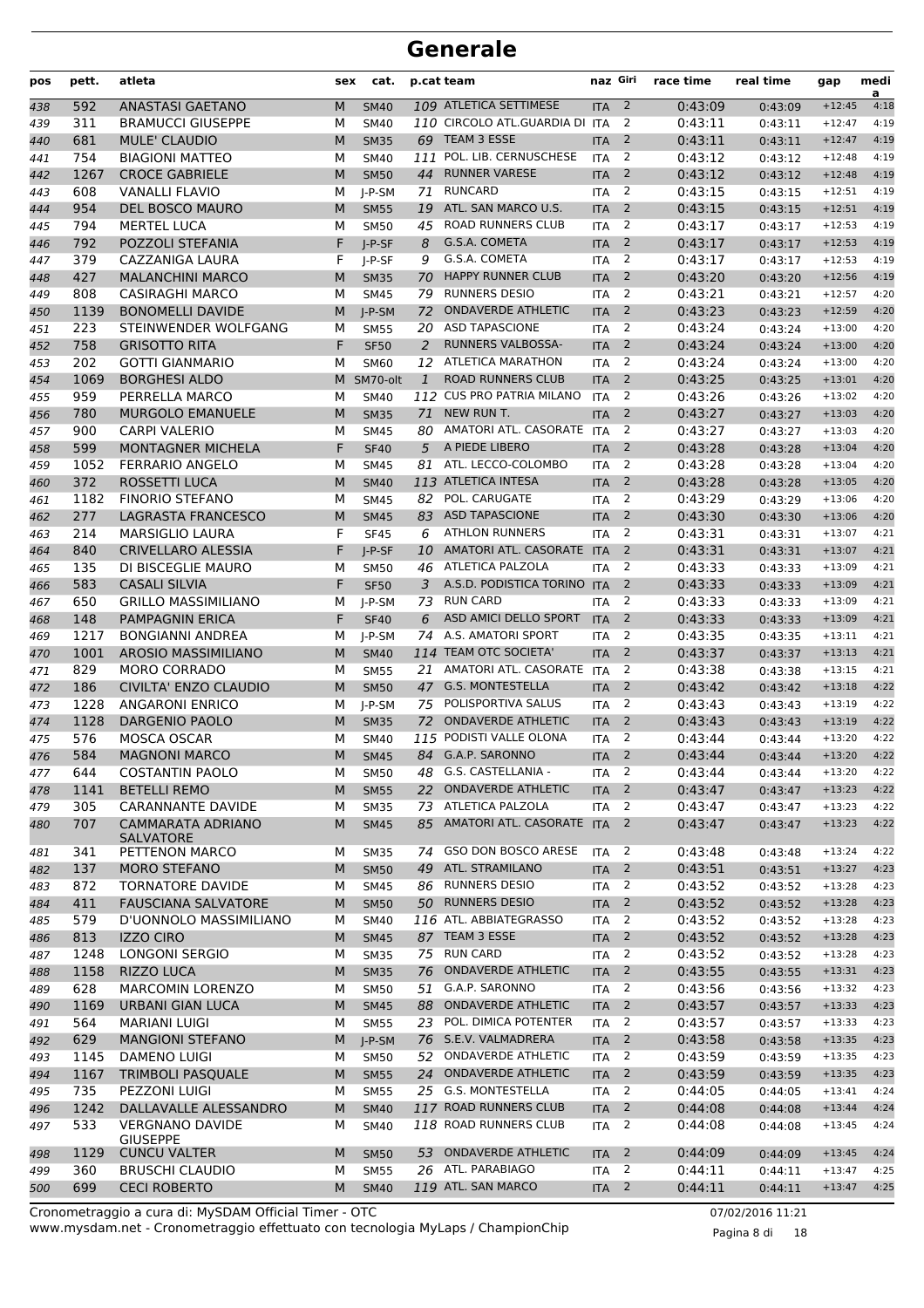# Generale

| pos | pett. | atleta | sex | cat. | p.cat | team | naz | Giri | race time | real time | gap | media |
|---|---|---|---|---|---|---|---|---|---|---|---|---|
| 438 | 592 | ANASTASI GAETANO | M | SM40 | 109 | ATLETICA SETTIMESE | ITA | 2 | 0:43:09 | 0:43:09 | +12:45 | 4:18 |
| 439 | 311 | BRAMUCCI GIUSEPPE | M | SM40 | 110 | CIRCOLO ATL.GUARDIA DI | ITA | 2 | 0:43:11 | 0:43:11 | +12:47 | 4:19 |
| 440 | 681 | MULE' CLAUDIO | M | SM35 | 69 | TEAM 3 ESSE | ITA | 2 | 0:43:11 | 0:43:11 | +12:47 | 4:19 |
| 441 | 754 | BIAGIONI MATTEO | M | SM40 | 111 | POL. LIB. CERNUSCHESE | ITA | 2 | 0:43:12 | 0:43:12 | +12:48 | 4:19 |
| 442 | 1267 | CROCE GABRIELE | M | SM50 | 44 | RUNNER VARESE | ITA | 2 | 0:43:12 | 0:43:12 | +12:48 | 4:19 |
| 443 | 608 | VANALLI FLAVIO | M | J-P-SM | 71 | RUNCARD | ITA | 2 | 0:43:15 | 0:43:15 | +12:51 | 4:19 |
| 444 | 954 | DEL BOSCO MAURO | M | SM55 | 19 | ATL. SAN MARCO U.S. | ITA | 2 | 0:43:15 | 0:43:15 | +12:51 | 4:19 |
| 445 | 794 | MERTEL LUCA | M | SM50 | 45 | ROAD RUNNERS CLUB | ITA | 2 | 0:43:17 | 0:43:17 | +12:53 | 4:19 |
| 446 | 792 | POZZOLI STEFANIA | F | J-P-SF | 8 | G.S.A. COMETA | ITA | 2 | 0:43:17 | 0:43:17 | +12:53 | 4:19 |
| 447 | 379 | CAZZANIGA LAURA | F | J-P-SF | 9 | G.S.A. COMETA | ITA | 2 | 0:43:17 | 0:43:17 | +12:53 | 4:19 |
| 448 | 427 | MALANCHINI MARCO | M | SM35 | 70 | HAPPY RUNNER CLUB | ITA | 2 | 0:43:20 | 0:43:20 | +12:56 | 4:19 |
| 449 | 808 | CASIRAGHI MARCO | M | SM45 | 79 | RUNNERS DESIO | ITA | 2 | 0:43:21 | 0:43:21 | +12:57 | 4:20 |
| 450 | 1139 | BONOMELLI DAVIDE | M | J-P-SM | 72 | ONDAVERDE ATHLETIC | ITA | 2 | 0:43:23 | 0:43:23 | +12:59 | 4:20 |
| 451 | 223 | STEINWENDER WOLFGANG | M | SM55 | 20 | ASD TAPASCIONE | ITA | 2 | 0:43:24 | 0:43:24 | +13:00 | 4:20 |
| 452 | 758 | GRISOTTO RITA | F | SF50 | 2 | RUNNERS VALBOSSA- | ITA | 2 | 0:43:24 | 0:43:24 | +13:00 | 4:20 |
| 453 | 202 | GOTTI GIANMARIO | M | SM60 | 12 | ATLETICA MARATHON | ITA | 2 | 0:43:24 | 0:43:24 | +13:00 | 4:20 |
| 454 | 1069 | BORGHESI ALDO | M | SM70-olt | 1 | ROAD RUNNERS CLUB | ITA | 2 | 0:43:25 | 0:43:25 | +13:01 | 4:20 |
| 455 | 959 | PERRELLA MARCO | M | SM40 | 112 | CUS PRO PATRIA MILANO | ITA | 2 | 0:43:26 | 0:43:26 | +13:02 | 4:20 |
| 456 | 780 | MURGOLO EMANUELE | M | SM35 | 71 | NEW RUN T. | ITA | 2 | 0:43:27 | 0:43:27 | +13:03 | 4:20 |
| 457 | 900 | CARPI VALERIO | M | SM45 | 80 | AMATORI ATL. CASORATE | ITA | 2 | 0:43:27 | 0:43:27 | +13:03 | 4:20 |
| 458 | 599 | MONTAGNER MICHELA | F | SF40 | 5 | A PIEDE LIBERO | ITA | 2 | 0:43:28 | 0:43:28 | +13:04 | 4:20 |
| 459 | 1052 | FERRARIO ANGELO | M | SM45 | 81 | ATL. LECCO-COLOMBO | ITA | 2 | 0:43:28 | 0:43:28 | +13:04 | 4:20 |
| 460 | 372 | ROSSETTI LUCA | M | SM40 | 113 | ATLETICA INTESA | ITA | 2 | 0:43:28 | 0:43:28 | +13:05 | 4:20 |
| 461 | 1182 | FINORIO STEFANO | M | SM45 | 82 | POL. CARUGATE | ITA | 2 | 0:43:29 | 0:43:29 | +13:06 | 4:20 |
| 462 | 277 | LAGRASTA FRANCESCO | M | SM45 | 83 | ASD TAPASCIONE | ITA | 2 | 0:43:30 | 0:43:30 | +13:06 | 4:20 |
| 463 | 214 | MARSIGLIO LAURA | F | SF45 | 6 | ATHLON RUNNERS | ITA | 2 | 0:43:31 | 0:43:31 | +13:07 | 4:21 |
| 464 | 840 | CRIVELLARO ALESSIA | F | J-P-SF | 10 | AMATORI ATL. CASORATE | ITA | 2 | 0:43:31 | 0:43:31 | +13:07 | 4:21 |
| 465 | 135 | DI BISCEGLIE MAURO | M | SM50 | 46 | ATLETICA PALZOLA | ITA | 2 | 0:43:33 | 0:43:33 | +13:09 | 4:21 |
| 466 | 583 | CASALI SILVIA | F | SF50 | 3 | A.S.D. PODISTICA TORINO | ITA | 2 | 0:43:33 | 0:43:33 | +13:09 | 4:21 |
| 467 | 650 | GRILLO MASSIMILIANO | M | J-P-SM | 73 | RUN CARD | ITA | 2 | 0:43:33 | 0:43:33 | +13:09 | 4:21 |
| 468 | 148 | PAMPAGNIN ERICA | F | SF40 | 6 | ASD AMICI DELLO SPORT | ITA | 2 | 0:43:33 | 0:43:33 | +13:09 | 4:21 |
| 469 | 1217 | BONGIANNI ANDREA | M | J-P-SM | 74 | A.S. AMATORI SPORT | ITA | 2 | 0:43:35 | 0:43:35 | +13:11 | 4:21 |
| 470 | 1001 | AROSIO MASSIMILIANO | M | SM40 | 114 | TEAM OTC SOCIETA' | ITA | 2 | 0:43:37 | 0:43:37 | +13:13 | 4:21 |
| 471 | 829 | MORO CORRADO | M | SM55 | 21 | AMATORI ATL. CASORATE | ITA | 2 | 0:43:38 | 0:43:38 | +13:15 | 4:21 |
| 472 | 186 | CIVILTA' ENZO CLAUDIO | M | SM50 | 47 | G.S. MONTESTELLA | ITA | 2 | 0:43:42 | 0:43:42 | +13:18 | 4:22 |
| 473 | 1228 | ANGARONI ENRICO | M | J-P-SM | 75 | POLISPORTIVA SALUS | ITA | 2 | 0:43:43 | 0:43:43 | +13:19 | 4:22 |
| 474 | 1128 | DARGENIO PAOLO | M | SM35 | 72 | ONDAVERDE ATHLETIC | ITA | 2 | 0:43:43 | 0:43:43 | +13:19 | 4:22 |
| 475 | 576 | MOSCA OSCAR | M | SM40 | 115 | PODISTI VALLE OLONA | ITA | 2 | 0:43:44 | 0:43:44 | +13:20 | 4:22 |
| 476 | 584 | MAGNONI MARCO | M | SM45 | 84 | G.A.P. SARONNO | ITA | 2 | 0:43:44 | 0:43:44 | +13:20 | 4:22 |
| 477 | 644 | COSTANTIN PAOLO | M | SM50 | 48 | G.S. CASTELLANIA - | ITA | 2 | 0:43:44 | 0:43:44 | +13:20 | 4:22 |
| 478 | 1141 | BETELLI REMO | M | SM55 | 22 | ONDAVERDE ATHLETIC | ITA | 2 | 0:43:47 | 0:43:47 | +13:23 | 4:22 |
| 479 | 305 | CARANNANTE DAVIDE | M | SM35 | 73 | ATLETICA PALZOLA | ITA | 2 | 0:43:47 | 0:43:47 | +13:23 | 4:22 |
| 480 | 707 | CAMMARATA ADRIANO SALVATORE | M | SM45 | 85 | AMATORI ATL. CASORATE | ITA | 2 | 0:43:47 | 0:43:47 | +13:23 | 4:22 |
| 481 | 341 | PETTENON MARCO | M | SM35 | 74 | GSO DON BOSCO ARESE | ITA | 2 | 0:43:48 | 0:43:48 | +13:24 | 4:22 |
| 482 | 137 | MORO STEFANO | M | SM50 | 49 | ATL. STRAMILANO | ITA | 2 | 0:43:51 | 0:43:51 | +13:27 | 4:23 |
| 483 | 872 | TORNATORE DAVIDE | M | SM45 | 86 | RUNNERS DESIO | ITA | 2 | 0:43:52 | 0:43:52 | +13:28 | 4:23 |
| 484 | 411 | FAUSCIANA SALVATORE | M | SM50 | 50 | RUNNERS DESIO | ITA | 2 | 0:43:52 | 0:43:52 | +13:28 | 4:23 |
| 485 | 579 | D'UONNOLO MASSIMILIANO | M | SM40 | 116 | ATL. ABBIATEGRASSO | ITA | 2 | 0:43:52 | 0:43:52 | +13:28 | 4:23 |
| 486 | 813 | IZZO CIRO | M | SM45 | 87 | TEAM 3 ESSE | ITA | 2 | 0:43:52 | 0:43:52 | +13:28 | 4:23 |
| 487 | 1248 | LONGONI SERGIO | M | SM35 | 75 | RUN CARD | ITA | 2 | 0:43:52 | 0:43:52 | +13:28 | 4:23 |
| 488 | 1158 | RIZZO LUCA | M | SM35 | 76 | ONDAVERDE ATHLETIC | ITA | 2 | 0:43:55 | 0:43:55 | +13:31 | 4:23 |
| 489 | 628 | MARCOMIN LORENZO | M | SM50 | 51 | G.A.P. SARONNO | ITA | 2 | 0:43:56 | 0:43:56 | +13:32 | 4:23 |
| 490 | 1169 | URBANI GIAN LUCA | M | SM45 | 88 | ONDAVERDE ATHLETIC | ITA | 2 | 0:43:57 | 0:43:57 | +13:33 | 4:23 |
| 491 | 564 | MARIANI LUIGI | M | SM55 | 23 | POL. DIMICA POTENTER | ITA | 2 | 0:43:57 | 0:43:57 | +13:33 | 4:23 |
| 492 | 629 | MANGIONI STEFANO | M | J-P-SM | 76 | S.E.V. VALMADRERA | ITA | 2 | 0:43:58 | 0:43:58 | +13:35 | 4:23 |
| 493 | 1145 | DAMENO LUIGI | M | SM50 | 52 | ONDAVERDE ATHLETIC | ITA | 2 | 0:43:59 | 0:43:59 | +13:35 | 4:23 |
| 494 | 1167 | TRIMBOLI PASQUALE | M | SM55 | 24 | ONDAVERDE ATHLETIC | ITA | 2 | 0:43:59 | 0:43:59 | +13:35 | 4:23 |
| 495 | 735 | PEZZONI LUIGI | M | SM55 | 25 | G.S. MONTESTELLA | ITA | 2 | 0:44:05 | 0:44:05 | +13:41 | 4:24 |
| 496 | 1242 | DALLAVALLE ALESSANDRO | M | SM40 | 117 | ROAD RUNNERS CLUB | ITA | 2 | 0:44:08 | 0:44:08 | +13:44 | 4:24 |
| 497 | 533 | VERGNANO DAVIDE GIUSEPPE | M | SM40 | 118 | ROAD RUNNERS CLUB | ITA | 2 | 0:44:08 | 0:44:08 | +13:45 | 4:24 |
| 498 | 1129 | CUNCU VALTER | M | SM50 | 53 | ONDAVERDE ATHLETIC | ITA | 2 | 0:44:09 | 0:44:09 | +13:45 | 4:24 |
| 499 | 360 | BRUSCHI CLAUDIO | M | SM55 | 26 | ATL. PARABIAGO | ITA | 2 | 0:44:11 | 0:44:11 | +13:47 | 4:25 |
| 500 | 699 | CECI ROBERTO | M | SM40 | 119 | ATL. SAN MARCO | ITA | 2 | 0:44:11 | 0:44:11 | +13:47 | 4:25 |

Cronometraggio a cura di: MySDAM Official Timer - OTC
www.mysdam.net - Cronometraggio effettuato con tecnologia MyLaps / ChampionChip
07/02/2016 11:21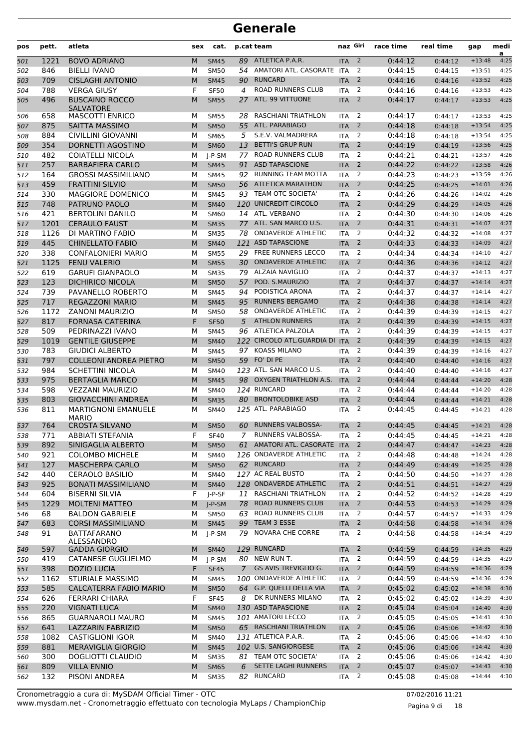# Generale

| pos | pett. | atleta | sex | cat. | p.cat | team | naz | Giri | race time | real time | gap | media |
|---|---|---|---|---|---|---|---|---|---|---|---|---|
| 501 | 1221 | BOVO ADRIANO | M | SM45 | 89 | ATLETICA P.A.R. | ITA | 2 | 0:44:12 | 0:44:12 | +13:48 | 4:25 |
| 502 | 846 | BIELLI IVANO | M | SM50 | 54 | AMATORI ATL. CASORATE | ITA | 2 | 0:44:15 | 0:44:15 | +13:51 | 4:25 |
| 503 | 709 | CISLAGHI ANTONIO | M | SM45 | 90 | RUNCARD | ITA | 2 | 0:44:16 | 0:44:16 | +13:52 | 4:25 |
| 504 | 788 | VERGA GIUSY | F | SF50 | 4 | ROAD RUNNERS CLUB | ITA | 2 | 0:44:16 | 0:44:16 | +13:53 | 4:25 |
| 505 | 496 | BUSCAINO ROCCO SALVATORE | M | SM55 | 27 | ATL. 99 VITTUONE | ITA | 2 | 0:44:17 | 0:44:17 | +13:53 | 4:25 |
| 506 | 658 | MASCOTTI ENRICO | M | SM55 | 28 | RASCHIANI TRIATHLON | ITA | 2 | 0:44:17 | 0:44:17 | +13:53 | 4:25 |
| 507 | 875 | SAITTA MASSIMO | M | SM50 | 55 | ATL. PARABIAGO | ITA | 2 | 0:44:18 | 0:44:18 | +13:54 | 4:25 |
| 508 | 884 | CIVILLINI GIOVANNI | M | SM65 | 5 | S.E.V. VALMADRERA | ITA | 2 | 0:44:18 | 0:44:18 | +13:54 | 4:25 |
| 509 | 354 | DORNETTI AGOSTINO | M | SM60 | 13 | BETTI'S GRUP RUN | ITA | 2 | 0:44:19 | 0:44:19 | +13:56 | 4:25 |
| 510 | 482 | COIATELLI NICOLA | M | J-P-SM | 77 | ROAD RUNNERS CLUB | ITA | 2 | 0:44:21 | 0:44:21 | +13:57 | 4:26 |
| 511 | 257 | BARBAFIERA CARLO | M | SM45 | 91 | ASD TAPASCIONE | ITA | 2 | 0:44:22 | 0:44:22 | +13:58 | 4:26 |
| 512 | 164 | GROSSI MASSIMILIANO | M | SM45 | 92 | RUNNING TEAM MOTTA | ITA | 2 | 0:44:23 | 0:44:23 | +13:59 | 4:26 |
| 513 | 459 | FRATTINI SILVIO | M | SM50 | 56 | ATLETICA MARATHON | ITA | 2 | 0:44:25 | 0:44:25 | +14:01 | 4:26 |
| 514 | 330 | MAGGIORE DOMENICO | M | SM45 | 93 | TEAM OTC SOCIETA' | ITA | 2 | 0:44:26 | 0:44:26 | +14:02 | 4:26 |
| 515 | 748 | PATRUNO PAOLO | M | SM40 | 120 | UNICREDIT CIRCOLO | ITA | 2 | 0:44:29 | 0:44:29 | +14:05 | 4:26 |
| 516 | 421 | BERTOLINI DANILO | M | SM60 | 14 | ATL. VERBANO | ITA | 2 | 0:44:30 | 0:44:30 | +14:06 | 4:26 |
| 517 | 1201 | CERAULO FAUST | M | SM35 | 77 | ATL. SAN MARCO U.S. | ITA | 2 | 0:44:31 | 0:44:31 | +14:07 | 4:27 |
| 518 | 1126 | DI MARTINO FABIO | M | SM35 | 78 | ONDAVERDE ATHLETIC | ITA | 2 | 0:44:32 | 0:44:32 | +14:08 | 4:27 |
| 519 | 445 | CHINELLATO FABIO | M | SM40 | 121 | ASD TAPASCIONE | ITA | 2 | 0:44:33 | 0:44:33 | +14:09 | 4:27 |
| 520 | 338 | CONFALONIERI MARIO | M | SM55 | 29 | FREE RUNNERS LECCO | ITA | 2 | 0:44:34 | 0:44:34 | +14:10 | 4:27 |
| 521 | 1125 | FENU VALERIO | M | SM55 | 30 | ONDAVERDE ATHLETIC | ITA | 2 | 0:44:36 | 0:44:36 | +14:12 | 4:27 |
| 522 | 619 | GARUFI GIANPAOLO | M | SM35 | 79 | ALZAIA NAVIGLIO | ITA | 2 | 0:44:37 | 0:44:37 | +14:13 | 4:27 |
| 523 | 123 | DICHIRICO NICOLA | M | SM50 | 57 | POD. S.MAURIZIO | ITA | 2 | 0:44:37 | 0:44:37 | +14:14 | 4:27 |
| 524 | 739 | PAVANELLO ROBERTO | M | SM45 | 94 | PODISTICA ARONA | ITA | 2 | 0:44:37 | 0:44:37 | +14:14 | 4:27 |
| 525 | 717 | REGAZZONI MARIO | M | SM45 | 95 | RUNNERS BERGAMO | ITA | 2 | 0:44:38 | 0:44:38 | +14:14 | 4:27 |
| 526 | 1172 | ZANONI MAURIZIO | M | SM50 | 58 | ONDAVERDE ATHLETIC | ITA | 2 | 0:44:39 | 0:44:39 | +14:15 | 4:27 |
| 527 | 817 | FORNASA CATERINA | F | SF50 | 5 | ATHLON RUNNERS | ITA | 2 | 0:44:39 | 0:44:39 | +14:15 | 4:27 |
| 528 | 509 | PEDRINAZZI IVANO | M | SM45 | 96 | ATLETICA PALZOLA | ITA | 2 | 0:44:39 | 0:44:39 | +14:15 | 4:27 |
| 529 | 1019 | GENTILE GIUSEPPE | M | SM40 | 122 | CIRCOLO ATL.GUARDIA DI | ITA | 2 | 0:44:39 | 0:44:39 | +14:15 | 4:27 |
| 530 | 783 | GIUDICI ALBERTO | M | SM45 | 97 | KOASS MILANO | ITA | 2 | 0:44:39 | 0:44:39 | +14:16 | 4:27 |
| 531 | 797 | COLLEONI ANDREA PIETRO | M | SM50 | 59 | FO' DI PE | ITA | 2 | 0:44:40 | 0:44:40 | +14:16 | 4:27 |
| 532 | 984 | SCHETTINI NICOLA | M | SM40 | 123 | ATL. SAN MARCO U.S. | ITA | 2 | 0:44:40 | 0:44:40 | +14:16 | 4:27 |
| 533 | 975 | BERTAGLIA MARCO | M | SM45 | 98 | OXYGEN TRIATHLON A.S. | ITA | 2 | 0:44:44 | 0:44:44 | +14:20 | 4:28 |
| 534 | 598 | VEZZANI MAURIZIO | M | SM40 | 124 | RUNCARD | ITA | 2 | 0:44:44 | 0:44:44 | +14:20 | 4:28 |
| 535 | 803 | GIOVACCHINI ANDREA | M | SM35 | 80 | BRONTOLOBIKE ASD | ITA | 2 | 0:44:44 | 0:44:44 | +14:21 | 4:28 |
| 536 | 811 | MARTIGNONI EMANUELE MARIO | M | SM40 | 125 | ATL. PARABIAGO | ITA | 2 | 0:44:45 | 0:44:45 | +14:21 | 4:28 |
| 537 | 764 | CROSTA SILVANO | M | SM50 | 60 | RUNNERS VALBOSSA- | ITA | 2 | 0:44:45 | 0:44:45 | +14:21 | 4:28 |
| 538 | 771 | ABBIATI STEFANIA | F | SF40 | 7 | RUNNERS VALBOSSA- | ITA | 2 | 0:44:45 | 0:44:45 | +14:21 | 4:28 |
| 539 | 892 | SINIGAGLIA ALBERTO | M | SM50 | 61 | AMATORI ATL. CASORATE | ITA | 2 | 0:44:47 | 0:44:47 | +14:23 | 4:28 |
| 540 | 921 | COLOMBO MICHELE | M | SM40 | 126 | ONDAVERDE ATHLETIC | ITA | 2 | 0:44:48 | 0:44:48 | +14:24 | 4:28 |
| 541 | 127 | MASCHERPA CARLO | M | SM50 | 62 | RUNCARD | ITA | 2 | 0:44:49 | 0:44:49 | +14:25 | 4:28 |
| 542 | 440 | CERAOLO BASILIO | M | SM40 | 127 | AC REAL BUSTO | ITA | 2 | 0:44:50 | 0:44:50 | +14:27 | 4:28 |
| 543 | 925 | BONATI MASSIMILIANO | M | SM40 | 128 | ONDAVERDE ATHLETIC | ITA | 2 | 0:44:51 | 0:44:51 | +14:27 | 4:29 |
| 544 | 604 | BISERNI SILVIA | F | J-P-SF | 11 | RASCHIANI TRIATHLON | ITA | 2 | 0:44:52 | 0:44:52 | +14:28 | 4:29 |
| 545 | 1229 | MOLTENI MATTEO | M | J-P-SM | 78 | ROAD RUNNERS CLUB | ITA | 2 | 0:44:53 | 0:44:53 | +14:29 | 4:29 |
| 546 | 68 | BALDON GABRIELE | M | SM50 | 63 | ROAD RUNNERS CLUB | ITA | 2 | 0:44:57 | 0:44:57 | +14:33 | 4:29 |
| 547 | 683 | CORSI MASSIMILIANO | M | SM45 | 99 | TEAM 3 ESSE | ITA | 2 | 0:44:58 | 0:44:58 | +14:34 | 4:29 |
| 548 | 91 | BATTAFARANO ALESSANDRO | M | J-P-SM | 79 | NOVARA CHE CORRE | ITA | 2 | 0:44:58 | 0:44:58 | +14:34 | 4:29 |
| 549 | 597 | GADDA GIORGIO | M | SM40 | 129 | RUNCARD | ITA | 2 | 0:44:59 | 0:44:59 | +14:35 | 4:29 |
| 550 | 419 | CATANESE GUGLIELMO | M | J-P-SM | 80 | NEW RUN T. | ITA | 2 | 0:44:59 | 0:44:59 | +14:35 | 4:29 |
| 551 | 398 | DOZIO LUCIA | F | SF45 | 7 | GS AVIS TREVIGLIO G. | ITA | 2 | 0:44:59 | 0:44:59 | +14:36 | 4:29 |
| 552 | 1162 | STURIALE MASSIMO | M | SM45 | 100 | ONDAVERDE ATHLETIC | ITA | 2 | 0:44:59 | 0:44:59 | +14:36 | 4:29 |
| 553 | 585 | CALCATERRA FABIO MARIO | M | SM50 | 64 | G.P. QUELLI DELLA VIA | ITA | 2 | 0:45:02 | 0:45:02 | +14:38 | 4:30 |
| 554 | 626 | FERRARI CHIARA | F | SF45 | 8 | DK RUNNERS MILANO | ITA | 2 | 0:45:02 | 0:45:02 | +14:39 | 4:30 |
| 555 | 220 | VIGNATI LUCA | M | SM40 | 130 | ASD TAPASCIONE | ITA | 2 | 0:45:04 | 0:45:04 | +14:40 | 4:30 |
| 556 | 865 | GUARNAROLI MAURO | M | SM45 | 101 | AMATORI LECCO | ITA | 2 | 0:45:05 | 0:45:05 | +14:41 | 4:30 |
| 557 | 641 | LAZZARIN FABRIZIO | M | SM50 | 65 | RASCHIANI TRIATHLON | ITA | 2 | 0:45:06 | 0:45:06 | +14:42 | 4:30 |
| 558 | 1082 | CASTIGLIONI IGOR | M | SM40 | 131 | ATLETICA P.A.R. | ITA | 2 | 0:45:06 | 0:45:06 | +14:42 | 4:30 |
| 559 | 881 | MERAVIGLIA GIORGIO | M | SM45 | 102 | U.S. SANGIORGESE | ITA | 2 | 0:45:06 | 0:45:06 | +14:42 | 4:30 |
| 560 | 300 | DOGLIOTTI CLAUDIO | M | SM35 | 81 | TEAM OTC SOCIETA' | ITA | 2 | 0:45:06 | 0:45:06 | +14:42 | 4:30 |
| 561 | 809 | VILLA ENNIO | M | SM65 | 6 | SETTE LAGHI RUNNERS | ITA | 2 | 0:45:07 | 0:45:07 | +14:43 | 4:30 |
| 562 | 132 | PISONI ANDREA | M | SM35 | 82 | RUNCARD | ITA | 2 | 0:45:08 | 0:45:08 | +14:44 | 4:30 |

Cronometraggio a cura di: MySDAM Official Timer - OTC
www.mysdam.net - Cronometraggio effettuato con tecnologia MyLaps / ChampionChip

07/02/2016 11:21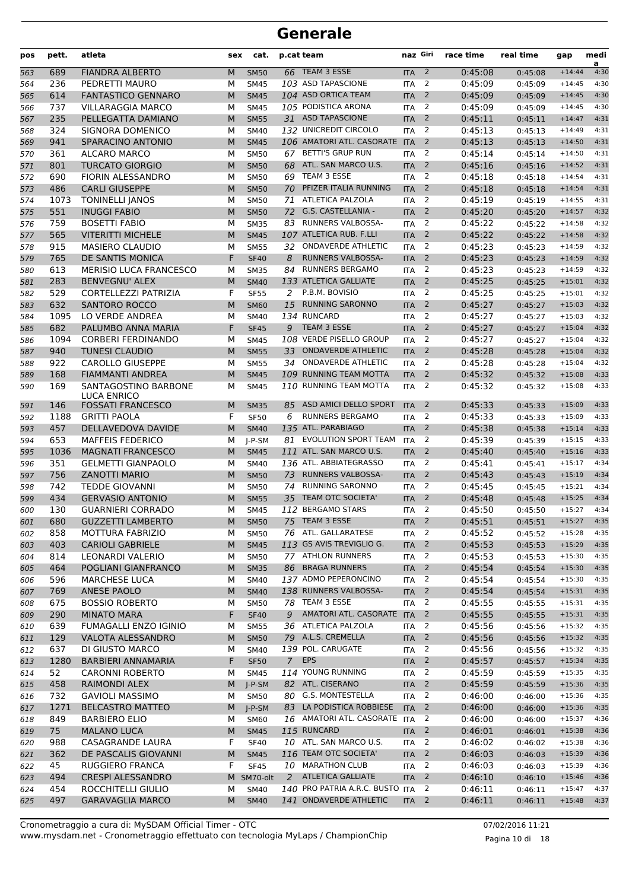# Generale

| pos | pett. | atleta | sex | cat. | p.cat | team | naz | Giri | race time | real time | gap | media |
|---|---|---|---|---|---|---|---|---|---|---|---|---|
| 563 | 689 | FIANDRA ALBERTO | M | SM50 | 66 | TEAM 3 ESSE | ITA | 2 | 0:45:08 | 0:45:08 | +14:44 | 4:30 |
| 564 | 236 | PEDRETTI MAURO | M | SM45 | 103 | ASD TAPASCIONE | ITA | 2 | 0:45:09 | 0:45:09 | +14:45 | 4:30 |
| 565 | 614 | FANTASTICO GENNARO | M | SM45 | 104 | ASD ORTICA TEAM | ITA | 2 | 0:45:09 | 0:45:09 | +14:45 | 4:30 |
| 566 | 737 | VILLARAGGIA MARCO | M | SM45 | 105 | PODISTICA ARONA | ITA | 2 | 0:45:09 | 0:45:09 | +14:45 | 4:30 |
| 567 | 235 | PELLEGATTA DAMIANO | M | SM55 | 31 | ASD TAPASCIONE | ITA | 2 | 0:45:11 | 0:45:11 | +14:47 | 4:31 |
| 568 | 324 | SIGNORA DOMENICO | M | SM40 | 132 | UNICREDIT CIRCOLO | ITA | 2 | 0:45:13 | 0:45:13 | +14:49 | 4:31 |
| 569 | 941 | SPARACINO ANTONIO | M | SM45 | 106 | AMATORI ATL. CASORATE | ITA | 2 | 0:45:13 | 0:45:13 | +14:50 | 4:31 |
| 570 | 361 | ALCARO MARCO | M | SM50 | 67 | BETTI'S GRUP RUN | ITA | 2 | 0:45:14 | 0:45:14 | +14:50 | 4:31 |
| 571 | 801 | TURCATO GIORGIO | M | SM50 | 68 | ATL. SAN MARCO U.S. | ITA | 2 | 0:45:16 | 0:45:16 | +14:52 | 4:31 |
| 572 | 690 | FIORIN ALESSANDRO | M | SM50 | 69 | TEAM 3 ESSE | ITA | 2 | 0:45:18 | 0:45:18 | +14:54 | 4:31 |
| 573 | 486 | CARLI GIUSEPPE | M | SM50 | 70 | PFIZER ITALIA RUNNING | ITA | 2 | 0:45:18 | 0:45:18 | +14:54 | 4:31 |
| 574 | 1073 | TONINELLI JANOS | M | SM50 | 71 | ATLETICA PALZOLA | ITA | 2 | 0:45:19 | 0:45:19 | +14:55 | 4:31 |
| 575 | 551 | INUGGI FABIO | M | SM50 | 72 | G.S. CASTELLANIA - | ITA | 2 | 0:45:20 | 0:45:20 | +14:57 | 4:32 |
| 576 | 759 | BOSETTI FABIO | M | SM35 | 83 | RUNNERS VALBOSSA- | ITA | 2 | 0:45:22 | 0:45:22 | +14:58 | 4:32 |
| 577 | 565 | VITERITTI MICHELE | M | SM45 | 107 | ATLETICA RUB. F.LLI | ITA | 2 | 0:45:22 | 0:45:22 | +14:58 | 4:32 |
| 578 | 915 | MASIERO CLAUDIO | M | SM55 | 32 | ONDAVERDE ATHLETIC | ITA | 2 | 0:45:23 | 0:45:23 | +14:59 | 4:32 |
| 579 | 765 | DE SANTIS MONICA | F | SF40 | 8 | RUNNERS VALBOSSA- | ITA | 2 | 0:45:23 | 0:45:23 | +14:59 | 4:32 |
| 580 | 613 | MERISIO LUCA FRANCESCO | M | SM35 | 84 | RUNNERS BERGAMO | ITA | 2 | 0:45:23 | 0:45:23 | +14:59 | 4:32 |
| 581 | 283 | BENVEGNU' ALEX | M | SM40 | 133 | ATLETICA GALLIATE | ITA | 2 | 0:45:25 | 0:45:25 | +15:01 | 4:32 |
| 582 | 529 | CORTELLEZZI PATRIZIA | F | SF55 | 2 | P.B.M. BOVISIO | ITA | 2 | 0:45:25 | 0:45:25 | +15:01 | 4:32 |
| 583 | 632 | SANTORO ROCCO | M | SM60 | 15 | RUNNING SARONNO | ITA | 2 | 0:45:27 | 0:45:27 | +15:03 | 4:32 |
| 584 | 1095 | LO VERDE ANDREA | M | SM40 | 134 | RUNCARD | ITA | 2 | 0:45:27 | 0:45:27 | +15:03 | 4:32 |
| 585 | 682 | PALUMBO ANNA MARIA | F | SF45 | 9 | TEAM 3 ESSE | ITA | 2 | 0:45:27 | 0:45:27 | +15:04 | 4:32 |
| 586 | 1094 | CORBERI FERDINANDO | M | SM45 | 108 | VERDE PISELLO GROUP | ITA | 2 | 0:45:27 | 0:45:27 | +15:04 | 4:32 |
| 587 | 940 | TUNESI CLAUDIO | M | SM55 | 33 | ONDAVERDE ATHLETIC | ITA | 2 | 0:45:28 | 0:45:28 | +15:04 | 4:32 |
| 588 | 922 | CAROLLO GIUSEPPE | M | SM55 | 34 | ONDAVERDE ATHLETIC | ITA | 2 | 0:45:28 | 0:45:28 | +15:04 | 4:32 |
| 589 | 168 | FIAMMANTI ANDREA | M | SM45 | 109 | RUNNING TEAM MOTTA | ITA | 2 | 0:45:32 | 0:45:32 | +15:08 | 4:33 |
| 590 | 169 | SANTAGOSTINO BARBONE LUCA ENRICO | M | SM45 | 110 | RUNNING TEAM MOTTA | ITA | 2 | 0:45:32 | 0:45:32 | +15:08 | 4:33 |
| 591 | 146 | FOSSATI FRANCESCO | M | SM35 | 85 | ASD AMICI DELLO SPORT | ITA | 2 | 0:45:33 | 0:45:33 | +15:09 | 4:33 |
| 592 | 1188 | GRITTI PAOLA | F | SF50 | 6 | RUNNERS BERGAMO | ITA | 2 | 0:45:33 | 0:45:33 | +15:09 | 4:33 |
| 593 | 457 | DELLAVEDOVA DAVIDE | M | SM40 | 135 | ATL. PARABIAGO | ITA | 2 | 0:45:38 | 0:45:38 | +15:14 | 4:33 |
| 594 | 653 | MAFFEIS FEDERICO | M | J-P-SM | 81 | EVOLUTION SPORT TEAM | ITA | 2 | 0:45:39 | 0:45:39 | +15:15 | 4:33 |
| 595 | 1036 | MAGNATI FRANCESCO | M | SM45 | 111 | ATL. SAN MARCO U.S. | ITA | 2 | 0:45:40 | 0:45:40 | +15:16 | 4:33 |
| 596 | 351 | GELMETTI GIANPAOLO | M | SM40 | 136 | ATL. ABBIATEGRASSO | ITA | 2 | 0:45:41 | 0:45:41 | +15:17 | 4:34 |
| 597 | 756 | ZANOTTI MARIO | M | SM50 | 73 | RUNNERS VALBOSSA- | ITA | 2 | 0:45:43 | 0:45:43 | +15:19 | 4:34 |
| 598 | 742 | TEDDE GIOVANNI | M | SM50 | 74 | RUNNING SARONNO | ITA | 2 | 0:45:45 | 0:45:45 | +15:21 | 4:34 |
| 599 | 434 | GERVASIO ANTONIO | M | SM55 | 35 | TEAM OTC SOCIETA' | ITA | 2 | 0:45:48 | 0:45:48 | +15:25 | 4:34 |
| 600 | 130 | GUARNIERI CORRADO | M | SM45 | 112 | BERGAMO STARS | ITA | 2 | 0:45:50 | 0:45:50 | +15:27 | 4:34 |
| 601 | 680 | GUZZETTI LAMBERTO | M | SM50 | 75 | TEAM 3 ESSE | ITA | 2 | 0:45:51 | 0:45:51 | +15:27 | 4:35 |
| 602 | 858 | MOTTURA FABRIZIO | M | SM50 | 76 | ATL. GALLARATESE | ITA | 2 | 0:45:52 | 0:45:52 | +15:28 | 4:35 |
| 603 | 403 | CARIOLI GABRIELE | M | SM45 | 113 | GS AVIS TREVIGLIO G. | ITA | 2 | 0:45:53 | 0:45:53 | +15:29 | 4:35 |
| 604 | 814 | LEONARDI VALERIO | M | SM50 | 77 | ATHLON RUNNERS | ITA | 2 | 0:45:53 | 0:45:53 | +15:30 | 4:35 |
| 605 | 464 | POGLIANI GIANFRANCO | M | SM35 | 86 | BRAGA RUNNERS | ITA | 2 | 0:45:54 | 0:45:54 | +15:30 | 4:35 |
| 606 | 596 | MARCHESE LUCA | M | SM40 | 137 | ADMO PEPERONCINO | ITA | 2 | 0:45:54 | 0:45:54 | +15:30 | 4:35 |
| 607 | 769 | ANESE PAOLO | M | SM40 | 138 | RUNNERS VALBOSSA- | ITA | 2 | 0:45:54 | 0:45:54 | +15:31 | 4:35 |
| 608 | 675 | BOSSIO ROBERTO | M | SM50 | 78 | TEAM 3 ESSE | ITA | 2 | 0:45:55 | 0:45:55 | +15:31 | 4:35 |
| 609 | 290 | MINATO MARA | F | SF40 | 9 | AMATORI ATL. CASORATE | ITA | 2 | 0:45:55 | 0:45:55 | +15:31 | 4:35 |
| 610 | 639 | FUMAGALLI ENZO IGINIO | M | SM55 | 36 | ATLETICA PALZOLA | ITA | 2 | 0:45:56 | 0:45:56 | +15:32 | 4:35 |
| 611 | 129 | VALOTA ALESSANDRO | M | SM50 | 79 | A.L.S. CREMELLA | ITA | 2 | 0:45:56 | 0:45:56 | +15:32 | 4:35 |
| 612 | 637 | DI GIUSTO MARCO | M | SM40 | 139 | POL. CARUGATE | ITA | 2 | 0:45:56 | 0:45:56 | +15:32 | 4:35 |
| 613 | 1280 | BARBIERI ANNAMARIA | F | SF50 | 7 | EPS | ITA | 2 | 0:45:57 | 0:45:57 | +15:34 | 4:35 |
| 614 | 52 | CARONNI ROBERTO | M | SM45 | 114 | YOUNG RUNNING | ITA | 2 | 0:45:59 | 0:45:59 | +15:35 | 4:35 |
| 615 | 458 | RAIMONDI ALEX | M | J-P-SM | 82 | ATL. CISERANO | ITA | 2 | 0:45:59 | 0:45:59 | +15:36 | 4:35 |
| 616 | 732 | GAVIOLI MASSIMO | M | SM50 | 80 | G.S. MONTESTELLA | ITA | 2 | 0:46:00 | 0:46:00 | +15:36 | 4:35 |
| 617 | 1271 | BELCASTRO MATTEO | M | J-P-SM | 83 | LA PODISTICA ROBBIESE | ITA | 2 | 0:46:00 | 0:46:00 | +15:36 | 4:35 |
| 618 | 849 | BARBIERO ELIO | M | SM60 | 16 | AMATORI ATL. CASORATE | ITA | 2 | 0:46:00 | 0:46:00 | +15:37 | 4:36 |
| 619 | 75 | MALANO LUCA | M | SM45 | 115 | RUNCARD | ITA | 2 | 0:46:01 | 0:46:01 | +15:38 | 4:36 |
| 620 | 988 | CASAGRANDE LAURA | F | SF40 | 10 | ATL. SAN MARCO U.S. | ITA | 2 | 0:46:02 | 0:46:02 | +15:38 | 4:36 |
| 621 | 362 | DE PASCALIS GIOVANNI | M | SM45 | 116 | TEAM OTC SOCIETA' | ITA | 2 | 0:46:03 | 0:46:03 | +15:39 | 4:36 |
| 622 | 45 | RUGGIERO FRANCA | F | SF45 | 10 | MARATHON CLUB | ITA | 2 | 0:46:03 | 0:46:03 | +15:39 | 4:36 |
| 623 | 494 | CRESPI ALESSANDRO | M | SM70-olt | 2 | ATLETICA GALLIATE | ITA | 2 | 0:46:10 | 0:46:10 | +15:46 | 4:36 |
| 624 | 454 | ROCCHITELLI GIULIO | M | SM40 | 140 | PRO PATRIA A.R.C. BUSTO | ITA | 2 | 0:46:11 | 0:46:11 | +15:47 | 4:37 |
| 625 | 497 | GARAVAGLIA MARCO | M | SM40 | 141 | ONDAVERDE ATHLETIC | ITA | 2 | 0:46:11 | 0:46:11 | +15:48 | 4:37 |

Cronometraggio a cura di: MySDAM Official Timer - OTC
www.mysdam.net - Cronometraggio effettuato con tecnologia MyLaps / ChampionChip

07/02/2016 11:21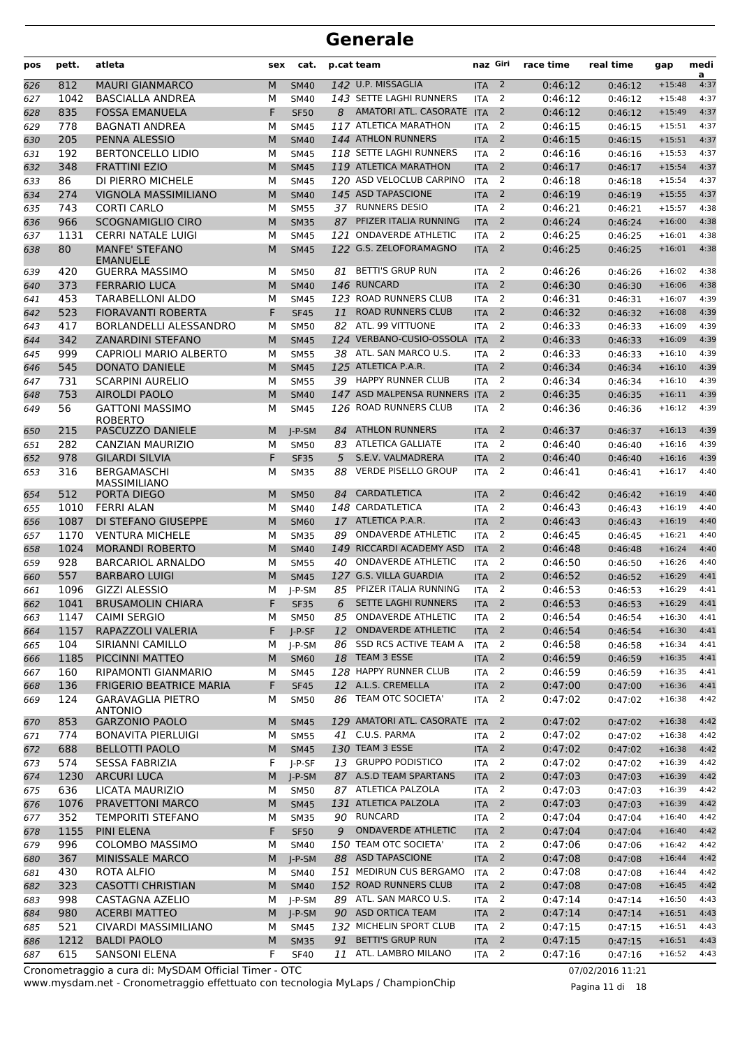# Generale

| pos | pett. | atleta | sex | cat. | p.cat | team | naz | Giri | race time | real time | gap | media |
|---|---|---|---|---|---|---|---|---|---|---|---|---|
| 626 | 812 | MAURI GIANMARCO | M | SM40 | 142 | U.P. MISSAGLIA | ITA | 2 | 0:46:12 | 0:46:12 | +15:48 | 4:37 |
| 627 | 1042 | BASCIALLA ANDREA | M | SM40 | 143 | SETTE LAGHI RUNNERS | ITA | 2 | 0:46:12 | 0:46:12 | +15:48 | 4:37 |
| 628 | 835 | FOSSA EMANUELA | F | SF50 | 8 | AMATORI ATL. CASORATE | ITA | 2 | 0:46:12 | 0:46:12 | +15:49 | 4:37 |
| 629 | 778 | BAGNATI ANDREA | M | SM45 | 117 | ATLETICA MARATHON | ITA | 2 | 0:46:15 | 0:46:15 | +15:51 | 4:37 |
| 630 | 205 | PENNA ALESSIO | M | SM40 | 144 | ATHLON RUNNERS | ITA | 2 | 0:46:15 | 0:46:15 | +15:51 | 4:37 |
| 631 | 192 | BERTONCELLO LIDIO | M | SM45 | 118 | SETTE LAGHI RUNNERS | ITA | 2 | 0:46:16 | 0:46:16 | +15:53 | 4:37 |
| 632 | 348 | FRATTINI EZIO | M | SM45 | 119 | ATLETICA MARATHON | ITA | 2 | 0:46:17 | 0:46:17 | +15:54 | 4:37 |
| 633 | 86 | DI PIERRO MICHELE | M | SM45 | 120 | ASD VELOCLUB CARPINO | ITA | 2 | 0:46:18 | 0:46:18 | +15:54 | 4:37 |
| 634 | 274 | VIGNOLA MASSIMILIANO | M | SM40 | 145 | ASD TAPASCIONE | ITA | 2 | 0:46:19 | 0:46:19 | +15:55 | 4:37 |
| 635 | 743 | CORTI CARLO | M | SM55 | 37 | RUNNERS DESIO | ITA | 2 | 0:46:21 | 0:46:21 | +15:57 | 4:38 |
| 636 | 966 | SCOGNAMIGLIO CIRO | M | SM35 | 87 | PFIZER ITALIA RUNNING | ITA | 2 | 0:46:24 | 0:46:24 | +16:00 | 4:38 |
| 637 | 1131 | CERRI NATALE LUIGI | M | SM45 | 121 | ONDAVERDE ATHLETIC | ITA | 2 | 0:46:25 | 0:46:25 | +16:01 | 4:38 |
| 638 | 80 | MANFE' STEFANO EMANUELE | M | SM45 | 122 | G.S. ZELOFORAMAGNO | ITA | 2 | 0:46:25 | 0:46:25 | +16:01 | 4:38 |
| 639 | 420 | GUERRA MASSIMO | M | SM50 | 81 | BETTI'S GRUP RUN | ITA | 2 | 0:46:26 | 0:46:26 | +16:02 | 4:38 |
| 640 | 373 | FERRARIO LUCA | M | SM40 | 146 | RUNCARD | ITA | 2 | 0:46:30 | 0:46:30 | +16:06 | 4:38 |
| 641 | 453 | TARABELLONI ALDO | M | SM45 | 123 | ROAD RUNNERS CLUB | ITA | 2 | 0:46:31 | 0:46:31 | +16:07 | 4:39 |
| 642 | 523 | FIORAVANTI ROBERTA | F | SF45 | 11 | ROAD RUNNERS CLUB | ITA | 2 | 0:46:32 | 0:46:32 | +16:08 | 4:39 |
| 643 | 417 | BORLANDELLI ALESSANDRO | M | SM50 | 82 | ATL. 99 VITTUONE | ITA | 2 | 0:46:33 | 0:46:33 | +16:09 | 4:39 |
| 644 | 342 | ZANARDINI STEFANO | M | SM45 | 124 | VERBANO-CUSIO-OSSOLA | ITA | 2 | 0:46:33 | 0:46:33 | +16:09 | 4:39 |
| 645 | 999 | CAPRIOLI MARIO ALBERTO | M | SM55 | 38 | ATL. SAN MARCO U.S. | ITA | 2 | 0:46:33 | 0:46:33 | +16:10 | 4:39 |
| 646 | 545 | DONATO DANIELE | M | SM45 | 125 | ATLETICA P.A.R. | ITA | 2 | 0:46:34 | 0:46:34 | +16:10 | 4:39 |
| 647 | 731 | SCARPINI AURELIO | M | SM55 | 39 | HAPPY RUNNER CLUB | ITA | 2 | 0:46:34 | 0:46:34 | +16:10 | 4:39 |
| 648 | 753 | AIROLDI PAOLO | M | SM40 | 147 | ASD MALPENSA RUNNERS | ITA | 2 | 0:46:35 | 0:46:35 | +16:11 | 4:39 |
| 649 | 56 | GATTONI MASSIMO ROBERTO | M | SM45 | 126 | ROAD RUNNERS CLUB | ITA | 2 | 0:46:36 | 0:46:36 | +16:12 | 4:39 |
| 650 | 215 | PASCUZZO DANIELE | M | J-P-SM | 84 | ATHLON RUNNERS | ITA | 2 | 0:46:37 | 0:46:37 | +16:13 | 4:39 |
| 651 | 282 | CANZIAN MAURIZIO | M | SM50 | 83 | ATLETICA GALLIATE | ITA | 2 | 0:46:40 | 0:46:40 | +16:16 | 4:39 |
| 652 | 978 | GILARDI SILVIA | F | SF35 | 5 | S.E.V. VALMADRERA | ITA | 2 | 0:46:40 | 0:46:40 | +16:16 | 4:39 |
| 653 | 316 | BERGAMASCHI MASSIMILIANO | M | SM35 | 88 | VERDE PISELLO GROUP | ITA | 2 | 0:46:41 | 0:46:41 | +16:17 | 4:40 |
| 654 | 512 | PORTA DIEGO | M | SM50 | 84 | CARDATLETICA | ITA | 2 | 0:46:42 | 0:46:42 | +16:19 | 4:40 |
| 655 | 1010 | FERRI ALAN | M | SM40 | 148 | CARDATLETICA | ITA | 2 | 0:46:43 | 0:46:43 | +16:19 | 4:40 |
| 656 | 1087 | DI STEFANO GIUSEPPE | M | SM60 | 17 | ATLETICA P.A.R. | ITA | 2 | 0:46:43 | 0:46:43 | +16:19 | 4:40 |
| 657 | 1170 | VENTURA MICHELE | M | SM35 | 89 | ONDAVERDE ATHLETIC | ITA | 2 | 0:46:45 | 0:46:45 | +16:21 | 4:40 |
| 658 | 1024 | MORANDI ROBERTO | M | SM40 | 149 | RICCARDI ACADEMY ASD | ITA | 2 | 0:46:48 | 0:46:48 | +16:24 | 4:40 |
| 659 | 928 | BARCARIOL ARNALDO | M | SM55 | 40 | ONDAVERDE ATHLETIC | ITA | 2 | 0:46:50 | 0:46:50 | +16:26 | 4:40 |
| 660 | 557 | BARBARO LUIGI | M | SM45 | 127 | G.S. VILLA GUARDIA | ITA | 2 | 0:46:52 | 0:46:52 | +16:29 | 4:41 |
| 661 | 1096 | GIZZI ALESSIO | M | J-P-SM | 85 | PFIZER ITALIA RUNNING | ITA | 2 | 0:46:53 | 0:46:53 | +16:29 | 4:41 |
| 662 | 1041 | BRUSAMOLIN CHIARA | F | SF35 | 6 | SETTE LAGHI RUNNERS | ITA | 2 | 0:46:53 | 0:46:53 | +16:29 | 4:41 |
| 663 | 1147 | CAIMI SERGIO | M | SM50 | 85 | ONDAVERDE ATHLETIC | ITA | 2 | 0:46:54 | 0:46:54 | +16:30 | 4:41 |
| 664 | 1157 | RAPAZZOLI VALERIA | F | J-P-SF | 12 | ONDAVERDE ATHLETIC | ITA | 2 | 0:46:54 | 0:46:54 | +16:30 | 4:41 |
| 665 | 104 | SIRIANNI CAMILLO | M | J-P-SM | 86 | SSD RCS ACTIVE TEAM A | ITA | 2 | 0:46:58 | 0:46:58 | +16:34 | 4:41 |
| 666 | 1185 | PICCINNI MATTEO | M | SM60 | 18 | TEAM 3 ESSE | ITA | 2 | 0:46:59 | 0:46:59 | +16:35 | 4:41 |
| 667 | 160 | RIPAMONTI GIANMARIO | M | SM45 | 128 | HAPPY RUNNER CLUB | ITA | 2 | 0:46:59 | 0:46:59 | +16:35 | 4:41 |
| 668 | 136 | FRIGERIO BEATRICE MARIA | F | SF45 | 12 | A.L.S. CREMELLA | ITA | 2 | 0:47:00 | 0:47:00 | +16:36 | 4:41 |
| 669 | 124 | GARAVAGLIA PIETRO ANTONIO | M | SM50 | 86 | TEAM OTC SOCIETA' | ITA | 2 | 0:47:02 | 0:47:02 | +16:38 | 4:42 |
| 670 | 853 | GARZONIO PAOLO | M | SM45 | 129 | AMATORI ATL. CASORATE | ITA | 2 | 0:47:02 | 0:47:02 | +16:38 | 4:42 |
| 671 | 774 | BONAVITA PIERLUIGI | M | SM55 | 41 | C.U.S. PARMA | ITA | 2 | 0:47:02 | 0:47:02 | +16:38 | 4:42 |
| 672 | 688 | BELLOTTI PAOLO | M | SM45 | 130 | TEAM 3 ESSE | ITA | 2 | 0:47:02 | 0:47:02 | +16:38 | 4:42 |
| 673 | 574 | SESSA FABRIZIA | F | J-P-SF | 13 | GRUPPO PODISTICO | ITA | 2 | 0:47:02 | 0:47:02 | +16:39 | 4:42 |
| 674 | 1230 | ARCURI LUCA | M | J-P-SM | 87 | A.S.D TEAM SPARTANS | ITA | 2 | 0:47:03 | 0:47:03 | +16:39 | 4:42 |
| 675 | 636 | LICATA MAURIZIO | M | SM50 | 87 | ATLETICA PALZOLA | ITA | 2 | 0:47:03 | 0:47:03 | +16:39 | 4:42 |
| 676 | 1076 | PRAVETTONI MARCO | M | SM45 | 131 | ATLETICA PALZOLA | ITA | 2 | 0:47:03 | 0:47:03 | +16:39 | 4:42 |
| 677 | 352 | TEMPORITI STEFANO | M | SM35 | 90 | RUNCARD | ITA | 2 | 0:47:04 | 0:47:04 | +16:40 | 4:42 |
| 678 | 1155 | PINI ELENA | F | SF50 | 9 | ONDAVERDE ATHLETIC | ITA | 2 | 0:47:04 | 0:47:04 | +16:40 | 4:42 |
| 679 | 996 | COLOMBO MASSIMO | M | SM40 | 150 | TEAM OTC SOCIETA' | ITA | 2 | 0:47:06 | 0:47:06 | +16:42 | 4:42 |
| 680 | 367 | MINISSALE MARCO | M | J-P-SM | 88 | ASD TAPASCIONE | ITA | 2 | 0:47:08 | 0:47:08 | +16:44 | 4:42 |
| 681 | 430 | ROTA ALFIO | M | SM40 | 151 | MEDIRUN CUS BERGAMO | ITA | 2 | 0:47:08 | 0:47:08 | +16:44 | 4:42 |
| 682 | 323 | CASOTTI CHRISTIAN | M | SM40 | 152 | ROAD RUNNERS CLUB | ITA | 2 | 0:47:08 | 0:47:08 | +16:45 | 4:42 |
| 683 | 998 | CASTAGNA AZELIO | M | J-P-SM | 89 | ATL. SAN MARCO U.S. | ITA | 2 | 0:47:14 | 0:47:14 | +16:50 | 4:43 |
| 684 | 980 | ACERBI MATTEO | M | J-P-SM | 90 | ASD ORTICA TEAM | ITA | 2 | 0:47:14 | 0:47:14 | +16:51 | 4:43 |
| 685 | 521 | CIVARDI MASSIMILIANO | M | SM45 | 132 | MICHELIN SPORT CLUB | ITA | 2 | 0:47:15 | 0:47:15 | +16:51 | 4:43 |
| 686 | 1212 | BALDI PAOLO | M | SM35 | 91 | BETTI'S GRUP RUN | ITA | 2 | 0:47:15 | 0:47:15 | +16:51 | 4:43 |
| 687 | 615 | SANSONI ELENA | F | SF40 | 11 | ATL. LAMBRO MILANO | ITA | 2 | 0:47:16 | 0:47:16 | +16:52 | 4:43 |

Cronometraggio a cura di: MySDAM Official Timer - OTC

www.mysdam.net - Cronometraggio effettuato con tecnologia MyLaps / ChampionChip

07/02/2016 11:21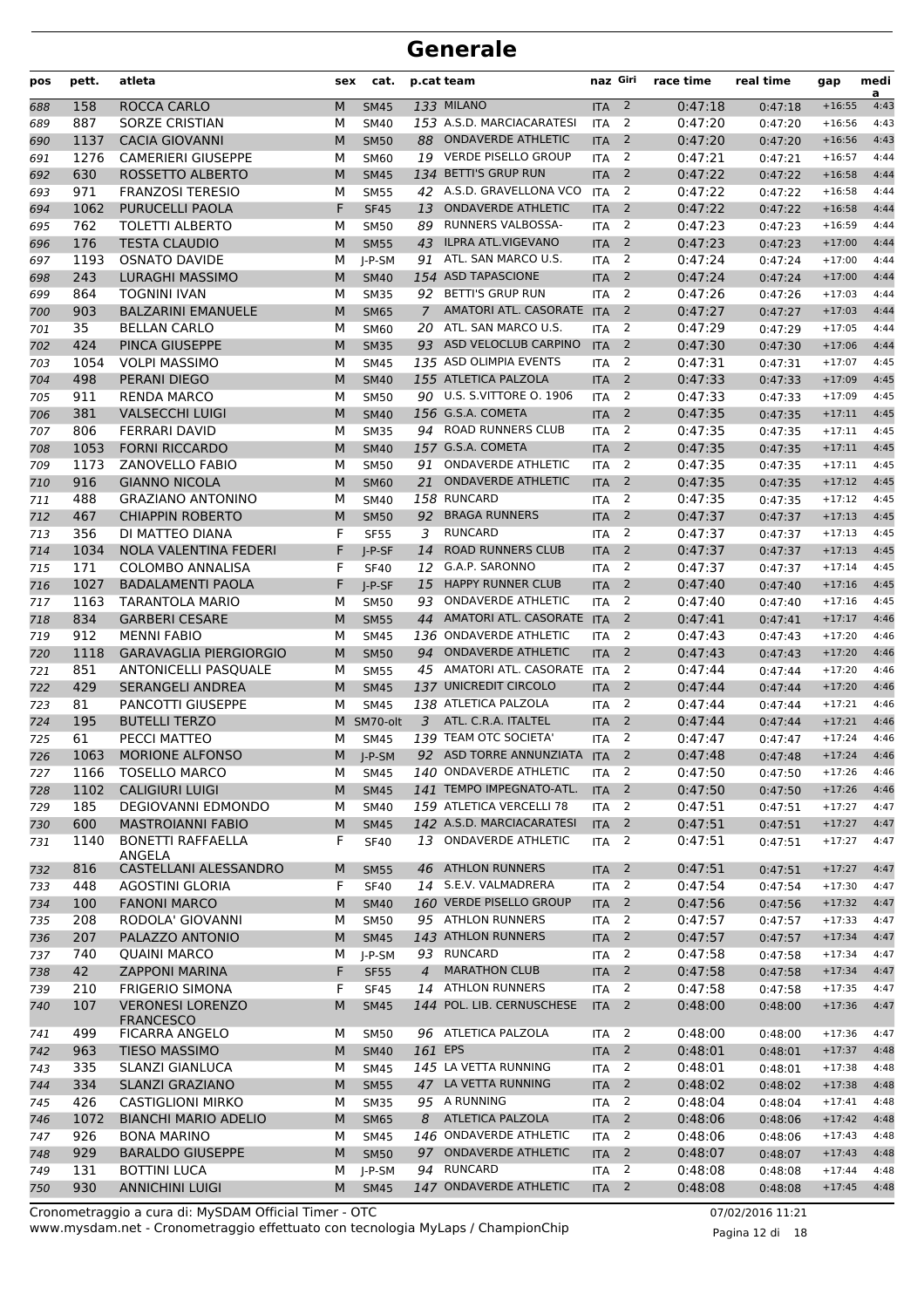# Generale

| pos | pett. | atleta | sex | cat. | p.cat | team | naz | Giri | race time | real time | gap | media |
|---|---|---|---|---|---|---|---|---|---|---|---|---|
| 688 | 158 | ROCCA CARLO | M | SM45 | 133 | MILANO | ITA | 2 | 0:47:18 | 0:47:18 | +16:55 | 4:43 |
| 689 | 887 | SORZE CRISTIAN | M | SM40 | 153 | A.S.D. MARCIACARATESI | ITA | 2 | 0:47:20 | 0:47:20 | +16:56 | 4:43 |
| 690 | 1137 | CACIA GIOVANNI | M | SM50 | 88 | ONDAVERDE ATHLETIC | ITA | 2 | 0:47:20 | 0:47:20 | +16:56 | 4:43 |
| 691 | 1276 | CAMERIERI GIUSEPPE | M | SM60 | 19 | VERDE PISELLO GROUP | ITA | 2 | 0:47:21 | 0:47:21 | +16:57 | 4:44 |
| 692 | 630 | ROSSETTO ALBERTO | M | SM45 | 134 | BETTI'S GRUP RUN | ITA | 2 | 0:47:22 | 0:47:22 | +16:58 | 4:44 |
| 693 | 971 | FRANZOSI TERESIO | M | SM55 | 42 | A.S.D. GRAVELLONA VCO | ITA | 2 | 0:47:22 | 0:47:22 | +16:58 | 4:44 |
| 694 | 1062 | PURUCELLI PAOLA | F | SF45 | 13 | ONDAVERDE ATHLETIC | ITA | 2 | 0:47:22 | 0:47:22 | +16:58 | 4:44 |
| 695 | 762 | TOLETTI ALBERTO | M | SM50 | 89 | RUNNERS VALBOSSA- | ITA | 2 | 0:47:23 | 0:47:23 | +16:59 | 4:44 |
| 696 | 176 | TESTA CLAUDIO | M | SM55 | 43 | ILPRA ATL.VIGEVANO | ITA | 2 | 0:47:23 | 0:47:23 | +17:00 | 4:44 |
| 697 | 1193 | OSNATO DAVIDE | M | J-P-SM | 91 | ATL. SAN MARCO U.S. | ITA | 2 | 0:47:24 | 0:47:24 | +17:00 | 4:44 |
| 698 | 243 | LURAGHI MASSIMO | M | SM40 | 154 | ASD TAPASCIONE | ITA | 2 | 0:47:24 | 0:47:24 | +17:00 | 4:44 |
| 699 | 864 | TOGNINI IVAN | M | SM35 | 92 | BETTI'S GRUP RUN | ITA | 2 | 0:47:26 | 0:47:26 | +17:03 | 4:44 |
| 700 | 903 | BALZARINI EMANUELE | M | SM65 | 7 | AMATORI ATL. CASORATE | ITA | 2 | 0:47:27 | 0:47:27 | +17:03 | 4:44 |
| 701 | 35 | BELLAN CARLO | M | SM60 | 20 | ATL. SAN MARCO U.S. | ITA | 2 | 0:47:29 | 0:47:29 | +17:05 | 4:44 |
| 702 | 424 | PINCA GIUSEPPE | M | SM35 | 93 | ASD VELOCLUB CARPINO | ITA | 2 | 0:47:30 | 0:47:30 | +17:06 | 4:44 |
| 703 | 1054 | VOLPI MASSIMO | M | SM45 | 135 | ASD OLIMPIA EVENTS | ITA | 2 | 0:47:31 | 0:47:31 | +17:07 | 4:45 |
| 704 | 498 | PERANI DIEGO | M | SM40 | 155 | ATLETICA PALZOLA | ITA | 2 | 0:47:33 | 0:47:33 | +17:09 | 4:45 |
| 705 | 911 | RENDA MARCO | M | SM50 | 90 | U.S. S.VITTORE O. 1906 | ITA | 2 | 0:47:33 | 0:47:33 | +17:09 | 4:45 |
| 706 | 381 | VALSECCHI LUIGI | M | SM40 | 156 | G.S.A. COMETA | ITA | 2 | 0:47:35 | 0:47:35 | +17:11 | 4:45 |
| 707 | 806 | FERRARI DAVID | M | SM35 | 94 | ROAD RUNNERS CLUB | ITA | 2 | 0:47:35 | 0:47:35 | +17:11 | 4:45 |
| 708 | 1053 | FORNI RICCARDO | M | SM40 | 157 | G.S.A. COMETA | ITA | 2 | 0:47:35 | 0:47:35 | +17:11 | 4:45 |
| 709 | 1173 | ZANOVELLO FABIO | M | SM50 | 91 | ONDAVERDE ATHLETIC | ITA | 2 | 0:47:35 | 0:47:35 | +17:11 | 4:45 |
| 710 | 916 | GIANNO NICOLA | M | SM60 | 21 | ONDAVERDE ATHLETIC | ITA | 2 | 0:47:35 | 0:47:35 | +17:12 | 4:45 |
| 711 | 488 | GRAZIANO ANTONINO | M | SM40 | 158 | RUNCARD | ITA | 2 | 0:47:35 | 0:47:35 | +17:12 | 4:45 |
| 712 | 467 | CHIAPPIN ROBERTO | M | SM50 | 92 | BRAGA RUNNERS | ITA | 2 | 0:47:37 | 0:47:37 | +17:13 | 4:45 |
| 713 | 356 | DI MATTEO DIANA | F | SF55 | 3 | RUNCARD | ITA | 2 | 0:47:37 | 0:47:37 | +17:13 | 4:45 |
| 714 | 1034 | NOLA VALENTINA FEDERI | F | J-P-SF | 14 | ROAD RUNNERS CLUB | ITA | 2 | 0:47:37 | 0:47:37 | +17:13 | 4:45 |
| 715 | 171 | COLOMBO ANNALISA | F | SF40 | 12 | G.A.P. SARONNO | ITA | 2 | 0:47:37 | 0:47:37 | +17:14 | 4:45 |
| 716 | 1027 | BADALAMENTI PAOLA | F | J-P-SF | 15 | HAPPY RUNNER CLUB | ITA | 2 | 0:47:40 | 0:47:40 | +17:16 | 4:45 |
| 717 | 1163 | TARANTOLA MARIO | M | SM50 | 93 | ONDAVERDE ATHLETIC | ITA | 2 | 0:47:40 | 0:47:40 | +17:16 | 4:45 |
| 718 | 834 | GARBERI CESARE | M | SM55 | 44 | AMATORI ATL. CASORATE | ITA | 2 | 0:47:41 | 0:47:41 | +17:17 | 4:46 |
| 719 | 912 | MENNI FABIO | M | SM45 | 136 | ONDAVERDE ATHLETIC | ITA | 2 | 0:47:43 | 0:47:43 | +17:20 | 4:46 |
| 720 | 1118 | GARAVAGLIA PIERGIORGIO | M | SM50 | 94 | ONDAVERDE ATHLETIC | ITA | 2 | 0:47:43 | 0:47:43 | +17:20 | 4:46 |
| 721 | 851 | ANTONICELLI PASQUALE | M | SM55 | 45 | AMATORI ATL. CASORATE | ITA | 2 | 0:47:44 | 0:47:44 | +17:20 | 4:46 |
| 722 | 429 | SERANGELI ANDREA | M | SM45 | 137 | UNICREDIT CIRCOLO | ITA | 2 | 0:47:44 | 0:47:44 | +17:20 | 4:46 |
| 723 | 81 | PANCOTTI GIUSEPPE | M | SM45 | 138 | ATLETICA PALZOLA | ITA | 2 | 0:47:44 | 0:47:44 | +17:21 | 4:46 |
| 724 | 195 | BUTELLI TERZO | M | SM70-olt | 3 | ATL. C.R.A. ITALTEL | ITA | 2 | 0:47:44 | 0:47:44 | +17:21 | 4:46 |
| 725 | 61 | PECCI MATTEO | M | SM45 | 139 | TEAM OTC SOCIETA' | ITA | 2 | 0:47:47 | 0:47:47 | +17:24 | 4:46 |
| 726 | 1063 | MORIONE ALFONSO | M | J-P-SM | 92 | ASD TORRE ANNUNZIATA | ITA | 2 | 0:47:48 | 0:47:48 | +17:24 | 4:46 |
| 727 | 1166 | TOSELLO MARCO | M | SM45 | 140 | ONDAVERDE ATHLETIC | ITA | 2 | 0:47:50 | 0:47:50 | +17:26 | 4:46 |
| 728 | 1102 | CALIGIURI LUIGI | M | SM45 | 141 | TEMPO IMPEGNATO-ATL. | ITA | 2 | 0:47:50 | 0:47:50 | +17:26 | 4:46 |
| 729 | 185 | DEGIOVANNI EDMONDO | M | SM40 | 159 | ATLETICA VERCELLI 78 | ITA | 2 | 0:47:51 | 0:47:51 | +17:27 | 4:47 |
| 730 | 600 | MASTROIANNI FABIO | M | SM45 | 142 | A.S.D. MARCIACARATESI | ITA | 2 | 0:47:51 | 0:47:51 | +17:27 | 4:47 |
| 731 | 1140 | BONETTI RAFFAELLA ANGELA | F | SF40 | 13 | ONDAVERDE ATHLETIC | ITA | 2 | 0:47:51 | 0:47:51 | +17:27 | 4:47 |
| 732 | 816 | CASTELLANI ALESSANDRO | M | SM55 | 46 | ATHLON RUNNERS | ITA | 2 | 0:47:51 | 0:47:51 | +17:27 | 4:47 |
| 733 | 448 | AGOSTINI GLORIA | F | SF40 | 14 | S.E.V. VALMADRERA | ITA | 2 | 0:47:54 | 0:47:54 | +17:30 | 4:47 |
| 734 | 100 | FANONI MARCO | M | SM40 | 160 | VERDE PISELLO GROUP | ITA | 2 | 0:47:56 | 0:47:56 | +17:32 | 4:47 |
| 735 | 208 | RODOLA' GIOVANNI | M | SM50 | 95 | ATHLON RUNNERS | ITA | 2 | 0:47:57 | 0:47:57 | +17:33 | 4:47 |
| 736 | 207 | PALAZZO ANTONIO | M | SM45 | 143 | ATHLON RUNNERS | ITA | 2 | 0:47:57 | 0:47:57 | +17:34 | 4:47 |
| 737 | 740 | QUAINI MARCO | M | J-P-SM | 93 | RUNCARD | ITA | 2 | 0:47:58 | 0:47:58 | +17:34 | 4:47 |
| 738 | 42 | ZAPPONI MARINA | F | SF55 | 4 | MARATHON CLUB | ITA | 2 | 0:47:58 | 0:47:58 | +17:34 | 4:47 |
| 739 | 210 | FRIGERIO SIMONA | F | SF45 | 14 | ATHLON RUNNERS | ITA | 2 | 0:47:58 | 0:47:58 | +17:35 | 4:47 |
| 740 | 107 | VERONESI LORENZO FRANCESCO | M | SM45 | 144 | POL. LIB. CERNUSCHESE | ITA | 2 | 0:48:00 | 0:48:00 | +17:36 | 4:47 |
| 741 | 499 | FICARRA ANGELO | M | SM50 | 96 | ATLETICA PALZOLA | ITA | 2 | 0:48:00 | 0:48:00 | +17:36 | 4:47 |
| 742 | 963 | TIESO MASSIMO | M | SM40 | 161 | EPS | ITA | 2 | 0:48:01 | 0:48:01 | +17:37 | 4:48 |
| 743 | 335 | SLANZI GIANLUCA | M | SM45 | 145 | LA VETTA RUNNING | ITA | 2 | 0:48:01 | 0:48:01 | +17:38 | 4:48 |
| 744 | 334 | SLANZI GRAZIANO | M | SM55 | 47 | LA VETTA RUNNING | ITA | 2 | 0:48:02 | 0:48:02 | +17:38 | 4:48 |
| 745 | 426 | CASTIGLIONI MIRKO | M | SM35 | 95 | A RUNNING | ITA | 2 | 0:48:04 | 0:48:04 | +17:41 | 4:48 |
| 746 | 1072 | BIANCHI MARIO ADELIO | M | SM65 | 8 | ATLETICA PALZOLA | ITA | 2 | 0:48:06 | 0:48:06 | +17:42 | 4:48 |
| 747 | 926 | BONA MARINO | M | SM45 | 146 | ONDAVERDE ATHLETIC | ITA | 2 | 0:48:06 | 0:48:06 | +17:43 | 4:48 |
| 748 | 929 | BARALDO GIUSEPPE | M | SM50 | 97 | ONDAVERDE ATHLETIC | ITA | 2 | 0:48:07 | 0:48:07 | +17:43 | 4:48 |
| 749 | 131 | BOTTINI LUCA | M | J-P-SM | 94 | RUNCARD | ITA | 2 | 0:48:08 | 0:48:08 | +17:44 | 4:48 |
| 750 | 930 | ANNICHINI LUIGI | M | SM45 | 147 | ONDAVERDE ATHLETIC | ITA | 2 | 0:48:08 | 0:48:08 | +17:45 | 4:48 |

Cronometraggio a cura di: MySDAM Official Timer - OTC
www.mysdam.net - Cronometraggio effettuato con tecnologia MyLaps / ChampionChip
07/02/2016 11:21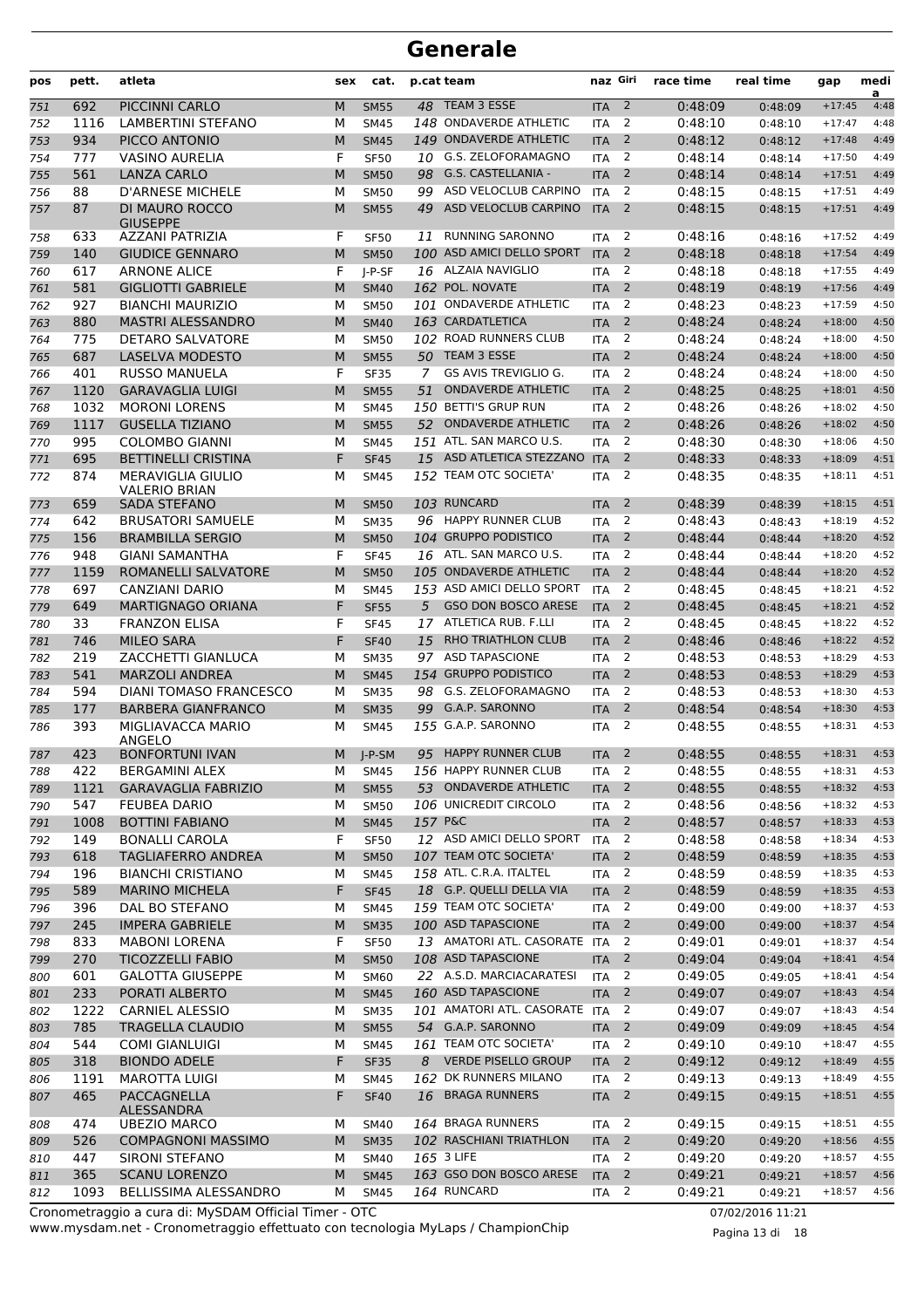# Generale

| pos | pett. | atleta | sex | cat. | p.cat | team | naz | Giri | race time | real time | gap | media |
|---|---|---|---|---|---|---|---|---|---|---|---|---|
| 751 | 692 | PICCINNI CARLO | M | SM55 | 48 | TEAM 3 ESSE | ITA | 2 | 0:48:09 | 0:48:09 | +17:45 | 4:48 |
| 752 | 1116 | LAMBERTINI STEFANO | M | SM45 | 148 | ONDAVERDE ATHLETIC | ITA | 2 | 0:48:10 | 0:48:10 | +17:47 | 4:48 |
| 753 | 934 | PICCO ANTONIO | M | SM45 | 149 | ONDAVERDE ATHLETIC | ITA | 2 | 0:48:12 | 0:48:12 | +17:48 | 4:49 |
| 754 | 777 | VASINO AURELIA | F | SF50 | 10 | G.S. ZELOFORAMAGNO | ITA | 2 | 0:48:14 | 0:48:14 | +17:50 | 4:49 |
| 755 | 561 | LANZA CARLO | M | SM50 | 98 | G.S. CASTELLANIA - | ITA | 2 | 0:48:14 | 0:48:14 | +17:51 | 4:49 |
| 756 | 88 | D'ARNESE MICHELE | M | SM50 | 99 | ASD VELOCLUB CARPINO | ITA | 2 | 0:48:15 | 0:48:15 | +17:51 | 4:49 |
| 757 | 87 | DI MAURO ROCCO GIUSEPPE | M | SM55 | 49 | ASD VELOCLUB CARPINO | ITA | 2 | 0:48:15 | 0:48:15 | +17:51 | 4:49 |
| 758 | 633 | AZZANI PATRIZIA | F | SF50 | 11 | RUNNING SARONNO | ITA | 2 | 0:48:16 | 0:48:16 | +17:52 | 4:49 |
| 759 | 140 | GIUDICE GENNARO | M | SM50 | 100 | ASD AMICI DELLO SPORT | ITA | 2 | 0:48:18 | 0:48:18 | +17:54 | 4:49 |
| 760 | 617 | ARNONE ALICE | F | J-P-SF | 16 | ALZAIA NAVIGLIO | ITA | 2 | 0:48:18 | 0:48:18 | +17:55 | 4:49 |
| 761 | 581 | GIGLIOTTI GABRIELE | M | SM40 | 162 | POL. NOVATE | ITA | 2 | 0:48:19 | 0:48:19 | +17:56 | 4:49 |
| 762 | 927 | BIANCHI MAURIZIO | M | SM50 | 101 | ONDAVERDE ATHLETIC | ITA | 2 | 0:48:23 | 0:48:23 | +17:59 | 4:50 |
| 763 | 880 | MASTRI ALESSANDRO | M | SM40 | 163 | CARDATLETICA | ITA | 2 | 0:48:24 | 0:48:24 | +18:00 | 4:50 |
| 764 | 775 | DETARO SALVATORE | M | SM50 | 102 | ROAD RUNNERS CLUB | ITA | 2 | 0:48:24 | 0:48:24 | +18:00 | 4:50 |
| 765 | 687 | LASELVA MODESTO | M | SM55 | 50 | TEAM 3 ESSE | ITA | 2 | 0:48:24 | 0:48:24 | +18:00 | 4:50 |
| 766 | 401 | RUSSO MANUELA | F | SF35 | 7 | GS AVIS TREVIGLIO G. | ITA | 2 | 0:48:24 | 0:48:24 | +18:00 | 4:50 |
| 767 | 1120 | GARAVAGLIA LUIGI | M | SM55 | 51 | ONDAVERDE ATHLETIC | ITA | 2 | 0:48:25 | 0:48:25 | +18:01 | 4:50 |
| 768 | 1032 | MORONI LORENS | M | SM45 | 150 | BETTI'S GRUP RUN | ITA | 2 | 0:48:26 | 0:48:26 | +18:02 | 4:50 |
| 769 | 1117 | GUSELLA TIZIANO | M | SM55 | 52 | ONDAVERDE ATHLETIC | ITA | 2 | 0:48:26 | 0:48:26 | +18:02 | 4:50 |
| 770 | 995 | COLOMBO GIANNI | M | SM45 | 151 | ATL. SAN MARCO U.S. | ITA | 2 | 0:48:30 | 0:48:30 | +18:06 | 4:50 |
| 771 | 695 | BETTINELLI CRISTINA | F | SF45 | 15 | ASD ATLETICA STEZZANO | ITA | 2 | 0:48:33 | 0:48:33 | +18:09 | 4:51 |
| 772 | 874 | MERAVIGLIA GIULIO VALERIO BRIAN | M | SM45 | 152 | TEAM OTC SOCIETA' | ITA | 2 | 0:48:35 | 0:48:35 | +18:11 | 4:51 |
| 773 | 659 | SADA STEFANO | M | SM50 | 103 | RUNCARD | ITA | 2 | 0:48:39 | 0:48:39 | +18:15 | 4:51 |
| 774 | 642 | BRUSATORI SAMUELE | M | SM35 | 96 | HAPPY RUNNER CLUB | ITA | 2 | 0:48:43 | 0:48:43 | +18:19 | 4:52 |
| 775 | 156 | BRAMBILLA SERGIO | M | SM50 | 104 | GRUPPO PODISTICO | ITA | 2 | 0:48:44 | 0:48:44 | +18:20 | 4:52 |
| 776 | 948 | GIANI SAMANTHA | F | SF45 | 16 | ATL. SAN MARCO U.S. | ITA | 2 | 0:48:44 | 0:48:44 | +18:20 | 4:52 |
| 777 | 1159 | ROMANELLI SALVATORE | M | SM50 | 105 | ONDAVERDE ATHLETIC | ITA | 2 | 0:48:44 | 0:48:44 | +18:20 | 4:52 |
| 778 | 697 | CANZIANI DARIO | M | SM45 | 153 | ASD AMICI DELLO SPORT | ITA | 2 | 0:48:45 | 0:48:45 | +18:21 | 4:52 |
| 779 | 649 | MARTIGNAGO ORIANA | F | SF55 | 5 | GSO DON BOSCO ARESE | ITA | 2 | 0:48:45 | 0:48:45 | +18:21 | 4:52 |
| 780 | 33 | FRANZON ELISA | F | SF45 | 17 | ATLETICA RUB. F.LLI | ITA | 2 | 0:48:45 | 0:48:45 | +18:22 | 4:52 |
| 781 | 746 | MILEO SARA | F | SF40 | 15 | RHO TRIATHLON CLUB | ITA | 2 | 0:48:46 | 0:48:46 | +18:22 | 4:52 |
| 782 | 219 | ZACCHETTI GIANLUCA | M | SM35 | 97 | ASD TAPASCIONE | ITA | 2 | 0:48:53 | 0:48:53 | +18:29 | 4:53 |
| 783 | 541 | MARZOLI ANDREA | M | SM45 | 154 | GRUPPO PODISTICO | ITA | 2 | 0:48:53 | 0:48:53 | +18:29 | 4:53 |
| 784 | 594 | DIANI TOMASO FRANCESCO | M | SM35 | 98 | G.S. ZELOFORAMAGNO | ITA | 2 | 0:48:53 | 0:48:53 | +18:30 | 4:53 |
| 785 | 177 | BARBERA GIANFRANCO | M | SM35 | 99 | G.A.P. SARONNO | ITA | 2 | 0:48:54 | 0:48:54 | +18:30 | 4:53 |
| 786 | 393 | MIGLIAVACCA MARIO ANGELO | M | SM45 | 155 | G.A.P. SARONNO | ITA | 2 | 0:48:55 | 0:48:55 | +18:31 | 4:53 |
| 787 | 423 | BONFORTUNI IVAN | M | J-P-SM | 95 | HAPPY RUNNER CLUB | ITA | 2 | 0:48:55 | 0:48:55 | +18:31 | 4:53 |
| 788 | 422 | BERGAMINI ALEX | M | SM45 | 156 | HAPPY RUNNER CLUB | ITA | 2 | 0:48:55 | 0:48:55 | +18:31 | 4:53 |
| 789 | 1121 | GARAVAGLIA FABRIZIO | M | SM55 | 53 | ONDAVERDE ATHLETIC | ITA | 2 | 0:48:55 | 0:48:55 | +18:32 | 4:53 |
| 790 | 547 | FEUBEA DARIO | M | SM50 | 106 | UNICREDIT CIRCOLO | ITA | 2 | 0:48:56 | 0:48:56 | +18:32 | 4:53 |
| 791 | 1008 | BOTTINI FABIANO | M | SM45 | 157 | P&C | ITA | 2 | 0:48:57 | 0:48:57 | +18:33 | 4:53 |
| 792 | 149 | BONALLI CAROLA | F | SF50 | 12 | ASD AMICI DELLO SPORT | ITA | 2 | 0:48:58 | 0:48:58 | +18:34 | 4:53 |
| 793 | 618 | TAGLIAFERRO ANDREA | M | SM50 | 107 | TEAM OTC SOCIETA' | ITA | 2 | 0:48:59 | 0:48:59 | +18:35 | 4:53 |
| 794 | 196 | BIANCHI CRISTIANO | M | SM45 | 158 | ATL. C.R.A. ITALTEL | ITA | 2 | 0:48:59 | 0:48:59 | +18:35 | 4:53 |
| 795 | 589 | MARINO MICHELA | F | SF45 | 18 | G.P. QUELLI DELLA VIA | ITA | 2 | 0:48:59 | 0:48:59 | +18:35 | 4:53 |
| 796 | 396 | DAL BO STEFANO | M | SM45 | 159 | TEAM OTC SOCIETA' | ITA | 2 | 0:49:00 | 0:49:00 | +18:37 | 4:53 |
| 797 | 245 | IMPERA GABRIELE | M | SM35 | 100 | ASD TAPASCIONE | ITA | 2 | 0:49:00 | 0:49:00 | +18:37 | 4:54 |
| 798 | 833 | MABONI LORENA | F | SF50 | 13 | AMATORI ATL. CASORATE | ITA | 2 | 0:49:01 | 0:49:01 | +18:37 | 4:54 |
| 799 | 270 | TICOZZELLI FABIO | M | SM50 | 108 | ASD TAPASCIONE | ITA | 2 | 0:49:04 | 0:49:04 | +18:41 | 4:54 |
| 800 | 601 | GALOTTA GIUSEPPE | M | SM60 | 22 | A.S.D. MARCIACARATESI | ITA | 2 | 0:49:05 | 0:49:05 | +18:41 | 4:54 |
| 801 | 233 | PORATI ALBERTO | M | SM45 | 160 | ASD TAPASCIONE | ITA | 2 | 0:49:07 | 0:49:07 | +18:43 | 4:54 |
| 802 | 1222 | CARNIEL ALESSIO | M | SM35 | 101 | AMATORI ATL. CASORATE | ITA | 2 | 0:49:07 | 0:49:07 | +18:43 | 4:54 |
| 803 | 785 | TRAGELLA CLAUDIO | M | SM55 | 54 | G.A.P. SARONNO | ITA | 2 | 0:49:09 | 0:49:09 | +18:45 | 4:54 |
| 804 | 544 | COMI GIANLUIGI | M | SM45 | 161 | TEAM OTC SOCIETA' | ITA | 2 | 0:49:10 | 0:49:10 | +18:47 | 4:55 |
| 805 | 318 | BIONDO ADELE | F | SF35 | 8 | VERDE PISELLO GROUP | ITA | 2 | 0:49:12 | 0:49:12 | +18:49 | 4:55 |
| 806 | 1191 | MAROTTA LUIGI | M | SM45 | 162 | DK RUNNERS MILANO | ITA | 2 | 0:49:13 | 0:49:13 | +18:49 | 4:55 |
| 807 | 465 | PACCAGNELLA ALESSANDRA | F | SF40 | 16 | BRAGA RUNNERS | ITA | 2 | 0:49:15 | 0:49:15 | +18:51 | 4:55 |
| 808 | 474 | UBEZIO MARCO | M | SM40 | 164 | BRAGA RUNNERS | ITA | 2 | 0:49:15 | 0:49:15 | +18:51 | 4:55 |
| 809 | 526 | COMPAGNONI MASSIMO | M | SM35 | 102 | RASCHIANI TRIATHLON | ITA | 2 | 0:49:20 | 0:49:20 | +18:56 | 4:55 |
| 810 | 447 | SIRONI STEFANO | M | SM40 | 165 | 3 LIFE | ITA | 2 | 0:49:20 | 0:49:20 | +18:57 | 4:55 |
| 811 | 365 | SCANU LORENZO | M | SM45 | 163 | GSO DON BOSCO ARESE | ITA | 2 | 0:49:21 | 0:49:21 | +18:57 | 4:56 |
| 812 | 1093 | BELLISSIMA ALESSANDRO | M | SM45 | 164 | RUNCARD | ITA | 2 | 0:49:21 | 0:49:21 | +18:57 | 4:56 |

Cronometraggio a cura di: MySDAM Official Timer - OTC

www.mysdam.net - Cronometraggio effettuato con tecnologia MyLaps / ChampionChip

07/02/2016 11:21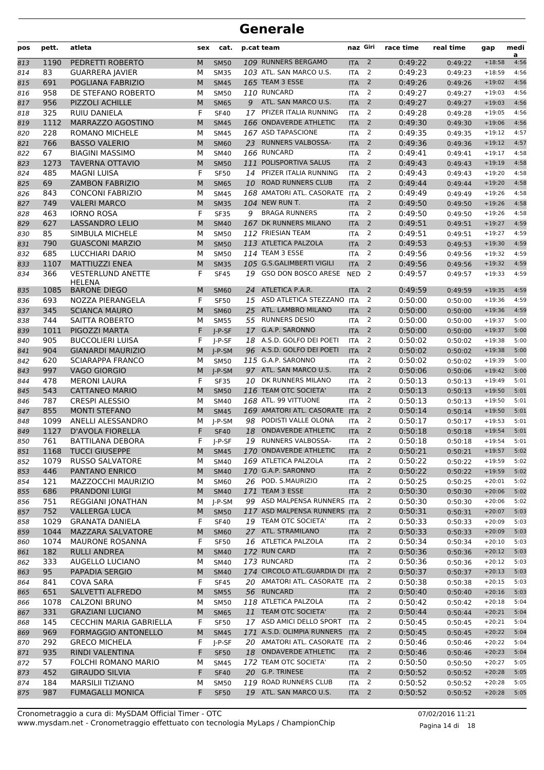# Generale

| pos | pett. | atleta | sex | cat. | p.cat | team | naz | Giri | race time | real time | gap | media |
|---|---|---|---|---|---|---|---|---|---|---|---|---|
| 813 | 1190 | PEDRETTI ROBERTO | M | SM50 | 109 | RUNNERS BERGAMO | ITA | 2 | 0:49:22 | 0:49:22 | +18:58 | 4:56 |
| 814 | 83 | GUARRERA JAVIER | M | SM35 | 103 | ATL. SAN MARCO U.S. | ITA | 2 | 0:49:23 | 0:49:23 | +18:59 | 4:56 |
| 815 | 691 | POGLIANA FABRIZIO | M | SM45 | 165 | TEAM 3 ESSE | ITA | 2 | 0:49:26 | 0:49:26 | +19:02 | 4:56 |
| 816 | 958 | DE STEFANO ROBERTO | M | SM50 | 110 | RUNCARD | ITA | 2 | 0:49:27 | 0:49:27 | +19:03 | 4:56 |
| 817 | 956 | PIZZOLI ACHILLE | M | SM65 | 9 | ATL. SAN MARCO U.S. | ITA | 2 | 0:49:27 | 0:49:27 | +19:03 | 4:56 |
| 818 | 325 | RUIU DANIELA | F | SF40 | 17 | PFIZER ITALIA RUNNING | ITA | 2 | 0:49:28 | 0:49:28 | +19:05 | 4:56 |
| 819 | 1112 | MARRAZZO AGOSTINO | M | SM45 | 166 | ONDAVERDE ATHLETIC | ITA | 2 | 0:49:30 | 0:49:30 | +19:06 | 4:56 |
| 820 | 228 | ROMANO MICHELE | M | SM45 | 167 | ASD TAPASCIONE | ITA | 2 | 0:49:35 | 0:49:35 | +19:12 | 4:57 |
| 821 | 766 | BASSO VALERIO | M | SM60 | 23 | RUNNERS VALBOSSA- | ITA | 2 | 0:49:36 | 0:49:36 | +19:12 | 4:57 |
| 822 | 67 | BIAGINI MASSIMO | M | SM40 | 166 | RUNCARD | ITA | 2 | 0:49:41 | 0:49:41 | +19:17 | 4:58 |
| 823 | 1273 | TAVERNA OTTAVIO | M | SM50 | 111 | POLISPORTIVA SALUS | ITA | 2 | 0:49:43 | 0:49:43 | +19:19 | 4:58 |
| 824 | 485 | MAGNI LUISA | F | SF50 | 14 | PFIZER ITALIA RUNNING | ITA | 2 | 0:49:43 | 0:49:43 | +19:20 | 4:58 |
| 825 | 69 | ZAMBON FABRIZIO | M | SM65 | 10 | ROAD RUNNERS CLUB | ITA | 2 | 0:49:44 | 0:49:44 | +19:20 | 4:58 |
| 826 | 843 | CONCONI FABRIZIO | M | SM45 | 168 | AMATORI ATL. CASORATE | ITA | 2 | 0:49:49 | 0:49:49 | +19:26 | 4:58 |
| 827 | 749 | VALERI MARCO | M | SM35 | 104 | NEW RUN T. | ITA | 2 | 0:49:50 | 0:49:50 | +19:26 | 4:58 |
| 828 | 463 | IORNO ROSA | F | SF35 | 9 | BRAGA RUNNERS | ITA | 2 | 0:49:50 | 0:49:50 | +19:26 | 4:58 |
| 829 | 627 | LASSANDRO LELIO | M | SM40 | 167 | DK RUNNERS MILANO | ITA | 2 | 0:49:51 | 0:49:51 | +19:27 | 4:59 |
| 830 | 85 | SIMBULA MICHELE | M | SM50 | 112 | FRIESIAN TEAM | ITA | 2 | 0:49:51 | 0:49:51 | +19:27 | 4:59 |
| 831 | 790 | GUASCONI MARZIO | M | SM50 | 113 | ATLETICA PALZOLA | ITA | 2 | 0:49:53 | 0:49:53 | +19:30 | 4:59 |
| 832 | 685 | LUCCHIARI DARIO | M | SM50 | 114 | TEAM 3 ESSE | ITA | 2 | 0:49:56 | 0:49:56 | +19:32 | 4:59 |
| 833 | 1107 | MATTIUZZI ENEA | M | SM35 | 105 | G.S.GALIMBERTI VIGILI | ITA | 2 | 0:49:56 | 0:49:56 | +19:32 | 4:59 |
| 834 | 366 | VESTERLUND ANETTE HELENA | F | SF45 | 19 | GSO DON BOSCO ARESE | NED | 2 | 0:49:57 | 0:49:57 | +19:33 | 4:59 |
| 835 | 1085 | BARONE DIEGO | M | SM60 | 24 | ATLETICA P.A.R. | ITA | 2 | 0:49:59 | 0:49:59 | +19:35 | 4:59 |
| 836 | 693 | NOZZA PIERANGELA | F | SF50 | 15 | ASD ATLETICA STEZZANO | ITA | 2 | 0:50:00 | 0:50:00 | +19:36 | 4:59 |
| 837 | 345 | SCIANCA MAURO | M | SM60 | 25 | ATL. LAMBRO MILANO | ITA | 2 | 0:50:00 | 0:50:00 | +19:36 | 4:59 |
| 838 | 744 | SAITTA ROBERTO | M | SM55 | 55 | RUNNERS DESIO | ITA | 2 | 0:50:00 | 0:50:00 | +19:37 | 5:00 |
| 839 | 1011 | PIGOZZI MARTA | F | J-P-SF | 17 | G.A.P. SARONNO | ITA | 2 | 0:50:00 | 0:50:00 | +19:37 | 5:00 |
| 840 | 905 | BUCCOLIERI LUISA | F | J-P-SF | 18 | A.S.D. GOLFO DEI POETI | ITA | 2 | 0:50:02 | 0:50:02 | +19:38 | 5:00 |
| 841 | 904 | GIANARDI MAURIZIO | M | J-P-SM | 96 | A.S.D. GOLFO DEI POETI | ITA | 2 | 0:50:02 | 0:50:02 | +19:38 | 5:00 |
| 842 | 620 | SCIARAPPA FRANCO | M | SM50 | 115 | G.A.P. SARONNO | ITA | 2 | 0:50:02 | 0:50:02 | +19:39 | 5:00 |
| 843 | 997 | VAGO GIORGIO | M | J-P-SM | 97 | ATL. SAN MARCO U.S. | ITA | 2 | 0:50:06 | 0:50:06 | +19:42 | 5:00 |
| 844 | 478 | MERONI LAURA | F | SF35 | 10 | DK RUNNERS MILANO | ITA | 2 | 0:50:13 | 0:50:13 | +19:49 | 5:01 |
| 845 | 543 | CATTANEO MARIO | M | SM50 | 116 | TEAM OTC SOCIETA' | ITA | 2 | 0:50:13 | 0:50:13 | +19:50 | 5:01 |
| 846 | 787 | CRESPI ALESSIO | M | SM40 | 168 | ATL. 99 VITTUONE | ITA | 2 | 0:50:13 | 0:50:13 | +19:50 | 5:01 |
| 847 | 855 | MONTI STEFANO | M | SM45 | 169 | AMATORI ATL. CASORATE | ITA | 2 | 0:50:14 | 0:50:14 | +19:50 | 5:01 |
| 848 | 1099 | ANELLI ALESSANDRO | M | J-P-SM | 98 | PODISTI VALLE OLONA | ITA | 2 | 0:50:17 | 0:50:17 | +19:53 | 5:01 |
| 849 | 1127 | D'AVOLA FIORELLA | F | SF40 | 18 | ONDAVERDE ATHLETIC | ITA | 2 | 0:50:18 | 0:50:18 | +19:54 | 5:01 |
| 850 | 761 | BATTILANA DEBORA | F | J-P-SF | 19 | RUNNERS VALBOSSA- | ITA | 2 | 0:50:18 | 0:50:18 | +19:54 | 5:01 |
| 851 | 1168 | TUCCI GIUSEPPE | M | SM45 | 170 | ONDAVERDE ATHLETIC | ITA | 2 | 0:50:21 | 0:50:21 | +19:57 | 5:02 |
| 852 | 1079 | RUSSO SALVATORE | M | SM40 | 169 | ATLETICA PALZOLA | ITA | 2 | 0:50:22 | 0:50:22 | +19:59 | 5:02 |
| 853 | 446 | PANTANO ENRICO | M | SM40 | 170 | G.A.P. SARONNO | ITA | 2 | 0:50:22 | 0:50:22 | +19:59 | 5:02 |
| 854 | 121 | MAZZOCCHI MAURIZIO | M | SM60 | 26 | POD. S.MAURIZIO | ITA | 2 | 0:50:25 | 0:50:25 | +20:01 | 5:02 |
| 855 | 686 | PRANDONI LUIGI | M | SM40 | 171 | TEAM 3 ESSE | ITA | 2 | 0:50:30 | 0:50:30 | +20:06 | 5:02 |
| 856 | 751 | REGGIANI JONATHAN | M | J-P-SM | 99 | ASD MALPENSA RUNNERS | ITA | 2 | 0:50:30 | 0:50:30 | +20:06 | 5:02 |
| 857 | 752 | VALLERGA LUCA | M | SM50 | 117 | ASD MALPENSA RUNNERS | ITA | 2 | 0:50:31 | 0:50:31 | +20:07 | 5:03 |
| 858 | 1029 | GRANATA DANIELA | F | SF40 | 19 | TEAM OTC SOCIETA' | ITA | 2 | 0:50:33 | 0:50:33 | +20:09 | 5:03 |
| 859 | 1044 | MAZZARA SALVATORE | M | SM60 | 27 | ATL. STRAMILANO | ITA | 2 | 0:50:33 | 0:50:33 | +20:09 | 5:03 |
| 860 | 1074 | MAURONE ROSANNA | F | SF50 | 16 | ATLETICA PALZOLA | ITA | 2 | 0:50:34 | 0:50:34 | +20:10 | 5:03 |
| 861 | 182 | RULLI ANDREA | M | SM40 | 172 | RUN CARD | ITA | 2 | 0:50:36 | 0:50:36 | +20:12 | 5:03 |
| 862 | 333 | AUGELLO LUCIANO | M | SM40 | 173 | RUNCARD | ITA | 2 | 0:50:36 | 0:50:36 | +20:12 | 5:03 |
| 863 | 95 | PAPADIA SERGIO | M | SM40 | 174 | CIRCOLO ATL.GUARDIA DI | ITA | 2 | 0:50:37 | 0:50:37 | +20:13 | 5:03 |
| 864 | 841 | COVA SARA | F | SF45 | 20 | AMATORI ATL. CASORATE | ITA | 2 | 0:50:38 | 0:50:38 | +20:15 | 5:03 |
| 865 | 651 | SALVETTI ALFREDO | M | SM55 | 56 | RUNCARD | ITA | 2 | 0:50:40 | 0:50:40 | +20:16 | 5:03 |
| 866 | 1078 | CALZONI BRUNO | M | SM50 | 118 | ATLETICA PALZOLA | ITA | 2 | 0:50:42 | 0:50:42 | +20:18 | 5:04 |
| 867 | 331 | GRAZIANI LUCIANO | M | SM65 | 11 | TEAM OTC SOCIETA' | ITA | 2 | 0:50:44 | 0:50:44 | +20:21 | 5:04 |
| 868 | 145 | CECCHIN MARIA GABRIELLA | F | SF50 | 17 | ASD AMICI DELLO SPORT | ITA | 2 | 0:50:45 | 0:50:45 | +20:21 | 5:04 |
| 869 | 969 | FORMAGGIO ANTONELLO | M | SM45 | 171 | A.S.D. OLIMPIA RUNNERS | ITA | 2 | 0:50:45 | 0:50:45 | +20:22 | 5:04 |
| 870 | 292 | GRECO MICHELA | F | J-P-SF | 20 | AMATORI ATL. CASORATE | ITA | 2 | 0:50:46 | 0:50:46 | +20:22 | 5:04 |
| 871 | 935 | RINDI VALENTINA | F | SF50 | 18 | ONDAVERDE ATHLETIC | ITA | 2 | 0:50:46 | 0:50:46 | +20:23 | 5:04 |
| 872 | 57 | FOLCHI ROMANO MARIO | M | SM45 | 172 | TEAM OTC SOCIETA' | ITA | 2 | 0:50:50 | 0:50:50 | +20:27 | 5:05 |
| 873 | 452 | GIRAUDO SILVIA | F | SF40 | 20 | G.P. TRINESE | ITA | 2 | 0:50:52 | 0:50:52 | +20:28 | 5:05 |
| 874 | 184 | MARSILII TIZIANO | M | SM50 | 119 | ROAD RUNNERS CLUB | ITA | 2 | 0:50:52 | 0:50:52 | +20:28 | 5:05 |
| 875 | 987 | FUMAGALLI MONICA | F | SF50 | 19 | ATL. SAN MARCO U.S. | ITA | 2 | 0:50:52 | 0:50:52 | +20:28 | 5:05 |

Cronometraggio a cura di: MySDAM Official Timer - OTC
www.mysdam.net - Cronometraggio effettuato con tecnologia MyLaps / ChampionChip

07/02/2016 11:21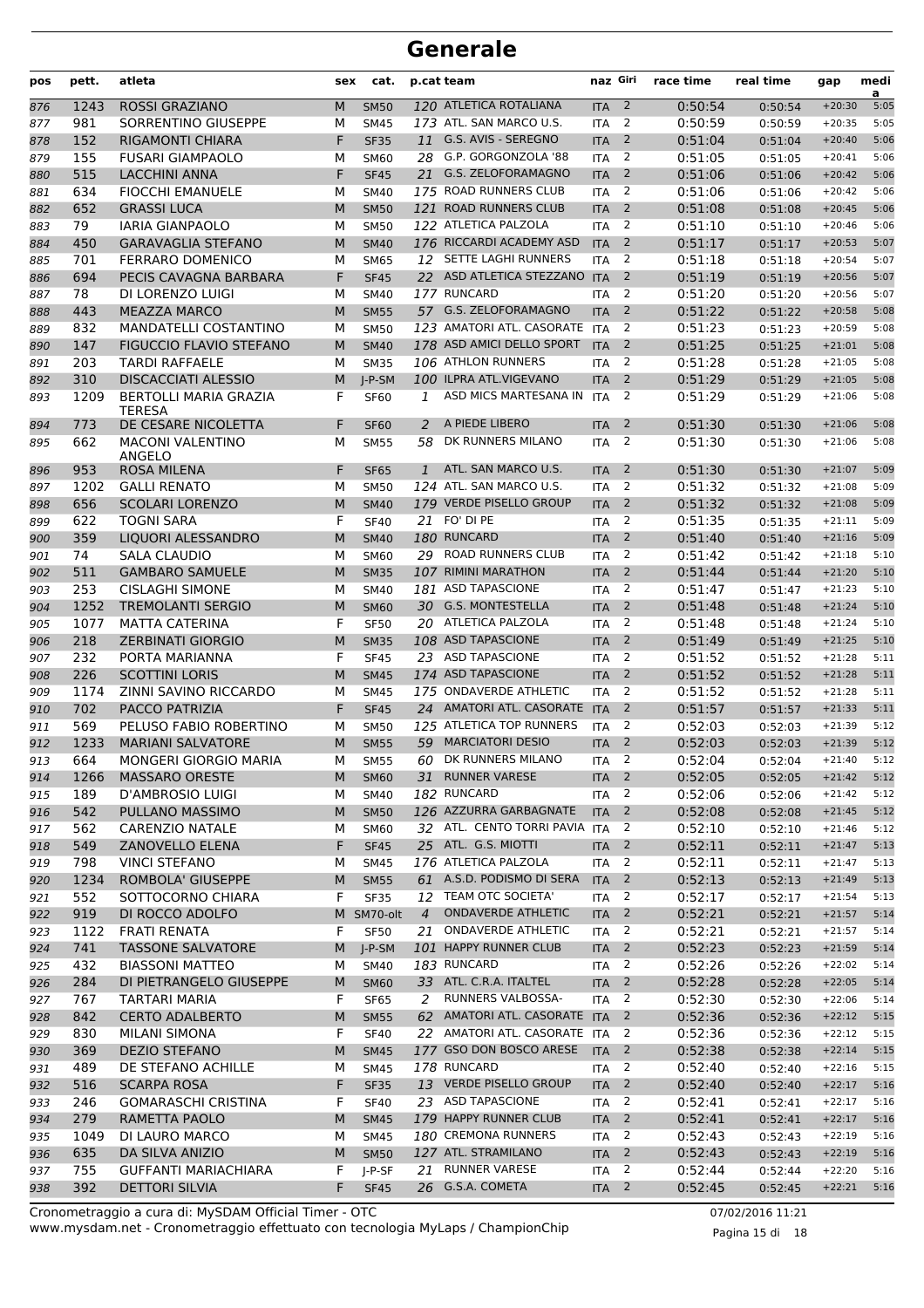# Generale

| pos | pett. | atleta | sex | cat. | p.cat | team | naz | Giri | race time | real time | gap | media |
|---|---|---|---|---|---|---|---|---|---|---|---|---|
| 876 | 1243 | ROSSI GRAZIANO | M | SM50 | 120 | ATLETICA ROTALIANA | ITA | 2 | 0:50:54 | 0:50:54 | +20:30 | 5:05 |
| 877 | 981 | SORRENTINO GIUSEPPE | M | SM45 | 173 | ATL. SAN MARCO U.S. | ITA | 2 | 0:50:59 | 0:50:59 | +20:35 | 5:05 |
| 878 | 152 | RIGAMONTI CHIARA | F | SF35 | 11 | G.S. AVIS - SEREGNO | ITA | 2 | 0:51:04 | 0:51:04 | +20:40 | 5:06 |
| 879 | 155 | FUSARI GIAMPAOLO | M | SM60 | 28 | G.P. GORGONZOLA '88 | ITA | 2 | 0:51:05 | 0:51:05 | +20:41 | 5:06 |
| 880 | 515 | LACCHINI ANNA | F | SF45 | 21 | G.S. ZELOFORAMAGNO | ITA | 2 | 0:51:06 | 0:51:06 | +20:42 | 5:06 |
| 881 | 634 | FIOCCHI EMANUELE | M | SM40 | 175 | ROAD RUNNERS CLUB | ITA | 2 | 0:51:06 | 0:51:06 | +20:42 | 5:06 |
| 882 | 652 | GRASSI LUCA | M | SM50 | 121 | ROAD RUNNERS CLUB | ITA | 2 | 0:51:08 | 0:51:08 | +20:45 | 5:06 |
| 883 | 79 | IARIA GIANPAOLO | M | SM50 | 122 | ATLETICA PALZOLA | ITA | 2 | 0:51:10 | 0:51:10 | +20:46 | 5:06 |
| 884 | 450 | GARAVAGLIA STEFANO | M | SM40 | 176 | RICCARDI ACADEMY ASD | ITA | 2 | 0:51:17 | 0:51:17 | +20:53 | 5:07 |
| 885 | 701 | FERRARO DOMENICO | M | SM65 | 12 | SETTE LAGHI RUNNERS | ITA | 2 | 0:51:18 | 0:51:18 | +20:54 | 5:07 |
| 886 | 694 | PECIS CAVAGNA BARBARA | F | SF45 | 22 | ASD ATLETICA STEZZANO | ITA | 2 | 0:51:19 | 0:51:19 | +20:56 | 5:07 |
| 887 | 78 | DI LORENZO LUIGI | M | SM40 | 177 | RUNCARD | ITA | 2 | 0:51:20 | 0:51:20 | +20:56 | 5:07 |
| 888 | 443 | MEAZZA MARCO | M | SM55 | 57 | G.S. ZELOFORAMAGNO | ITA | 2 | 0:51:22 | 0:51:22 | +20:58 | 5:08 |
| 889 | 832 | MANDATELLI COSTANTINO | M | SM50 | 123 | AMATORI ATL. CASORATE | ITA | 2 | 0:51:23 | 0:51:23 | +20:59 | 5:08 |
| 890 | 147 | FIGUCCIO FLAVIO STEFANO | M | SM40 | 178 | ASD AMICI DELLO SPORT | ITA | 2 | 0:51:25 | 0:51:25 | +21:01 | 5:08 |
| 891 | 203 | TARDI RAFFAELE | M | SM35 | 106 | ATHLON RUNNERS | ITA | 2 | 0:51:28 | 0:51:28 | +21:05 | 5:08 |
| 892 | 310 | DISCACCIATI ALESSIO | M | J-P-SM | 100 | ILPRA ATL.VIGEVANO | ITA | 2 | 0:51:29 | 0:51:29 | +21:05 | 5:08 |
| 893 | 1209 | BERTOLLI MARIA GRAZIA TERESA | F | SF60 | 1 | ASD MICS MARTESANA IN | ITA | 2 | 0:51:29 | 0:51:29 | +21:06 | 5:08 |
| 894 | 773 | DE CESARE NICOLETTA | F | SF60 | 2 | A PIEDE LIBERO | ITA | 2 | 0:51:30 | 0:51:30 | +21:06 | 5:08 |
| 895 | 662 | MACONI VALENTINO ANGELO | M | SM55 | 58 | DK RUNNERS MILANO | ITA | 2 | 0:51:30 | 0:51:30 | +21:06 | 5:08 |
| 896 | 953 | ROSA MILENA | F | SF65 | 1 | ATL. SAN MARCO U.S. | ITA | 2 | 0:51:30 | 0:51:30 | +21:07 | 5:09 |
| 897 | 1202 | GALLI RENATO | M | SM50 | 124 | ATL. SAN MARCO U.S. | ITA | 2 | 0:51:32 | 0:51:32 | +21:08 | 5:09 |
| 898 | 656 | SCOLARI LORENZO | M | SM40 | 179 | VERDE PISELLO GROUP | ITA | 2 | 0:51:32 | 0:51:32 | +21:08 | 5:09 |
| 899 | 622 | TOGNI SARA | F | SF40 | 21 | FO' DI PE | ITA | 2 | 0:51:35 | 0:51:35 | +21:11 | 5:09 |
| 900 | 359 | LIQUORI ALESSANDRO | M | SM40 | 180 | RUNCARD | ITA | 2 | 0:51:40 | 0:51:40 | +21:16 | 5:09 |
| 901 | 74 | SALA CLAUDIO | M | SM60 | 29 | ROAD RUNNERS CLUB | ITA | 2 | 0:51:42 | 0:51:42 | +21:18 | 5:10 |
| 902 | 511 | GAMBARO SAMUELE | M | SM35 | 107 | RIMINI MARATHON | ITA | 2 | 0:51:44 | 0:51:44 | +21:20 | 5:10 |
| 903 | 253 | CISLAGHI SIMONE | M | SM40 | 181 | ASD TAPASCIONE | ITA | 2 | 0:51:47 | 0:51:47 | +21:23 | 5:10 |
| 904 | 1252 | TREMOLANTI SERGIO | M | SM60 | 30 | G.S. MONTESTELLA | ITA | 2 | 0:51:48 | 0:51:48 | +21:24 | 5:10 |
| 905 | 1077 | MATTA CATERINA | F | SF50 | 20 | ATLETICA PALZOLA | ITA | 2 | 0:51:48 | 0:51:48 | +21:24 | 5:10 |
| 906 | 218 | ZERBINATI GIORGIO | M | SM35 | 108 | ASD TAPASCIONE | ITA | 2 | 0:51:49 | 0:51:49 | +21:25 | 5:10 |
| 907 | 232 | PORTA MARIANNA | F | SF45 | 23 | ASD TAPASCIONE | ITA | 2 | 0:51:52 | 0:51:52 | +21:28 | 5:11 |
| 908 | 226 | SCOTTINI LORIS | M | SM45 | 174 | ASD TAPASCIONE | ITA | 2 | 0:51:52 | 0:51:52 | +21:28 | 5:11 |
| 909 | 1174 | ZINNI SAVINO RICCARDO | M | SM45 | 175 | ONDAVERDE ATHLETIC | ITA | 2 | 0:51:52 | 0:51:52 | +21:28 | 5:11 |
| 910 | 702 | PACCO PATRIZIA | F | SF45 | 24 | AMATORI ATL. CASORATE | ITA | 2 | 0:51:57 | 0:51:57 | +21:33 | 5:11 |
| 911 | 569 | PELUSO FABIO ROBERTINO | M | SM50 | 125 | ATLETICA TOP RUNNERS | ITA | 2 | 0:52:03 | 0:52:03 | +21:39 | 5:12 |
| 912 | 1233 | MARIANI SALVATORE | M | SM55 | 59 | MARCIATORI DESIO | ITA | 2 | 0:52:03 | 0:52:03 | +21:39 | 5:12 |
| 913 | 664 | MONGERI GIORGIO MARIA | M | SM55 | 60 | DK RUNNERS MILANO | ITA | 2 | 0:52:04 | 0:52:04 | +21:40 | 5:12 |
| 914 | 1266 | MASSARO ORESTE | M | SM60 | 31 | RUNNER VARESE | ITA | 2 | 0:52:05 | 0:52:05 | +21:42 | 5:12 |
| 915 | 189 | D'AMBROSIO LUIGI | M | SM40 | 182 | RUNCARD | ITA | 2 | 0:52:06 | 0:52:06 | +21:42 | 5:12 |
| 916 | 542 | PULLANO MASSIMO | M | SM50 | 126 | AZZURRA GARBAGNATE | ITA | 2 | 0:52:08 | 0:52:08 | +21:45 | 5:12 |
| 917 | 562 | CARENZIO NATALE | M | SM60 | 32 | ATL. CENTO TORRI PAVIA | ITA | 2 | 0:52:10 | 0:52:10 | +21:46 | 5:12 |
| 918 | 549 | ZANOVELLO ELENA | F | SF45 | 25 | ATL. G.S. MIOTTI | ITA | 2 | 0:52:11 | 0:52:11 | +21:47 | 5:13 |
| 919 | 798 | VINCI STEFANO | M | SM45 | 176 | ATLETICA PALZOLA | ITA | 2 | 0:52:11 | 0:52:11 | +21:47 | 5:13 |
| 920 | 1234 | ROMBOLA' GIUSEPPE | M | SM55 | 61 | A.S.D. PODISMO DI SERA | ITA | 2 | 0:52:13 | 0:52:13 | +21:49 | 5:13 |
| 921 | 552 | SOTTOCORNO CHIARA | F | SF35 | 12 | TEAM OTC SOCIETA' | ITA | 2 | 0:52:17 | 0:52:17 | +21:54 | 5:13 |
| 922 | 919 | DI ROCCO ADOLFO | M | SM70-olt | 4 | ONDAVERDE ATHLETIC | ITA | 2 | 0:52:21 | 0:52:21 | +21:57 | 5:14 |
| 923 | 1122 | FRATI RENATA | F | SF50 | 21 | ONDAVERDE ATHLETIC | ITA | 2 | 0:52:21 | 0:52:21 | +21:57 | 5:14 |
| 924 | 741 | TASSONE SALVATORE | M | J-P-SM | 101 | HAPPY RUNNER CLUB | ITA | 2 | 0:52:23 | 0:52:23 | +21:59 | 5:14 |
| 925 | 432 | BIASSONI MATTEO | M | SM40 | 183 | RUNCARD | ITA | 2 | 0:52:26 | 0:52:26 | +22:02 | 5:14 |
| 926 | 284 | DI PIETRANGELO GIUSEPPE | M | SM60 | 33 | ATL. C.R.A. ITALTEL | ITA | 2 | 0:52:28 | 0:52:28 | +22:05 | 5:14 |
| 927 | 767 | TARTARI MARIA | F | SF65 | 2 | RUNNERS VALBOSSA- | ITA | 2 | 0:52:30 | 0:52:30 | +22:06 | 5:14 |
| 928 | 842 | CERTO ADALBERTO | M | SM55 | 62 | AMATORI ATL. CASORATE | ITA | 2 | 0:52:36 | 0:52:36 | +22:12 | 5:15 |
| 929 | 830 | MILANI SIMONA | F | SF40 | 22 | AMATORI ATL. CASORATE | ITA | 2 | 0:52:36 | 0:52:36 | +22:12 | 5:15 |
| 930 | 369 | DEZIO STEFANO | M | SM45 | 177 | GSO DON BOSCO ARESE | ITA | 2 | 0:52:38 | 0:52:38 | +22:14 | 5:15 |
| 931 | 489 | DE STEFANO ACHILLE | M | SM45 | 178 | RUNCARD | ITA | 2 | 0:52:40 | 0:52:40 | +22:16 | 5:15 |
| 932 | 516 | SCARPA ROSA | F | SF35 | 13 | VERDE PISELLO GROUP | ITA | 2 | 0:52:40 | 0:52:40 | +22:17 | 5:16 |
| 933 | 246 | GOMARASCHI CRISTINA | F | SF40 | 23 | ASD TAPASCIONE | ITA | 2 | 0:52:41 | 0:52:41 | +22:17 | 5:16 |
| 934 | 279 | RAMETTA PAOLO | M | SM45 | 179 | HAPPY RUNNER CLUB | ITA | 2 | 0:52:41 | 0:52:41 | +22:17 | 5:16 |
| 935 | 1049 | DI LAURO MARCO | M | SM45 | 180 | CREMONA RUNNERS | ITA | 2 | 0:52:43 | 0:52:43 | +22:19 | 5:16 |
| 936 | 635 | DA SILVA ANIZIO | M | SM50 | 127 | ATL. STRAMILANO | ITA | 2 | 0:52:43 | 0:52:43 | +22:19 | 5:16 |
| 937 | 755 | GUFFANTI MARIACHIARA | F | J-P-SF | 21 | RUNNER VARESE | ITA | 2 | 0:52:44 | 0:52:44 | +22:20 | 5:16 |
| 938 | 392 | DETTORI SILVIA | F | SF45 | 26 | G.S.A. COMETA | ITA | 2 | 0:52:45 | 0:52:45 | +22:21 | 5:16 |

Cronometraggio a cura di: MySDAM Official Timer - OTC
www.mysdam.net - Cronometraggio effettuato con tecnologia MyLaps / ChampionChip

07/02/2016 11:21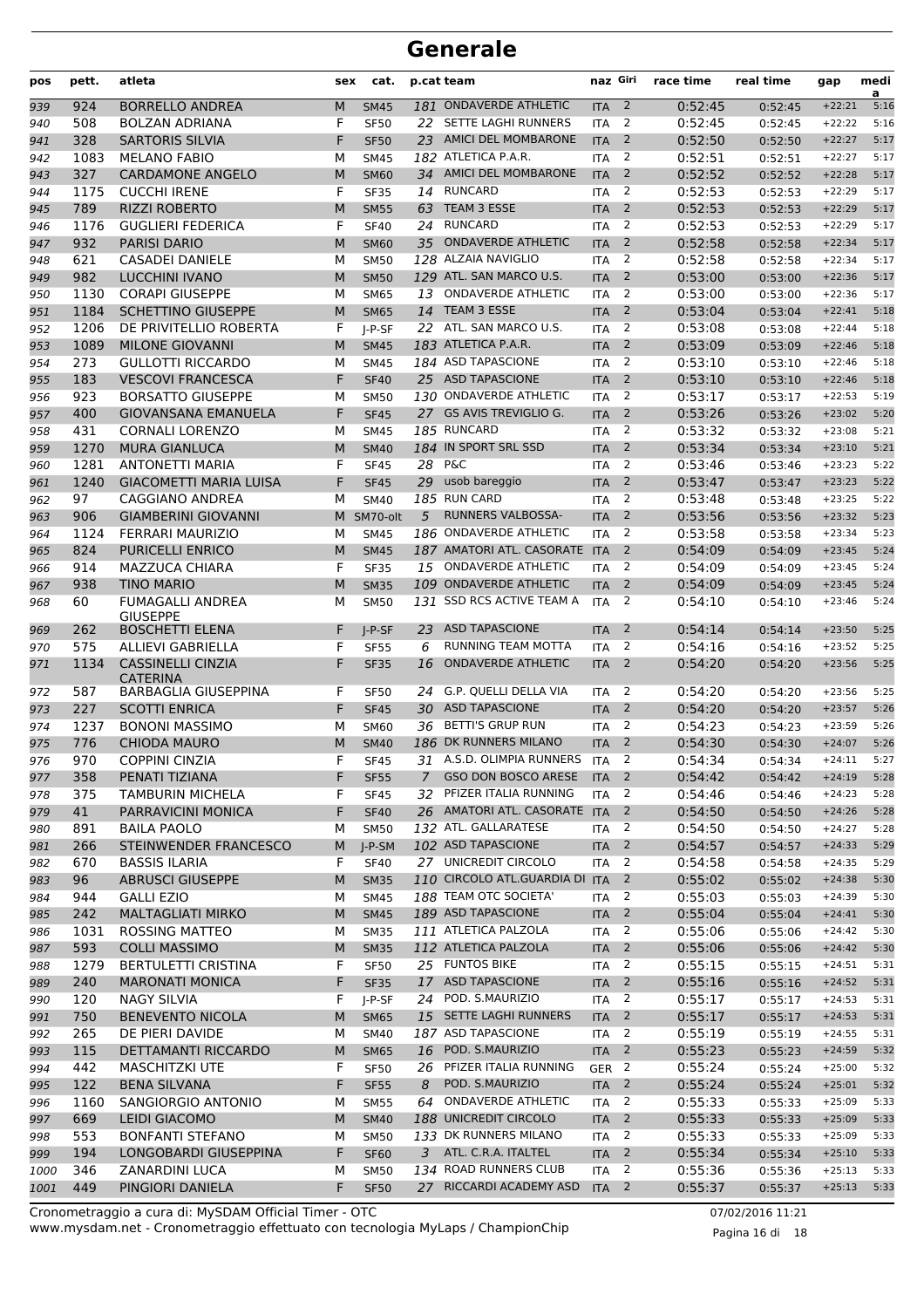# Generale

| pos | pett. | atleta | sex | cat. | p.cat | team | naz | Giri | race time | real time | gap | media |
|---|---|---|---|---|---|---|---|---|---|---|---|---|
| 939 | 924 | BORRELLO ANDREA | M | SM45 | 181 | ONDAVERDE ATHLETIC | ITA | 2 | 0:52:45 | 0:52:45 | +22:21 | 5:16 |
| 940 | 508 | BOLZAN ADRIANA | F | SF50 | 22 | SETTE LAGHI RUNNERS | ITA | 2 | 0:52:45 | 0:52:45 | +22:22 | 5:16 |
| 941 | 328 | SARTORIS SILVIA | F | SF50 | 23 | AMICI DEL MOMBARONE | ITA | 2 | 0:52:50 | 0:52:50 | +22:27 | 5:17 |
| 942 | 1083 | MELANO FABIO | M | SM45 | 182 | ATLETICA P.A.R. | ITA | 2 | 0:52:51 | 0:52:51 | +22:27 | 5:17 |
| 943 | 327 | CARDAMONE ANGELO | M | SM60 | 34 | AMICI DEL MOMBARONE | ITA | 2 | 0:52:52 | 0:52:52 | +22:28 | 5:17 |
| 944 | 1175 | CUCCHI IRENE | F | SF35 | 14 | RUNCARD | ITA | 2 | 0:52:53 | 0:52:53 | +22:29 | 5:17 |
| 945 | 789 | RIZZI ROBERTO | M | SM55 | 63 | TEAM 3 ESSE | ITA | 2 | 0:52:53 | 0:52:53 | +22:29 | 5:17 |
| 946 | 1176 | GUGLIERI FEDERICA | F | SF40 | 24 | RUNCARD | ITA | 2 | 0:52:53 | 0:52:53 | +22:29 | 5:17 |
| 947 | 932 | PARISI DARIO | M | SM60 | 35 | ONDAVERDE ATHLETIC | ITA | 2 | 0:52:58 | 0:52:58 | +22:34 | 5:17 |
| 948 | 621 | CASADEI DANIELE | M | SM50 | 128 | ALZAIA NAVIGLIO | ITA | 2 | 0:52:58 | 0:52:58 | +22:34 | 5:17 |
| 949 | 982 | LUCCHINI IVANO | M | SM50 | 129 | ATL. SAN MARCO U.S. | ITA | 2 | 0:53:00 | 0:53:00 | +22:36 | 5:17 |
| 950 | 1130 | CORAPI GIUSEPPE | M | SM65 | 13 | ONDAVERDE ATHLETIC | ITA | 2 | 0:53:00 | 0:53:00 | +22:36 | 5:17 |
| 951 | 1184 | SCHETTINO GIUSEPPE | M | SM65 | 14 | TEAM 3 ESSE | ITA | 2 | 0:53:04 | 0:53:04 | +22:41 | 5:18 |
| 952 | 1206 | DE PRIVITELLIO ROBERTA | F | J-P-SF | 22 | ATL. SAN MARCO U.S. | ITA | 2 | 0:53:08 | 0:53:08 | +22:44 | 5:18 |
| 953 | 1089 | MILONE GIOVANNI | M | SM45 | 183 | ATLETICA P.A.R. | ITA | 2 | 0:53:09 | 0:53:09 | +22:46 | 5:18 |
| 954 | 273 | GULLOTTI RICCARDO | M | SM45 | 184 | ASD TAPASCIONE | ITA | 2 | 0:53:10 | 0:53:10 | +22:46 | 5:18 |
| 955 | 183 | VESCOVI FRANCESCA | F | SF40 | 25 | ASD TAPASCIONE | ITA | 2 | 0:53:10 | 0:53:10 | +22:46 | 5:18 |
| 956 | 923 | BORSATTO GIUSEPPE | M | SM50 | 130 | ONDAVERDE ATHLETIC | ITA | 2 | 0:53:17 | 0:53:17 | +22:53 | 5:19 |
| 957 | 400 | GIOVANSANA EMANUELA | F | SF45 | 27 | GS AVIS TREVIGLIO G. | ITA | 2 | 0:53:26 | 0:53:26 | +23:02 | 5:20 |
| 958 | 431 | CORNALI LORENZO | M | SM45 | 185 | RUNCARD | ITA | 2 | 0:53:32 | 0:53:32 | +23:08 | 5:21 |
| 959 | 1270 | MURA GIANLUCA | M | SM40 | 184 | IN SPORT SRL SSD | ITA | 2 | 0:53:34 | 0:53:34 | +23:10 | 5:21 |
| 960 | 1281 | ANTONETTI MARIA | F | SF45 | 28 | P&C | ITA | 2 | 0:53:46 | 0:53:46 | +23:23 | 5:22 |
| 961 | 1240 | GIACOMETTI MARIA LUISA | F | SF45 | 29 | usob bareggio | ITA | 2 | 0:53:47 | 0:53:47 | +23:23 | 5:22 |
| 962 | 97 | CAGGIANO ANDREA | M | SM40 | 185 | RUN CARD | ITA | 2 | 0:53:48 | 0:53:48 | +23:25 | 5:22 |
| 963 | 906 | GIAMBERINI GIOVANNI | M | SM70-olt | 5 | RUNNERS VALBOSSA- | ITA | 2 | 0:53:56 | 0:53:56 | +23:32 | 5:23 |
| 964 | 1124 | FERRARI MAURIZIO | M | SM45 | 186 | ONDAVERDE ATHLETIC | ITA | 2 | 0:53:58 | 0:53:58 | +23:34 | 5:23 |
| 965 | 824 | PURICELLI ENRICO | M | SM45 | 187 | AMATORI ATL. CASORATE | ITA | 2 | 0:54:09 | 0:54:09 | +23:45 | 5:24 |
| 966 | 914 | MAZZUCA CHIARA | F | SF35 | 15 | ONDAVERDE ATHLETIC | ITA | 2 | 0:54:09 | 0:54:09 | +23:45 | 5:24 |
| 967 | 938 | TINO MARIO | M | SM35 | 109 | ONDAVERDE ATHLETIC | ITA | 2 | 0:54:09 | 0:54:09 | +23:45 | 5:24 |
| 968 | 60 | FUMAGALLI ANDREA GIUSEPPE | M | SM50 | 131 | SSD RCS ACTIVE TEAM A | ITA | 2 | 0:54:10 | 0:54:10 | +23:46 | 5:24 |
| 969 | 262 | BOSCHETTI ELENA | F | J-P-SF | 23 | ASD TAPASCIONE | ITA | 2 | 0:54:14 | 0:54:14 | +23:50 | 5:25 |
| 970 | 575 | ALLIEVI GABRIELLA | F | SF55 | 6 | RUNNING TEAM MOTTA | ITA | 2 | 0:54:16 | 0:54:16 | +23:52 | 5:25 |
| 971 | 1134 | CASSINELLI CINZIA CATERINA | F | SF35 | 16 | ONDAVERDE ATHLETIC | ITA | 2 | 0:54:20 | 0:54:20 | +23:56 | 5:25 |
| 972 | 587 | BARBAGLIA GIUSEPPINA | F | SF50 | 24 | G.P. QUELLI DELLA VIA | ITA | 2 | 0:54:20 | 0:54:20 | +23:56 | 5:25 |
| 973 | 227 | SCOTTI ENRICA | F | SF45 | 30 | ASD TAPASCIONE | ITA | 2 | 0:54:20 | 0:54:20 | +23:57 | 5:26 |
| 974 | 1237 | BONONI MASSIMO | M | SM60 | 36 | BETTI'S GRUP RUN | ITA | 2 | 0:54:23 | 0:54:23 | +23:59 | 5:26 |
| 975 | 776 | CHIODA MAURO | M | SM40 | 186 | DK RUNNERS MILANO | ITA | 2 | 0:54:30 | 0:54:30 | +24:07 | 5:26 |
| 976 | 970 | COPPINI CINZIA | F | SF45 | 31 | A.S.D. OLIMPIA RUNNERS | ITA | 2 | 0:54:34 | 0:54:34 | +24:11 | 5:27 |
| 977 | 358 | PENATI TIZIANA | F | SF55 | 7 | GSO DON BOSCO ARESE | ITA | 2 | 0:54:42 | 0:54:42 | +24:19 | 5:28 |
| 978 | 375 | TAMBURIN MICHELA | F | SF45 | 32 | PFIZER ITALIA RUNNING | ITA | 2 | 0:54:46 | 0:54:46 | +24:23 | 5:28 |
| 979 | 41 | PARRAVICINI MONICA | F | SF40 | 26 | AMATORI ATL. CASORATE | ITA | 2 | 0:54:50 | 0:54:50 | +24:26 | 5:28 |
| 980 | 891 | BAILA PAOLO | M | SM50 | 132 | ATL. GALLARATESE | ITA | 2 | 0:54:50 | 0:54:50 | +24:27 | 5:28 |
| 981 | 266 | STEINWENDER FRANCESCO | M | J-P-SM | 102 | ASD TAPASCIONE | ITA | 2 | 0:54:57 | 0:54:57 | +24:33 | 5:29 |
| 982 | 670 | BASSIS ILARIA | F | SF40 | 27 | UNICREDIT CIRCOLO | ITA | 2 | 0:54:58 | 0:54:58 | +24:35 | 5:29 |
| 983 | 96 | ABRUSCI GIUSEPPE | M | SM35 | 110 | CIRCOLO ATL.GUARDIA DI | ITA | 2 | 0:55:02 | 0:55:02 | +24:38 | 5:30 |
| 984 | 944 | GALLI EZIO | M | SM45 | 188 | TEAM OTC SOCIETA' | ITA | 2 | 0:55:03 | 0:55:03 | +24:39 | 5:30 |
| 985 | 242 | MALTAGLIATI MIRKO | M | SM45 | 189 | ASD TAPASCIONE | ITA | 2 | 0:55:04 | 0:55:04 | +24:41 | 5:30 |
| 986 | 1031 | ROSSING MATTEO | M | SM35 | 111 | ATLETICA PALZOLA | ITA | 2 | 0:55:06 | 0:55:06 | +24:42 | 5:30 |
| 987 | 593 | COLLI MASSIMO | M | SM35 | 112 | ATLETICA PALZOLA | ITA | 2 | 0:55:06 | 0:55:06 | +24:42 | 5:30 |
| 988 | 1279 | BERTULETTI CRISTINA | F | SF50 | 25 | FUNTOS BIKE | ITA | 2 | 0:55:15 | 0:55:15 | +24:51 | 5:31 |
| 989 | 240 | MARONATI MONICA | F | SF35 | 17 | ASD TAPASCIONE | ITA | 2 | 0:55:16 | 0:55:16 | +24:52 | 5:31 |
| 990 | 120 | NAGY SILVIA | F | J-P-SF | 24 | POD. S.MAURIZIO | ITA | 2 | 0:55:17 | 0:55:17 | +24:53 | 5:31 |
| 991 | 750 | BENEVENTO NICOLA | M | SM65 | 15 | SETTE LAGHI RUNNERS | ITA | 2 | 0:55:17 | 0:55:17 | +24:53 | 5:31 |
| 992 | 265 | DE PIERI DAVIDE | M | SM40 | 187 | ASD TAPASCIONE | ITA | 2 | 0:55:19 | 0:55:19 | +24:55 | 5:31 |
| 993 | 115 | DETTAMANTI RICCARDO | M | SM65 | 16 | POD. S.MAURIZIO | ITA | 2 | 0:55:23 | 0:55:23 | +24:59 | 5:32 |
| 994 | 442 | MASCHITZKI UTE | F | SF50 | 26 | PFIZER ITALIA RUNNING | GER | 2 | 0:55:24 | 0:55:24 | +25:00 | 5:32 |
| 995 | 122 | BENA SILVANA | F | SF55 | 8 | POD. S.MAURIZIO | ITA | 2 | 0:55:24 | 0:55:24 | +25:01 | 5:32 |
| 996 | 1160 | SANGIORGIO ANTONIO | M | SM55 | 64 | ONDAVERDE ATHLETIC | ITA | 2 | 0:55:33 | 0:55:33 | +25:09 | 5:33 |
| 997 | 669 | LEIDI GIACOMO | M | SM40 | 188 | UNICREDIT CIRCOLO | ITA | 2 | 0:55:33 | 0:55:33 | +25:09 | 5:33 |
| 998 | 553 | BONFANTI STEFANO | M | SM50 | 133 | DK RUNNERS MILANO | ITA | 2 | 0:55:33 | 0:55:33 | +25:09 | 5:33 |
| 999 | 194 | LONGOBARDI GIUSEPPINA | F | SF60 | 3 | ATL. C.R.A. ITALTEL | ITA | 2 | 0:55:34 | 0:55:34 | +25:10 | 5:33 |
| 1000 | 346 | ZANARDINI LUCA | M | SM50 | 134 | ROAD RUNNERS CLUB | ITA | 2 | 0:55:36 | 0:55:36 | +25:13 | 5:33 |
| 1001 | 449 | PINGIORI DANIELA | F | SF50 | 27 | RICCARDI ACADEMY ASD | ITA | 2 | 0:55:37 | 0:55:37 | +25:13 | 5:33 |

Cronometraggio a cura di: MySDAM Official Timer - OTC
www.mysdam.net - Cronometraggio effettuato con tecnologia MyLaps / ChampionChip

07/02/2016 11:21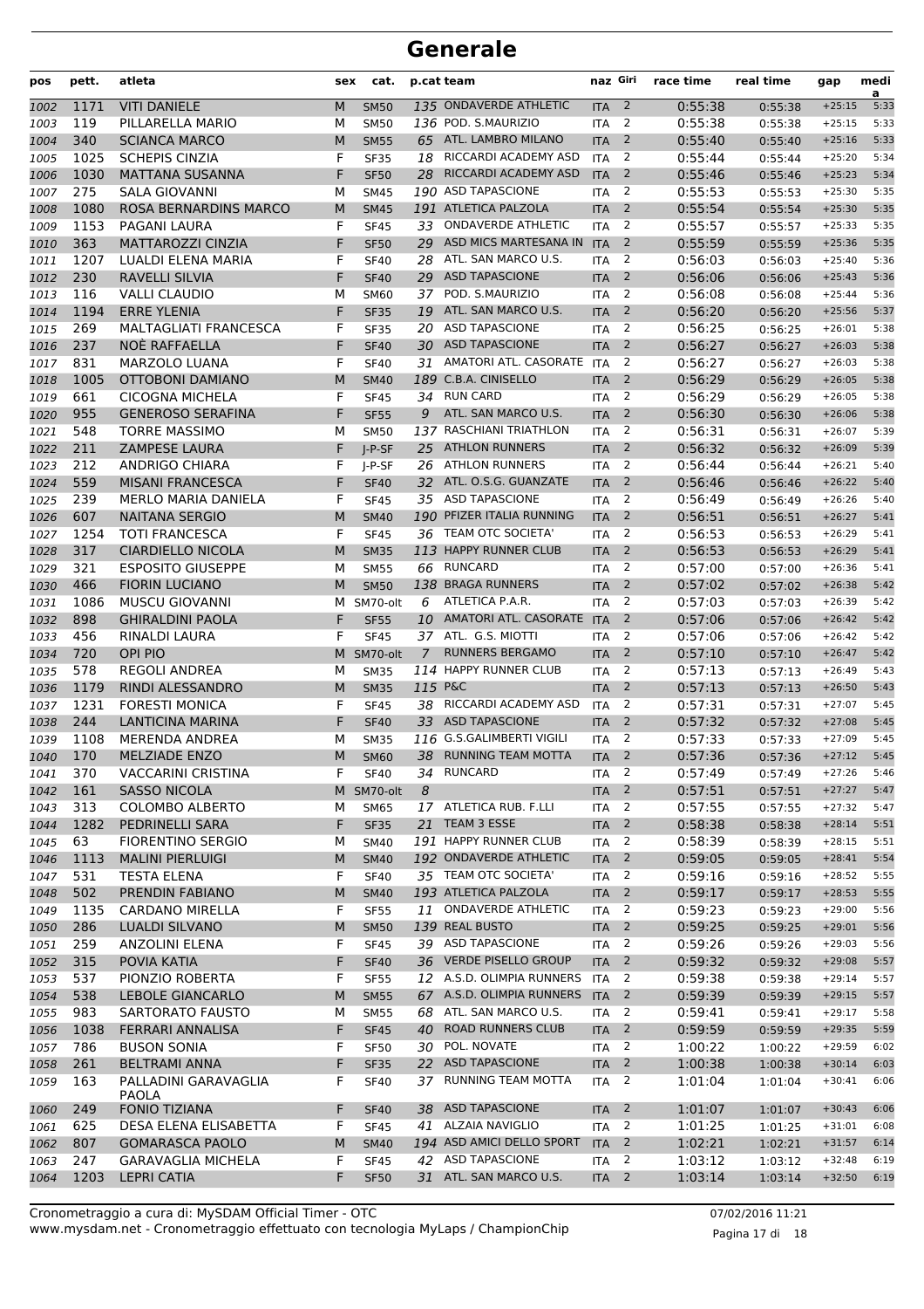# Generale

| pos | pett. | atleta | sex | cat. | p.cat | team | naz | Giri | race time | real time | gap | media |
|---|---|---|---|---|---|---|---|---|---|---|---|---|
| 1002 | 1171 | VITI DANIELE | M | SM50 | 135 | ONDAVERDE ATHLETIC | ITA | 2 | 0:55:38 | 0:55:38 | +25:15 | 5:33 |
| 1003 | 119 | PILLARELLA MARIO | M | SM50 | 136 | POD. S.MAURIZIO | ITA | 2 | 0:55:38 | 0:55:38 | +25:15 | 5:33 |
| 1004 | 340 | SCIANCA MARCO | M | SM55 | 65 | ATL. LAMBRO MILANO | ITA | 2 | 0:55:40 | 0:55:40 | +25:16 | 5:33 |
| 1005 | 1025 | SCHEPIS CINZIA | F | SF35 | 18 | RICCARDI ACADEMY ASD | ITA | 2 | 0:55:44 | 0:55:44 | +25:20 | 5:34 |
| 1006 | 1030 | MATTANA SUSANNA | F | SF50 | 28 | RICCARDI ACADEMY ASD | ITA | 2 | 0:55:46 | 0:55:46 | +25:23 | 5:34 |
| 1007 | 275 | SALA GIOVANNI | M | SM45 | 190 | ASD TAPASCIONE | ITA | 2 | 0:55:53 | 0:55:53 | +25:30 | 5:35 |
| 1008 | 1080 | ROSA BERNARDINS MARCO | M | SM45 | 191 | ATLETICA PALZOLA | ITA | 2 | 0:55:54 | 0:55:54 | +25:30 | 5:35 |
| 1009 | 1153 | PAGANI LAURA | F | SF45 | 33 | ONDAVERDE ATHLETIC | ITA | 2 | 0:55:57 | 0:55:57 | +25:33 | 5:35 |
| 1010 | 363 | MATTAROZZI CINZIA | F | SF50 | 29 | ASD MICS MARTESANA IN | ITA | 2 | 0:55:59 | 0:55:59 | +25:36 | 5:35 |
| 1011 | 1207 | LUALDI ELENA MARIA | F | SF40 | 28 | ATL. SAN MARCO U.S. | ITA | 2 | 0:56:03 | 0:56:03 | +25:40 | 5:36 |
| 1012 | 230 | RAVELLI SILVIA | F | SF40 | 29 | ASD TAPASCIONE | ITA | 2 | 0:56:06 | 0:56:06 | +25:43 | 5:36 |
| 1013 | 116 | VALLI CLAUDIO | M | SM60 | 37 | POD. S.MAURIZIO | ITA | 2 | 0:56:08 | 0:56:08 | +25:44 | 5:36 |
| 1014 | 1194 | ERRE YLENIA | F | SF35 | 19 | ATL. SAN MARCO U.S. | ITA | 2 | 0:56:20 | 0:56:20 | +25:56 | 5:37 |
| 1015 | 269 | MALTAGLIATI FRANCESCA | F | SF35 | 20 | ASD TAPASCIONE | ITA | 2 | 0:56:25 | 0:56:25 | +26:01 | 5:38 |
| 1016 | 237 | NOÈ RAFFAELLA | F | SF40 | 30 | ASD TAPASCIONE | ITA | 2 | 0:56:27 | 0:56:27 | +26:03 | 5:38 |
| 1017 | 831 | MARZOLO LUANA | F | SF40 | 31 | AMATORI ATL. CASORATE | ITA | 2 | 0:56:27 | 0:56:27 | +26:03 | 5:38 |
| 1018 | 1005 | OTTOBONI DAMIANO | M | SM40 | 189 | C.B.A. CINISELLO | ITA | 2 | 0:56:29 | 0:56:29 | +26:05 | 5:38 |
| 1019 | 661 | CICOGNA MICHELA | F | SF45 | 34 | RUN CARD | ITA | 2 | 0:56:29 | 0:56:29 | +26:05 | 5:38 |
| 1020 | 955 | GENEROSO SERAFINA | F | SF55 | 9 | ATL. SAN MARCO U.S. | ITA | 2 | 0:56:30 | 0:56:30 | +26:06 | 5:38 |
| 1021 | 548 | TORRE MASSIMO | M | SM50 | 137 | RASCHIANI TRIATHLON | ITA | 2 | 0:56:31 | 0:56:31 | +26:07 | 5:39 |
| 1022 | 211 | ZAMPESE LAURA | F | J-P-SF | 25 | ATHLON RUNNERS | ITA | 2 | 0:56:32 | 0:56:32 | +26:09 | 5:39 |
| 1023 | 212 | ANDRIGO CHIARA | F | J-P-SF | 26 | ATHLON RUNNERS | ITA | 2 | 0:56:44 | 0:56:44 | +26:21 | 5:40 |
| 1024 | 559 | MISANI FRANCESCA | F | SF40 | 32 | ATL. O.S.G. GUANZATE | ITA | 2 | 0:56:46 | 0:56:46 | +26:22 | 5:40 |
| 1025 | 239 | MERLO MARIA DANIELA | F | SF45 | 35 | ASD TAPASCIONE | ITA | 2 | 0:56:49 | 0:56:49 | +26:26 | 5:40 |
| 1026 | 607 | NAITANA SERGIO | M | SM40 | 190 | PFIZER ITALIA RUNNING | ITA | 2 | 0:56:51 | 0:56:51 | +26:27 | 5:41 |
| 1027 | 1254 | TOTI FRANCESCA | F | SF45 | 36 | TEAM OTC SOCIETA' | ITA | 2 | 0:56:53 | 0:56:53 | +26:29 | 5:41 |
| 1028 | 317 | CIARDIELLO NICOLA | M | SM35 | 113 | HAPPY RUNNER CLUB | ITA | 2 | 0:56:53 | 0:56:53 | +26:29 | 5:41 |
| 1029 | 321 | ESPOSITO GIUSEPPE | M | SM55 | 66 | RUNCARD | ITA | 2 | 0:57:00 | 0:57:00 | +26:36 | 5:41 |
| 1030 | 466 | FIORIN LUCIANO | M | SM50 | 138 | BRAGA RUNNERS | ITA | 2 | 0:57:02 | 0:57:02 | +26:38 | 5:42 |
| 1031 | 1086 | MUSCU GIOVANNI | M | SM70-olt | 6 | ATLETICA P.A.R. | ITA | 2 | 0:57:03 | 0:57:03 | +26:39 | 5:42 |
| 1032 | 898 | GHIRALDINI PAOLA | F | SF55 | 10 | AMATORI ATL. CASORATE | ITA | 2 | 0:57:06 | 0:57:06 | +26:42 | 5:42 |
| 1033 | 456 | RINALDI LAURA | F | SF45 | 37 | ATL. G.S. MIOTTI | ITA | 2 | 0:57:06 | 0:57:06 | +26:42 | 5:42 |
| 1034 | 720 | OPI PIO | M | SM70-olt | 7 | RUNNERS BERGAMO | ITA | 2 | 0:57:10 | 0:57:10 | +26:47 | 5:42 |
| 1035 | 578 | REGOLI ANDREA | M | SM35 | 114 | HAPPY RUNNER CLUB | ITA | 2 | 0:57:13 | 0:57:13 | +26:49 | 5:43 |
| 1036 | 1179 | RINDI ALESSANDRO | M | SM35 | 115 | P&C | ITA | 2 | 0:57:13 | 0:57:13 | +26:50 | 5:43 |
| 1037 | 1231 | FORESTI MONICA | F | SF45 | 38 | RICCARDI ACADEMY ASD | ITA | 2 | 0:57:31 | 0:57:31 | +27:07 | 5:45 |
| 1038 | 244 | LANTICINA MARINA | F | SF40 | 33 | ASD TAPASCIONE | ITA | 2 | 0:57:32 | 0:57:32 | +27:08 | 5:45 |
| 1039 | 1108 | MERENDA ANDREA | M | SM35 | 116 | G.S.GALIMBERTI VIGILI | ITA | 2 | 0:57:33 | 0:57:33 | +27:09 | 5:45 |
| 1040 | 170 | MELZIADE ENZO | M | SM60 | 38 | RUNNING TEAM MOTTA | ITA | 2 | 0:57:36 | 0:57:36 | +27:12 | 5:45 |
| 1041 | 370 | VACCARINI CRISTINA | F | SF40 | 34 | RUNCARD | ITA | 2 | 0:57:49 | 0:57:49 | +27:26 | 5:46 |
| 1042 | 161 | SASSO NICOLA | M | SM70-olt | 8 | | ITA | 2 | 0:57:51 | 0:57:51 | +27:27 | 5:47 |
| 1043 | 313 | COLOMBO ALBERTO | M | SM65 | 17 | ATLETICA RUB. F.LLI | ITA | 2 | 0:57:55 | 0:57:55 | +27:32 | 5:47 |
| 1044 | 1282 | PEDRINELLI SARA | F | SF35 | 21 | TEAM 3 ESSE | ITA | 2 | 0:58:38 | 0:58:38 | +28:14 | 5:51 |
| 1045 | 63 | FIORENTINO SERGIO | M | SM40 | 191 | HAPPY RUNNER CLUB | ITA | 2 | 0:58:39 | 0:58:39 | +28:15 | 5:51 |
| 1046 | 1113 | MALINI PIERLUIGI | M | SM40 | 192 | ONDAVERDE ATHLETIC | ITA | 2 | 0:59:05 | 0:59:05 | +28:41 | 5:54 |
| 1047 | 531 | TESTA ELENA | F | SF40 | 35 | TEAM OTC SOCIETA' | ITA | 2 | 0:59:16 | 0:59:16 | +28:52 | 5:55 |
| 1048 | 502 | PRENDIN FABIANO | M | SM40 | 193 | ATLETICA PALZOLA | ITA | 2 | 0:59:17 | 0:59:17 | +28:53 | 5:55 |
| 1049 | 1135 | CARDANO MIRELLA | F | SF55 | 11 | ONDAVERDE ATHLETIC | ITA | 2 | 0:59:23 | 0:59:23 | +29:00 | 5:56 |
| 1050 | 286 | LUALDI SILVANO | M | SM50 | 139 | REAL BUSTO | ITA | 2 | 0:59:25 | 0:59:25 | +29:01 | 5:56 |
| 1051 | 259 | ANZOLINI ELENA | F | SF45 | 39 | ASD TAPASCIONE | ITA | 2 | 0:59:26 | 0:59:26 | +29:03 | 5:56 |
| 1052 | 315 | POVIA KATIA | F | SF40 | 36 | VERDE PISELLO GROUP | ITA | 2 | 0:59:32 | 0:59:32 | +29:08 | 5:57 |
| 1053 | 537 | PIONZIO ROBERTA | F | SF55 | 12 | A.S.D. OLIMPIA RUNNERS | ITA | 2 | 0:59:38 | 0:59:38 | +29:14 | 5:57 |
| 1054 | 538 | LEBOLE GIANCARLO | M | SM55 | 67 | A.S.D. OLIMPIA RUNNERS | ITA | 2 | 0:59:39 | 0:59:39 | +29:15 | 5:57 |
| 1055 | 983 | SARTORATO FAUSTO | M | SM55 | 68 | ATL. SAN MARCO U.S. | ITA | 2 | 0:59:41 | 0:59:41 | +29:17 | 5:58 |
| 1056 | 1038 | FERRARI ANNALISA | F | SF45 | 40 | ROAD RUNNERS CLUB | ITA | 2 | 0:59:59 | 0:59:59 | +29:35 | 5:59 |
| 1057 | 786 | BUSON SONIA | F | SF50 | 30 | POL. NOVATE | ITA | 2 | 1:00:22 | 1:00:22 | +29:59 | 6:02 |
| 1058 | 261 | BELTRAMI ANNA | F | SF35 | 22 | ASD TAPASCIONE | ITA | 2 | 1:00:38 | 1:00:38 | +30:14 | 6:03 |
| 1059 | 163 | PALLADINI GARAVAGLIA PAOLA | F | SF40 | 37 | RUNNING TEAM MOTTA | ITA | 2 | 1:01:04 | 1:01:04 | +30:41 | 6:06 |
| 1060 | 249 | FONIO TIZIANA | F | SF40 | 38 | ASD TAPASCIONE | ITA | 2 | 1:01:07 | 1:01:07 | +30:43 | 6:06 |
| 1061 | 625 | DESA ELENA ELISABETTA | F | SF45 | 41 | ALZAIA NAVIGLIO | ITA | 2 | 1:01:25 | 1:01:25 | +31:01 | 6:08 |
| 1062 | 807 | GOMARASCA PAOLO | M | SM40 | 194 | ASD AMICI DELLO SPORT | ITA | 2 | 1:02:21 | 1:02:21 | +31:57 | 6:14 |
| 1063 | 247 | GARAVAGLIA MICHELA | F | SF45 | 42 | ASD TAPASCIONE | ITA | 2 | 1:03:12 | 1:03:12 | +32:48 | 6:19 |
| 1064 | 1203 | LEPRI CATIA | F | SF50 | 31 | ATL. SAN MARCO U.S. | ITA | 2 | 1:03:14 | 1:03:14 | +32:50 | 6:19 |

Cronometraggio a cura di: MySDAM Official Timer - OTC
www.mysdam.net - Cronometraggio effettuato con tecnologia MyLaps / ChampionChip

07/02/2016 11:21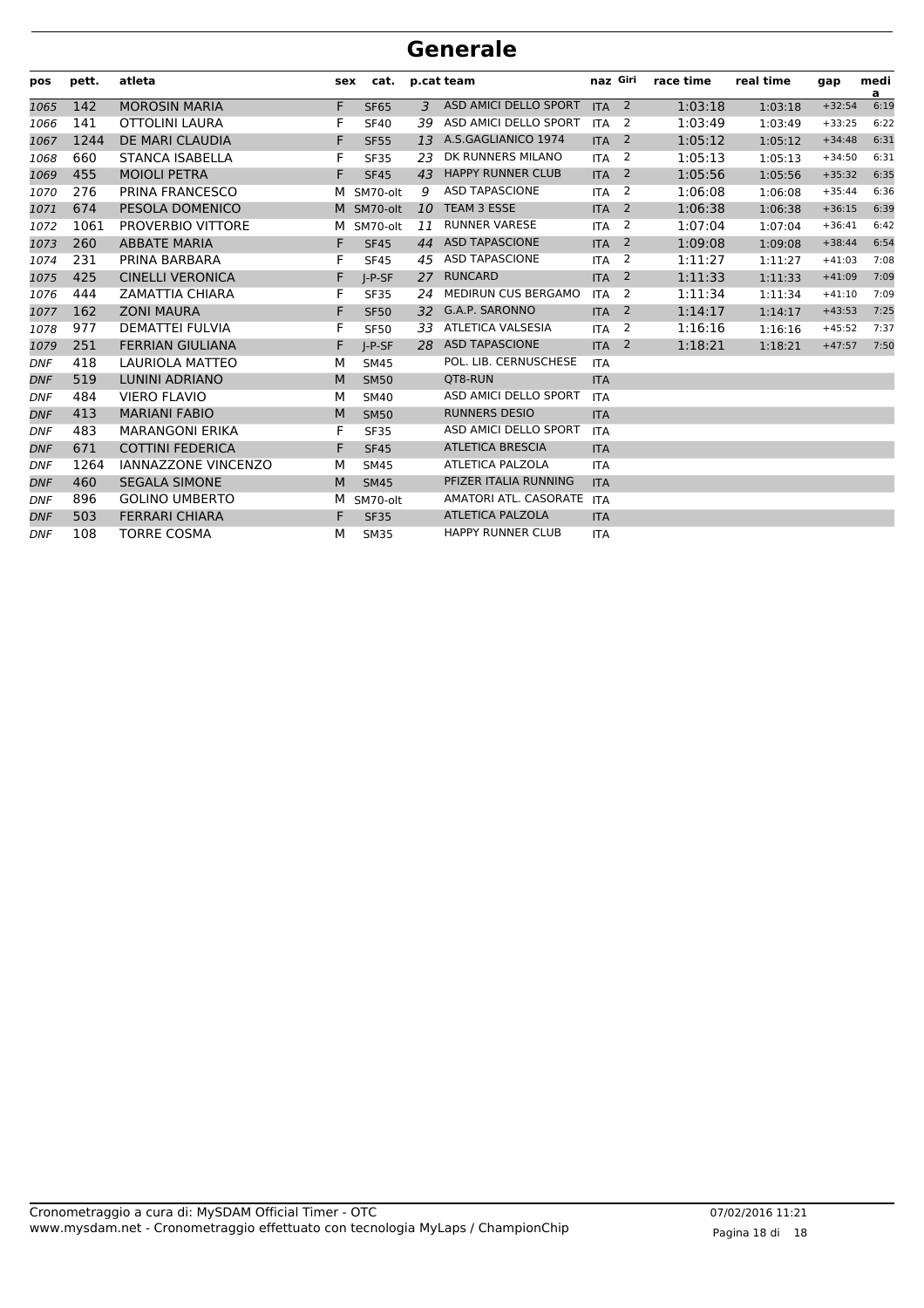# Generale

| pos | pett. | atleta | sex | cat. | p.cat | team | naz | Giri | race time | real time | gap | media |
|---|---|---|---|---|---|---|---|---|---|---|---|---|
| 1065 | 142 | MOROSIN MARIA | F | SF65 | 3 | ASD AMICI DELLO SPORT | ITA | 2 | 1:03:18 | 1:03:18 | +32:54 | 6:19 |
| 1066 | 141 | OTTOLINI LAURA | F | SF40 | 39 | ASD AMICI DELLO SPORT | ITA | 2 | 1:03:49 | 1:03:49 | +33:25 | 6:22 |
| 1067 | 1244 | DE MARI CLAUDIA | F | SF55 | 13 | A.S.GAGLIANICO 1974 | ITA | 2 | 1:05:12 | 1:05:12 | +34:48 | 6:31 |
| 1068 | 660 | STANCA ISABELLA | F | SF35 | 23 | DK RUNNERS MILANO | ITA | 2 | 1:05:13 | 1:05:13 | +34:50 | 6:31 |
| 1069 | 455 | MOIOLI PETRA | F | SF45 | 43 | HAPPY RUNNER CLUB | ITA | 2 | 1:05:56 | 1:05:56 | +35:32 | 6:35 |
| 1070 | 276 | PRINA FRANCESCO | M | SM70-olt | 9 | ASD TAPASCIONE | ITA | 2 | 1:06:08 | 1:06:08 | +35:44 | 6:36 |
| 1071 | 674 | PESOLA DOMENICO | M | SM70-olt | 10 | TEAM 3 ESSE | ITA | 2 | 1:06:38 | 1:06:38 | +36:15 | 6:39 |
| 1072 | 1061 | PROVERBIO VITTORE | M | SM70-olt | 11 | RUNNER VARESE | ITA | 2 | 1:07:04 | 1:07:04 | +36:41 | 6:42 |
| 1073 | 260 | ABBATE MARIA | F | SF45 | 44 | ASD TAPASCIONE | ITA | 2 | 1:09:08 | 1:09:08 | +38:44 | 6:54 |
| 1074 | 231 | PRINA BARBARA | F | SF45 | 45 | ASD TAPASCIONE | ITA | 2 | 1:11:27 | 1:11:27 | +41:03 | 7:08 |
| 1075 | 425 | CINELLI VERONICA | F | J-P-SF | 27 | RUNCARD | ITA | 2 | 1:11:33 | 1:11:33 | +41:09 | 7:09 |
| 1076 | 444 | ZAMATTIA CHIARA | F | SF35 | 24 | MEDIRUN CUS BERGAMO | ITA | 2 | 1:11:34 | 1:11:34 | +41:10 | 7:09 |
| 1077 | 162 | ZONI MAURA | F | SF50 | 32 | G.A.P. SARONNO | ITA | 2 | 1:14:17 | 1:14:17 | +43:53 | 7:25 |
| 1078 | 977 | DEMATTEI FULVIA | F | SF50 | 33 | ATLETICA VALSESIA | ITA | 2 | 1:16:16 | 1:16:16 | +45:52 | 7:37 |
| 1079 | 251 | FERRIAN GIULIANA | F | J-P-SF | 28 | ASD TAPASCIONE | ITA | 2 | 1:18:21 | 1:18:21 | +47:57 | 7:50 |
| DNF | 418 | LAURIOLA MATTEO | M | SM45 | | POL. LIB. CERNUSCHESE | ITA | | | | | |
| DNF | 519 | LUNINI ADRIANO | M | SM50 | | QT8-RUN | ITA | | | | | |
| DNF | 484 | VIERO FLAVIO | M | SM40 | | ASD AMICI DELLO SPORT | ITA | | | | | |
| DNF | 413 | MARIANI FABIO | M | SM50 | | RUNNERS DESIO | ITA | | | | | |
| DNF | 483 | MARANGONI ERIKA | F | SF35 | | ASD AMICI DELLO SPORT | ITA | | | | | |
| DNF | 671 | COTTINI FEDERICA | F | SF45 | | ATLETICA BRESCIA | ITA | | | | | |
| DNF | 1264 | IANNAZZONE VINCENZO | M | SM45 | | ATLETICA PALZOLA | ITA | | | | | |
| DNF | 460 | SEGALA SIMONE | M | SM45 | | PFIZER ITALIA RUNNING | ITA | | | | | |
| DNF | 896 | GOLINO UMBERTO | M | SM70-olt | | AMATORI ATL. CASORATE | ITA | | | | | |
| DNF | 503 | FERRARI CHIARA | F | SF35 | | ATLETICA PALZOLA | ITA | | | | | |
| DNF | 108 | TORRE COSMA | M | SM35 | | HAPPY RUNNER CLUB | ITA | | | | | |

Cronometraggio a cura di: MySDAM Official Timer - OTC
www.mysdam.net - Cronometraggio effettuato con tecnologia MyLaps / ChampionChip

07/02/2016 11:21